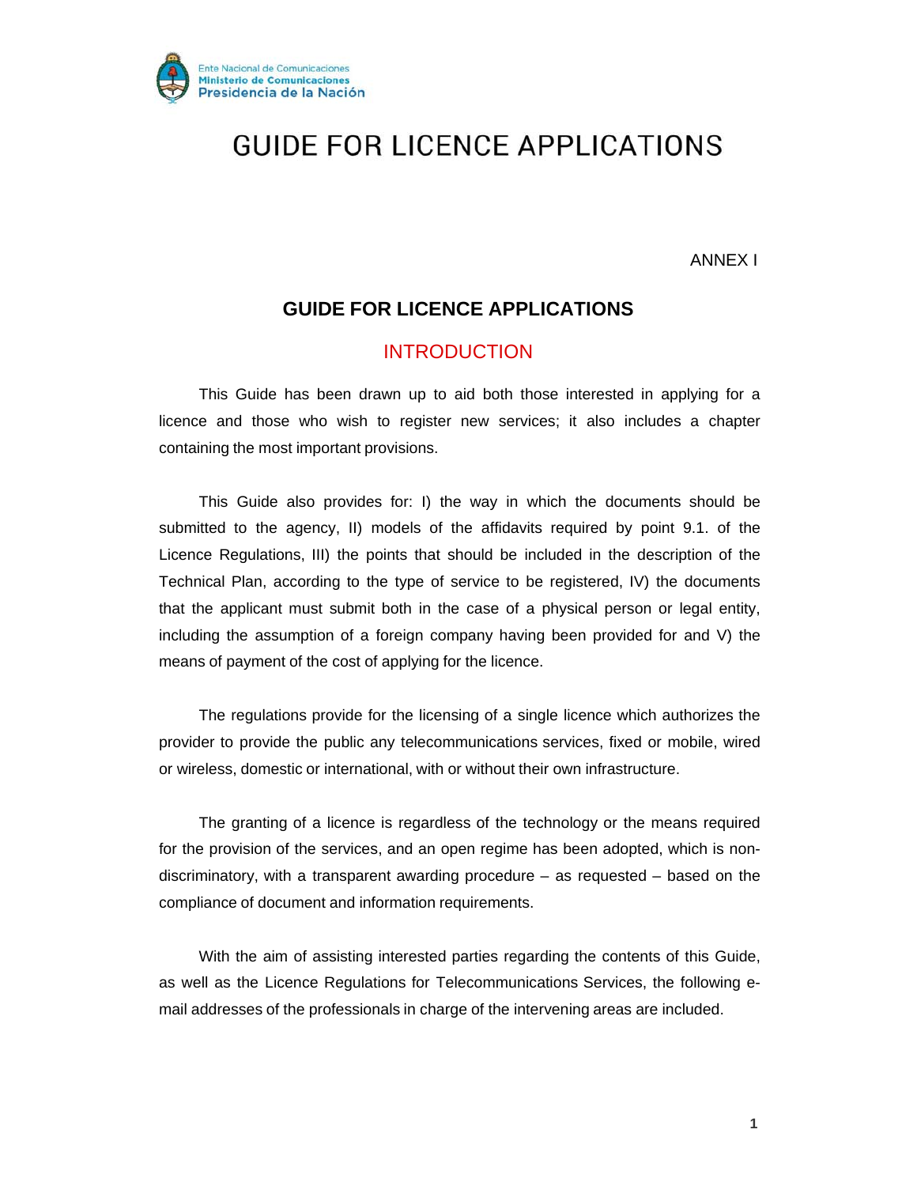# GUIDE FOR LICENCE APPLICATIONS

ANNEX I

## GUIDE FOR LICENCE APPLICATIONS

## INTRODUCTION

This Guide has been drawn up to aid both those interested in applying for a licence and those who wish to register new services; it also includes a chapter containing the most important provisions.

This Guide also provides for: I) the way in which the documents should be submitted to the agency, II) models of the affidavits required by point 9.1. of the Licence Regulations, III) the points that should be included in the description of the Technical Plan, according to the type of service to be registered, IV) the documents that the applicant must submit both in the case of a physical person or legal entity, including the assumption of a foreign company having been provided for and V) the means of payment of the cost of applying for the licence.

The regulations provide for the licensing of a single licence which authorizes the provider to provide the public any telecommunications services, fixed or mobile, wired or wireless, domestic or international, with or without their own infrastructure.

The granting of a licence is regardless of the technology or the means required for the provision of the services, and an open regime has been adopted, which is non-discriminatory, with a transparent awarding procedure – as requested – based on the compliance of document and information requirements.

With the aim of assisting interested parties regarding the contents of this Guide, as well as the Licence Regulations for Telecommunications Services, the following e-mail addresses of the professionals in charge of the intervening areas are included.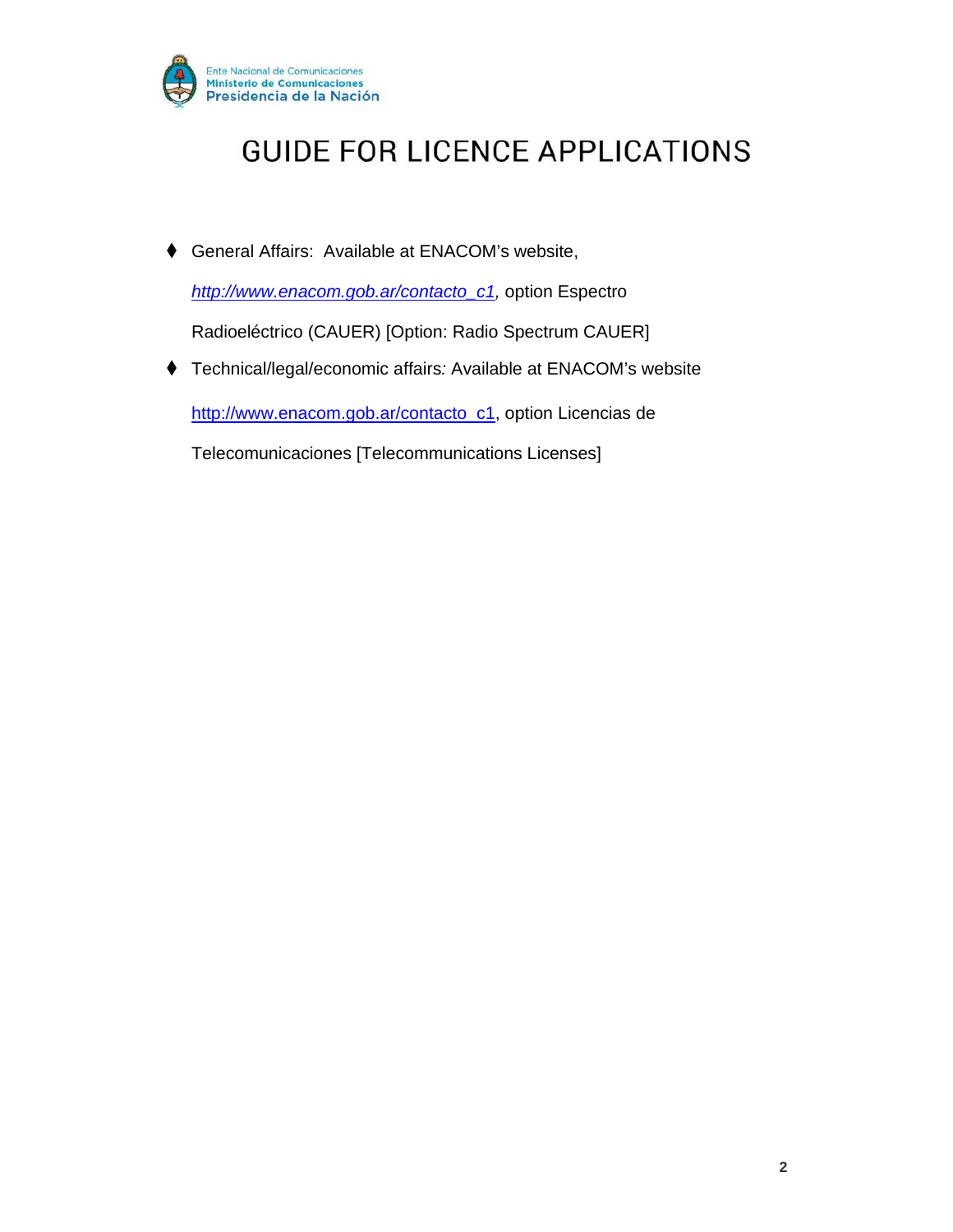# GUIDE FOR LICENCE APPLICATIONS

- General Affairs: Available at ENACOM's website, *http://www.enacom.gob.ar/contacto_c1,* option Espectro Radioeléctrico (CAUER) [Option: Radio Spectrum CAUER]
- Technical/legal/economic affairs*:* Available at ENACOM's website http://www.enacom.gob.ar/contacto_c1, option Licencias de Telecomunicaciones [Telecommunications Licenses]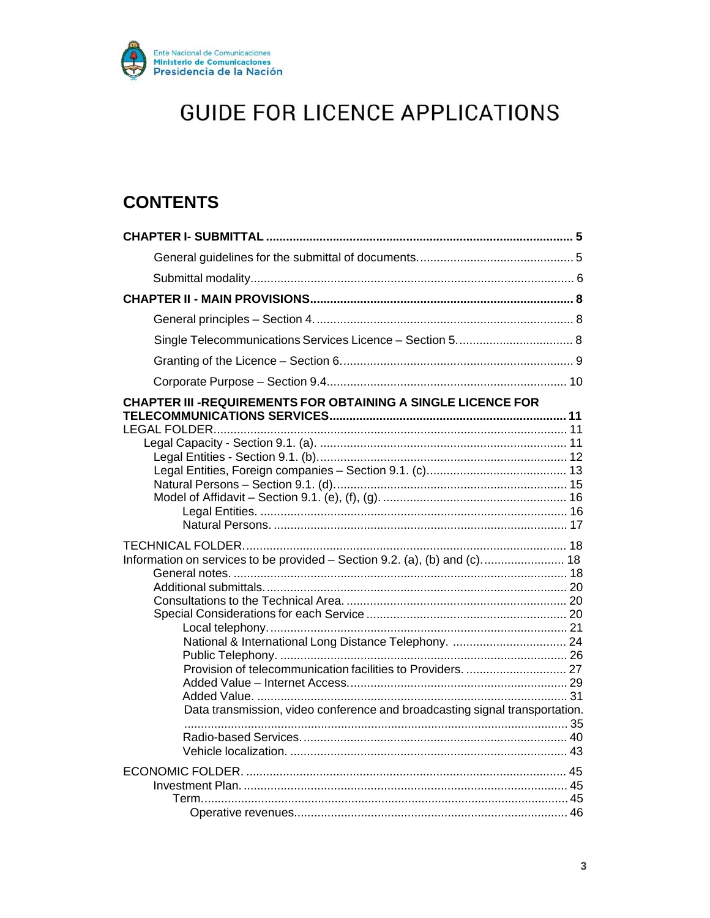Ente Nacional de Comunicaciones
Ministerio de Comunicaciones
Presidencia de la Nación

# GUIDE FOR LICENCE APPLICATIONS

## CONTENTS

**CHAPTER I- SUBMITTAL** .......... 5

- General guidelines for the submittal of documents. .......... 5
- Submittal modality .......... 6

**CHAPTER II - MAIN PROVISIONS** .......... 8

- General principles – Section 4. .......... 8
- Single Telecommunications Services Licence – Section 5. .......... 8
- Granting of the Licence – Section 6. .......... 9
- Corporate Purpose – Section 9.4. .......... 10

**CHAPTER III -REQUIREMENTS FOR OBTAINING A SINGLE LICENCE FOR TELECOMMUNICATIONS SERVICES** .......... 11

LEGAL FOLDER .......... 11

- Legal Capacity - Section 9.1. (a). .......... 11
  - Legal Entities - Section 9.1. (b). .......... 12
  - Legal Entities, Foreign companies – Section 9.1. (c). .......... 13
  - Natural Persons – Section 9.1. (d). .......... 15
  - Model of Affidavit – Section 9.1. (e), (f), (g). .......... 16
    - Legal Entities. .......... 16
    - Natural Persons. .......... 17

TECHNICAL FOLDER. .......... 18

Information on services to be provided – Section 9.2. (a), (b) and (c). .......... 18

- General notes. .......... 18
- Additional submittals. .......... 20
- Consultations to the Technical Area. .......... 20
- Special Considerations for each Service .......... 20
  - Local telephony. .......... 21
  - National & International Long Distance Telephony. .......... 24
  - Public Telephony. .......... 26
  - Provision of telecommunication facilities to Providers. .......... 27
  - Added Value – Internet Access. .......... 29
  - Added Value. .......... 31
  - Data transmission, video conference and broadcasting signal transportation. .......... 35
  - Radio-based Services. .......... 40
  - Vehicle localization. .......... 43

ECONOMIC FOLDER. .......... 45

- Investment Plan. .......... 45
  - Term. .......... 45
    - Operative revenues. .......... 46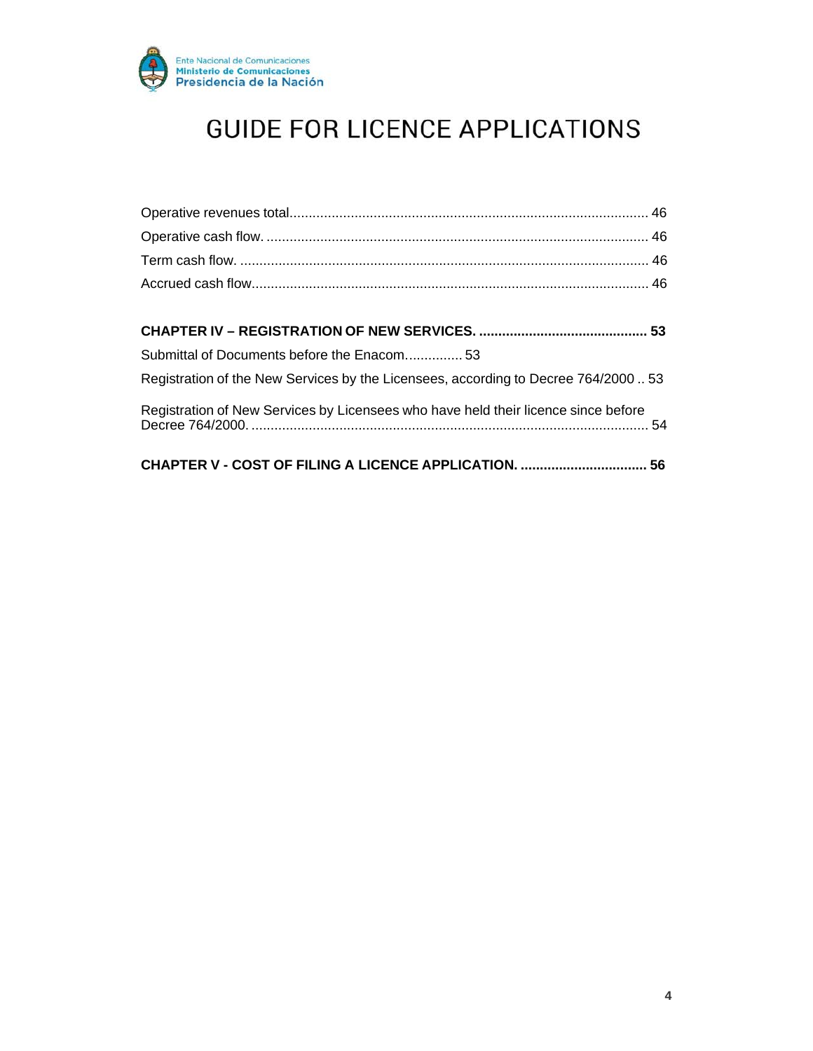# GUIDE FOR LICENCE APPLICATIONS

Operative revenues total............................................................................................. 46

Operative cash flow. .................................................................................................... 46

Term cash flow. ........................................................................................................... 46

Accrued cash flow........................................................................................................ 46

**CHAPTER IV – REGISTRATION OF NEW SERVICES. ............................................ 53**

Submittal of Documents before the Enacom.............. 53

Registration of the New Services by the Licensees, according to Decree 764/2000 .. 53

Registration of New Services by Licensees who have held their licence since before Decree 764/2000. ....................................................................................................... 54

**CHAPTER V - COST OF FILING A LICENCE APPLICATION. ................................. 56**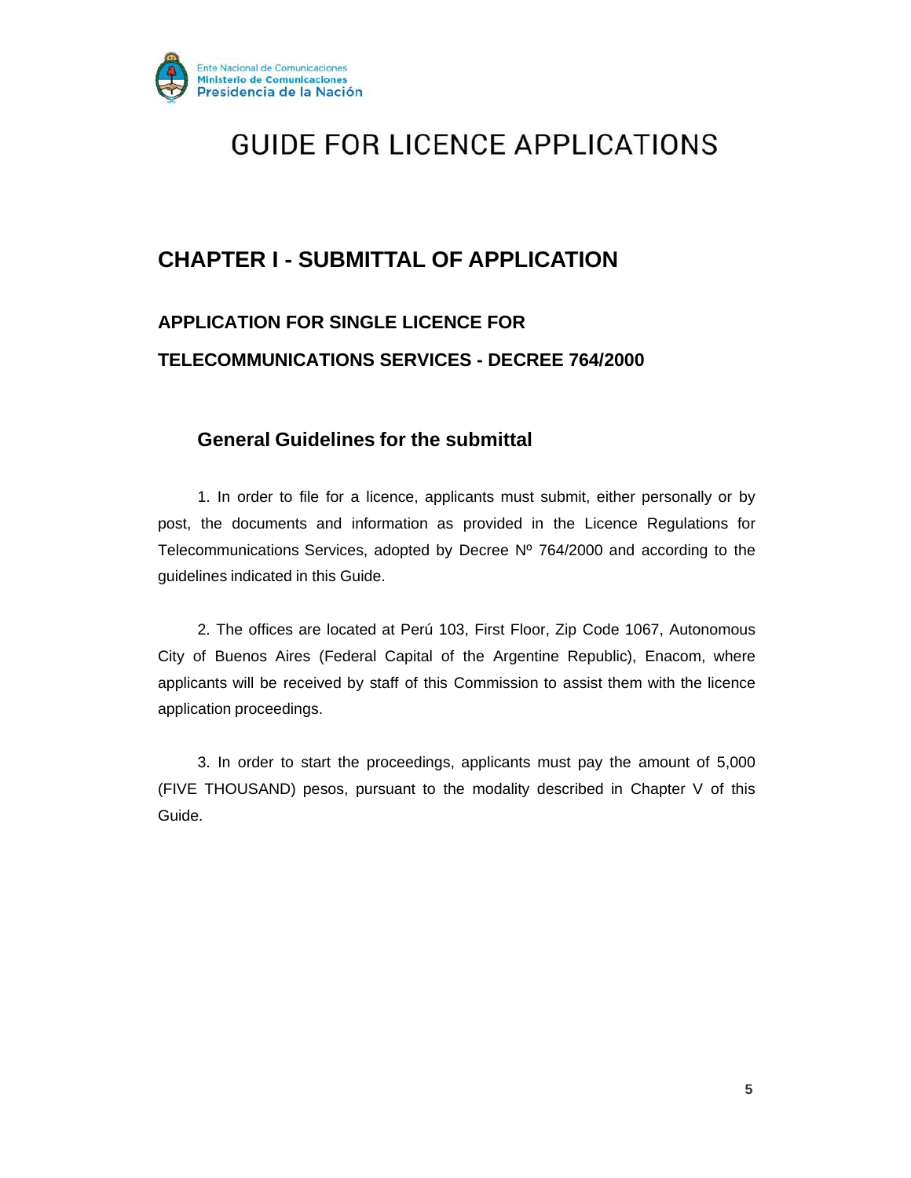# GUIDE FOR LICENCE APPLICATIONS

## CHAPTER I - SUBMITTAL OF APPLICATION

### APPLICATION FOR SINGLE LICENCE FOR

### TELECOMMUNICATIONS SERVICES - DECREE 764/2000

#### General Guidelines for the submittal

1. In order to file for a licence, applicants must submit, either personally or by post, the documents and information as provided in the Licence Regulations for Telecommunications Services, adopted by Decree Nº 764/2000 and according to the guidelines indicated in this Guide.

2. The offices are located at Perú 103, First Floor, Zip Code 1067, Autonomous City of Buenos Aires (Federal Capital of the Argentine Republic), Enacom, where applicants will be received by staff of this Commission to assist them with the licence application proceedings.

3. In order to start the proceedings, applicants must pay the amount of 5,000 (FIVE THOUSAND) pesos, pursuant to the modality described in Chapter V of this Guide.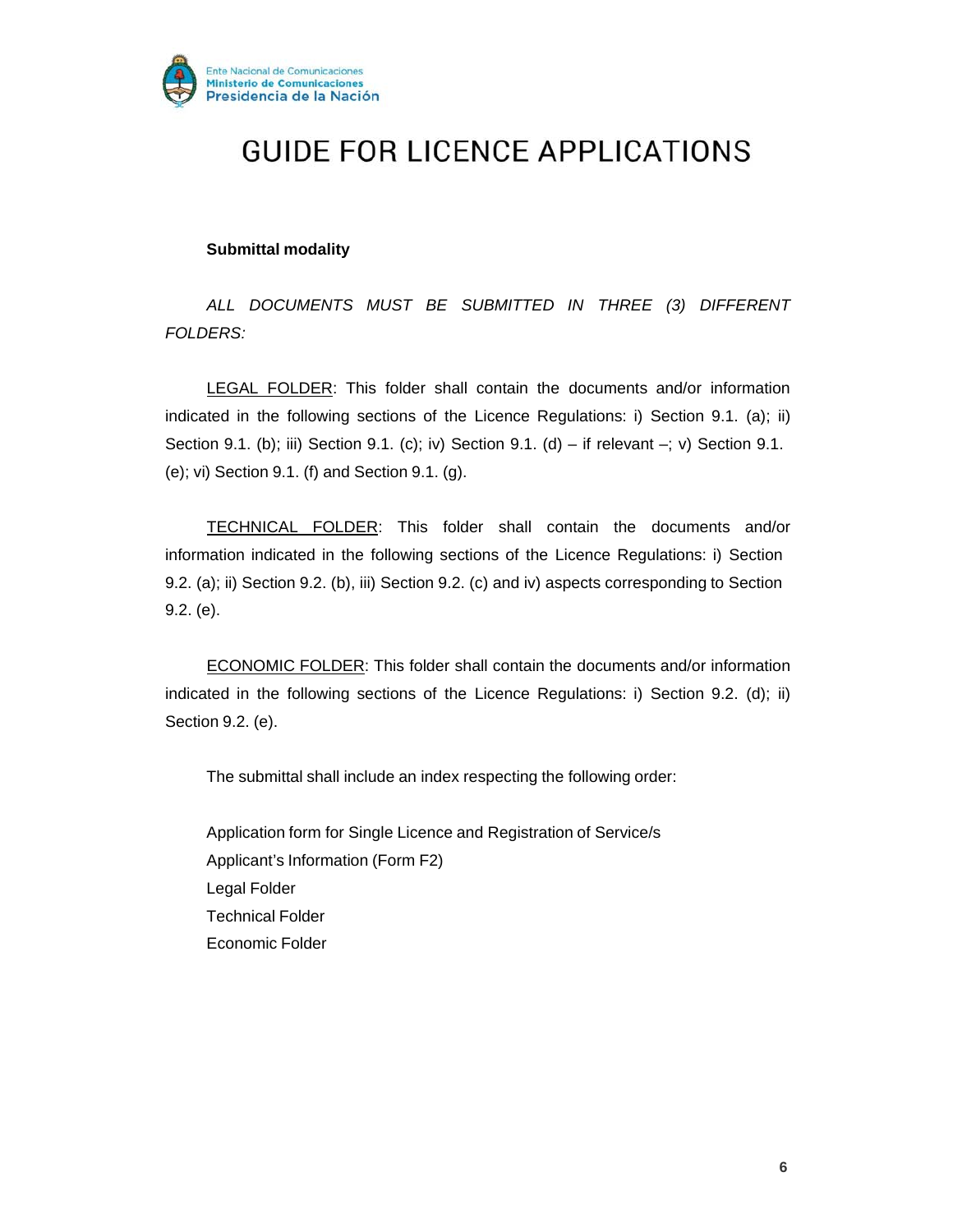# GUIDE FOR LICENCE APPLICATIONS

**Submittal modality**

*ALL DOCUMENTS MUST BE SUBMITTED IN THREE (3) DIFFERENT FOLDERS:*

LEGAL FOLDER: This folder shall contain the documents and/or information indicated in the following sections of the Licence Regulations: i) Section 9.1. (a); ii) Section 9.1. (b); iii) Section 9.1. (c); iv) Section 9.1. (d) – if relevant –; v) Section 9.1. (e); vi) Section 9.1. (f) and Section 9.1. (g).

TECHNICAL FOLDER: This folder shall contain the documents and/or information indicated in the following sections of the Licence Regulations: i) Section 9.2. (a); ii) Section 9.2. (b), iii) Section 9.2. (c) and iv) aspects corresponding to Section 9.2. (e).

ECONOMIC FOLDER: This folder shall contain the documents and/or information indicated in the following sections of the Licence Regulations: i) Section 9.2. (d); ii) Section 9.2. (e).

The submittal shall include an index respecting the following order:

Application form for Single Licence and Registration of Service/s
Applicant's Information (Form F2)
Legal Folder
Technical Folder
Economic Folder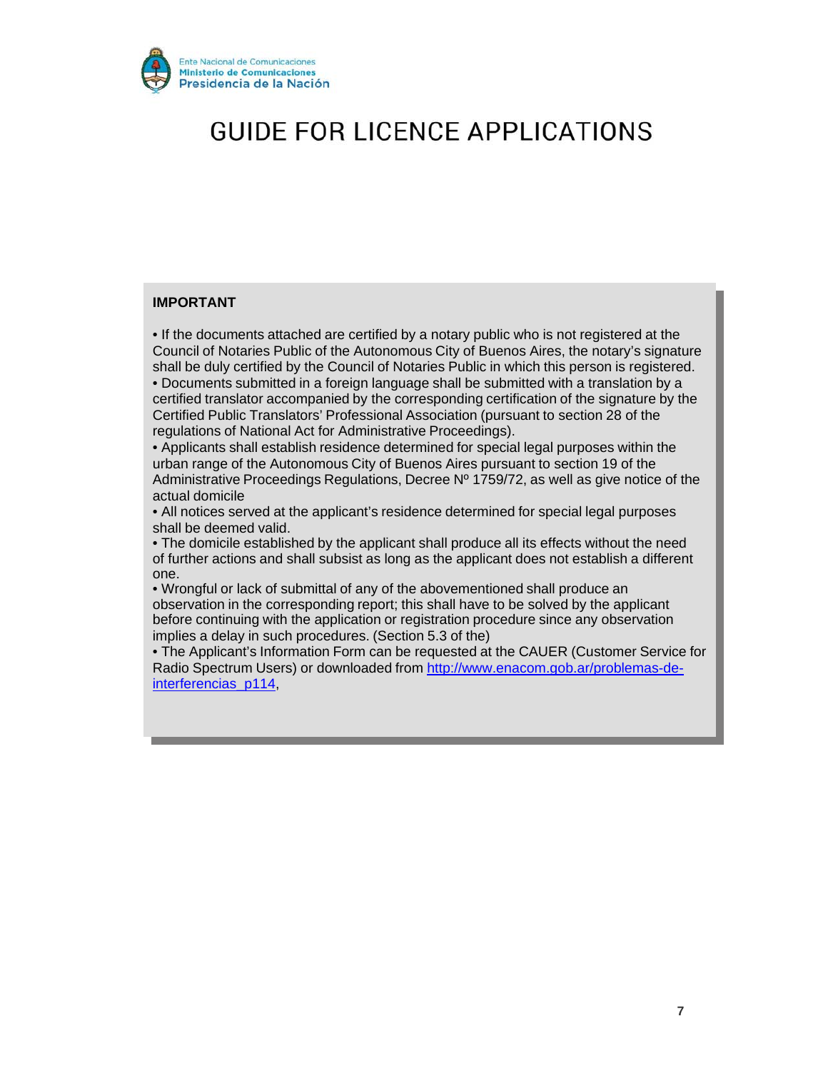# GUIDE FOR LICENCE APPLICATIONS

**IMPORTANT**

- If the documents attached are certified by a notary public who is not registered at the Council of Notaries Public of the Autonomous City of Buenos Aires, the notary's signature shall be duly certified by the Council of Notaries Public in which this person is registered.
- Documents submitted in a foreign language shall be submitted with a translation by a certified translator accompanied by the corresponding certification of the signature by the Certified Public Translators' Professional Association (pursuant to section 28 of the regulations of National Act for Administrative Proceedings).
- Applicants shall establish residence determined for special legal purposes within the urban range of the Autonomous City of Buenos Aires pursuant to section 19 of the Administrative Proceedings Regulations, Decree Nº 1759/72, as well as give notice of the actual domicile
- All notices served at the applicant's residence determined for special legal purposes shall be deemed valid.
- The domicile established by the applicant shall produce all its effects without the need of further actions and shall subsist as long as the applicant does not establish a different one.
- Wrongful or lack of submittal of any of the abovementioned shall produce an observation in the corresponding report; this shall have to be solved by the applicant before continuing with the application or registration procedure since any observation implies a delay in such procedures. (Section 5.3 of the)
- The Applicant's Information Form can be requested at the CAUER (Customer Service for Radio Spectrum Users) or downloaded from [http://www.enacom.gob.ar/problemas-de-interferencias_p114](http://www.enacom.gob.ar/problemas-de-interferencias_p114),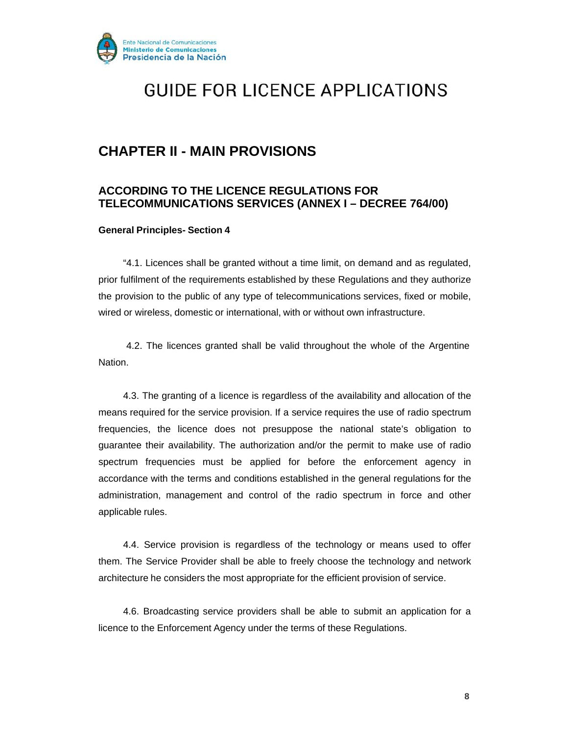# GUIDE FOR LICENCE APPLICATIONS

## CHAPTER II - MAIN PROVISIONS

### ACCORDING TO THE LICENCE REGULATIONS FOR TELECOMMUNICATIONS SERVICES (ANNEX I – DECREE 764/00)

**General Principles- Section 4**

"4.1. Licences shall be granted without a time limit, on demand and as regulated, prior fulfilment of the requirements established by these Regulations and they authorize the provision to the public of any type of telecommunications services, fixed or mobile, wired or wireless, domestic or international, with or without own infrastructure.

4.2. The licences granted shall be valid throughout the whole of the Argentine Nation.

4.3. The granting of a licence is regardless of the availability and allocation of the means required for the service provision. If a service requires the use of radio spectrum frequencies, the licence does not presuppose the national state's obligation to guarantee their availability. The authorization and/or the permit to make use of radio spectrum frequencies must be applied for before the enforcement agency in accordance with the terms and conditions established in the general regulations for the administration, management and control of the radio spectrum in force and other applicable rules.

4.4. Service provision is regardless of the technology or means used to offer them. The Service Provider shall be able to freely choose the technology and network architecture he considers the most appropriate for the efficient provision of service.

4.6. Broadcasting service providers shall be able to submit an application for a licence to the Enforcement Agency under the terms of these Regulations.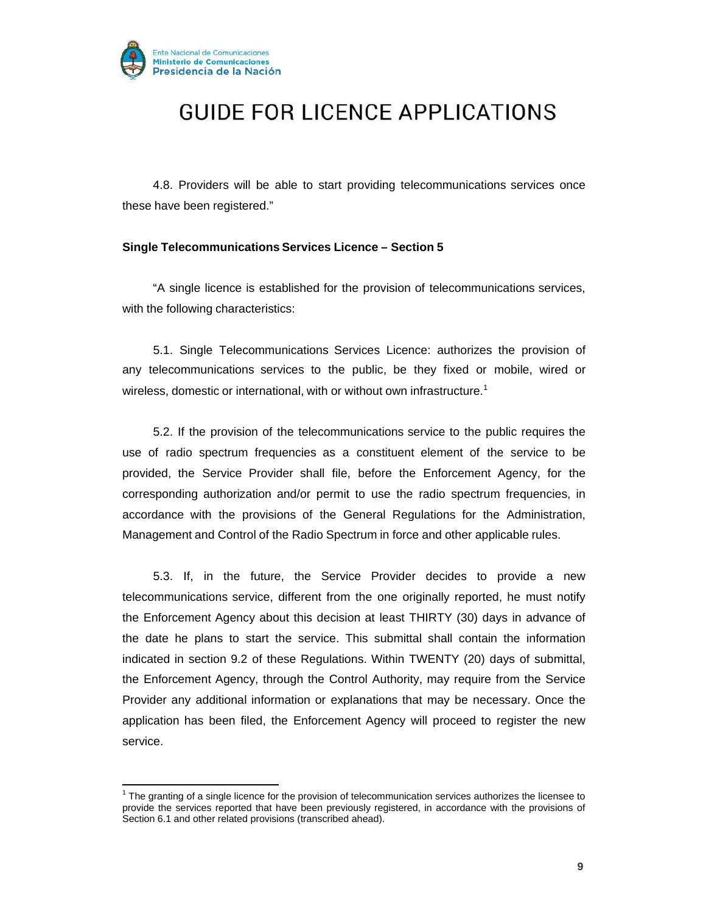4.8. Providers will be able to start providing telecommunications services once these have been registered."

**Single Telecommunications Services Licence – Section 5**

"A single licence is established for the provision of telecommunications services, with the following characteristics:

5.1. Single Telecommunications Services Licence: authorizes the provision of any telecommunications services to the public, be they fixed or mobile, wired or wireless, domestic or international, with or without own infrastructure.[1]

5.2. If the provision of the telecommunications service to the public requires the use of radio spectrum frequencies as a constituent element of the service to be provided, the Service Provider shall file, before the Enforcement Agency, for the corresponding authorization and/or permit to use the radio spectrum frequencies, in accordance with the provisions of the General Regulations for the Administration, Management and Control of the Radio Spectrum in force and other applicable rules.

5.3. If, in the future, the Service Provider decides to provide a new telecommunications service, different from the one originally reported, he must notify the Enforcement Agency about this decision at least THIRTY (30) days in advance of the date he plans to start the service. This submittal shall contain the information indicated in section 9.2 of these Regulations. Within TWENTY (20) days of submittal, the Enforcement Agency, through the Control Authority, may require from the Service Provider any additional information or explanations that may be necessary. Once the application has been filed, the Enforcement Agency will proceed to register the new service.

---

[1] The granting of a single licence for the provision of telecommunication services authorizes the licensee to provide the services reported that have been previously registered, in accordance with the provisions of Section 6.1 and other related provisions (transcribed ahead).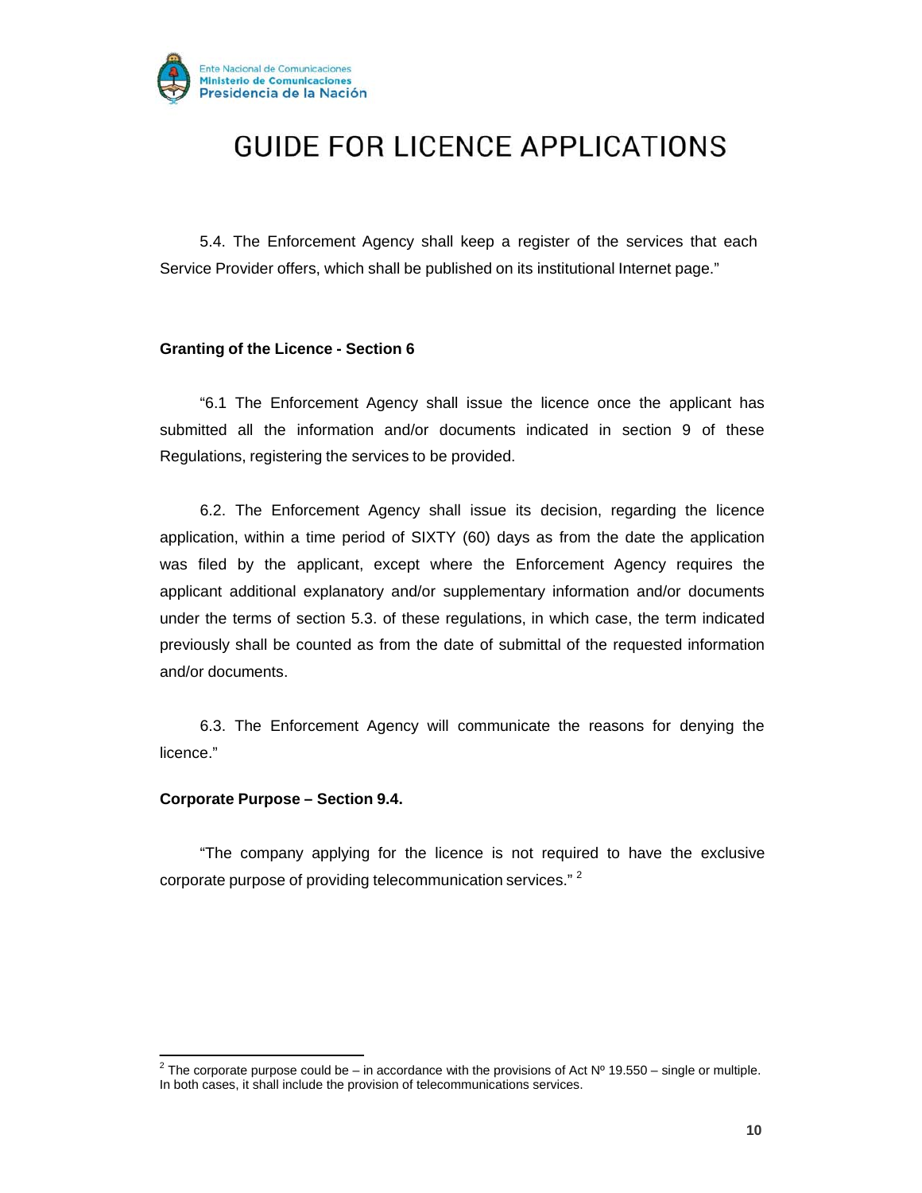5.4. The Enforcement Agency shall keep a register of the services that each Service Provider offers, which shall be published on its institutional Internet page."

**Granting of the Licence - Section 6**

"6.1 The Enforcement Agency shall issue the licence once the applicant has submitted all the information and/or documents indicated in section 9 of these Regulations, registering the services to be provided.

6.2. The Enforcement Agency shall issue its decision, regarding the licence application, within a time period of SIXTY (60) days as from the date the application was filed by the applicant, except where the Enforcement Agency requires the applicant additional explanatory and/or supplementary information and/or documents under the terms of section 5.3. of these regulations, in which case, the term indicated previously shall be counted as from the date of submittal of the requested information and/or documents.

6.3. The Enforcement Agency will communicate the reasons for denying the licence."

**Corporate Purpose – Section 9.4.**

"The company applying for the licence is not required to have the exclusive corporate purpose of providing telecommunication services." [2]

---

[2] The corporate purpose could be – in accordance with the provisions of Act Nº 19.550 – single or multiple. In both cases, it shall include the provision of telecommunications services.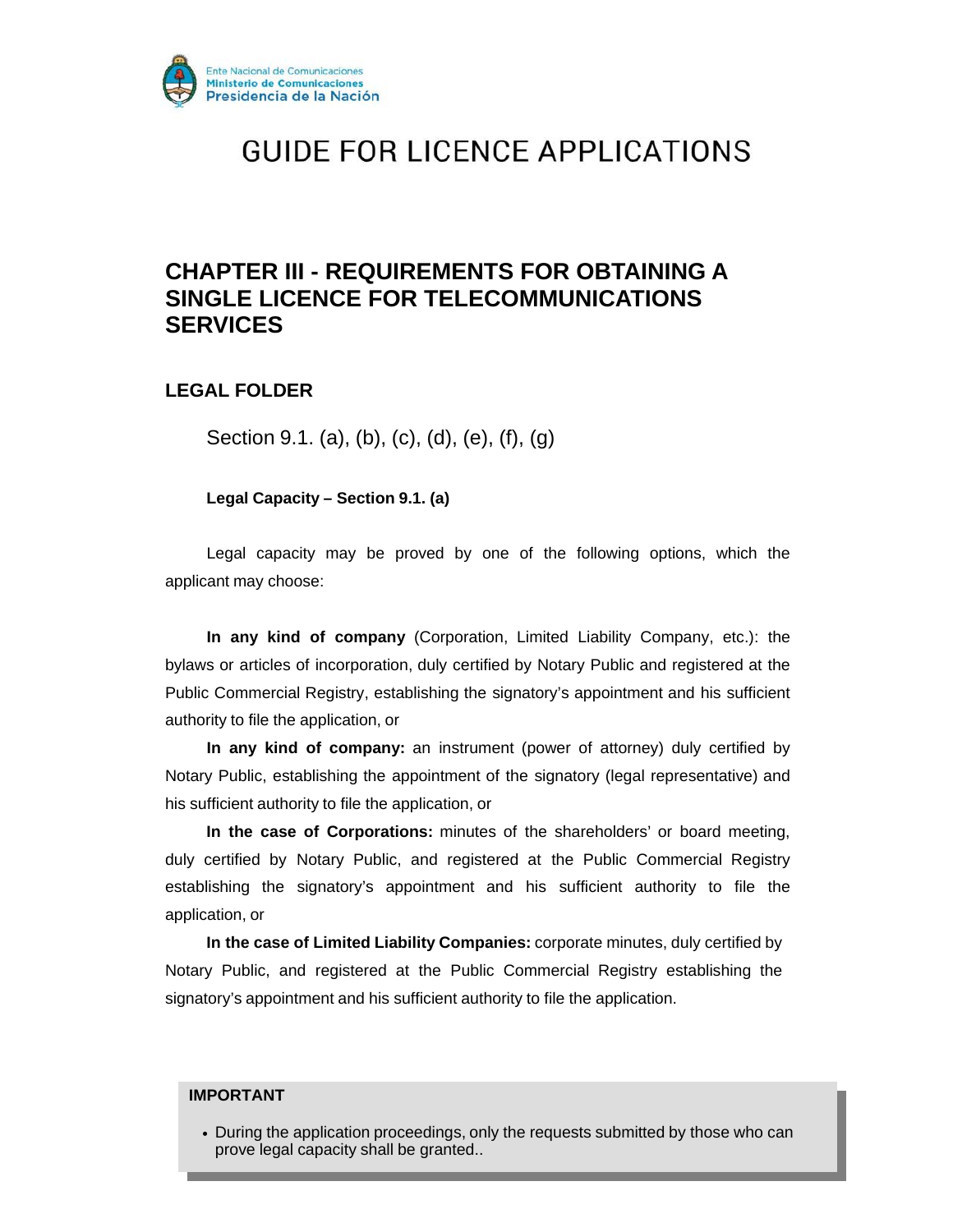# GUIDE FOR LICENCE APPLICATIONS

## CHAPTER III - REQUIREMENTS FOR OBTAINING A SINGLE LICENCE FOR TELECOMMUNICATIONS SERVICES

### LEGAL FOLDER

Section 9.1. (a), (b), (c), (d), (e), (f), (g)

**Legal Capacity – Section 9.1. (a)**

Legal capacity may be proved by one of the following options, which the applicant may choose:

**In any kind of company** (Corporation, Limited Liability Company, etc.): the bylaws or articles of incorporation, duly certified by Notary Public and registered at the Public Commercial Registry, establishing the signatory's appointment and his sufficient authority to file the application, or

**In any kind of company:** an instrument (power of attorney) duly certified by Notary Public, establishing the appointment of the signatory (legal representative) and his sufficient authority to file the application, or

**In the case of Corporations:** minutes of the shareholders' or board meeting, duly certified by Notary Public, and registered at the Public Commercial Registry establishing the signatory's appointment and his sufficient authority to file the application, or

**In the case of Limited Liability Companies:** corporate minutes, duly certified by Notary Public, and registered at the Public Commercial Registry establishing the signatory's appointment and his sufficient authority to file the application.

**IMPORTANT**

- During the application proceedings, only the requests submitted by those who can prove legal capacity shall be granted..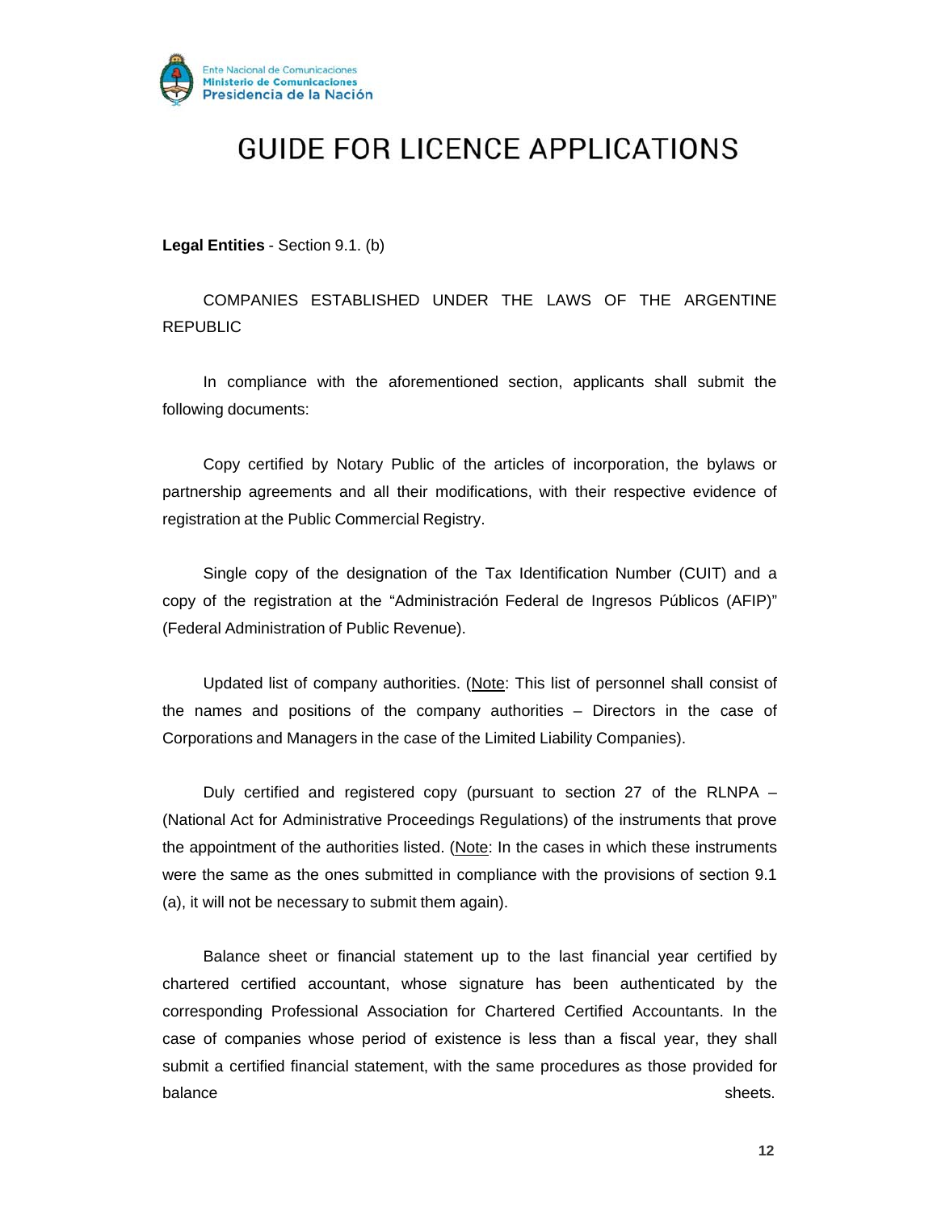# GUIDE FOR LICENCE APPLICATIONS

**Legal Entities** - Section 9.1. (b)

COMPANIES ESTABLISHED UNDER THE LAWS OF THE ARGENTINE REPUBLIC

In compliance with the aforementioned section, applicants shall submit the following documents:

Copy certified by Notary Public of the articles of incorporation, the bylaws or partnership agreements and all their modifications, with their respective evidence of registration at the Public Commercial Registry.

Single copy of the designation of the Tax Identification Number (CUIT) and a copy of the registration at the "Administración Federal de Ingresos Públicos (AFIP)" (Federal Administration of Public Revenue).

Updated list of company authorities. (Note: This list of personnel shall consist of the names and positions of the company authorities – Directors in the case of Corporations and Managers in the case of the Limited Liability Companies).

Duly certified and registered copy (pursuant to section 27 of the RLNPA – (National Act for Administrative Proceedings Regulations) of the instruments that prove the appointment of the authorities listed. (Note: In the cases in which these instruments were the same as the ones submitted in compliance with the provisions of section 9.1 (a), it will not be necessary to submit them again).

Balance sheet or financial statement up to the last financial year certified by chartered certified accountant, whose signature has been authenticated by the corresponding Professional Association for Chartered Certified Accountants. In the case of companies whose period of existence is less than a fiscal year, they shall submit a certified financial statement, with the same procedures as those provided for balance sheets.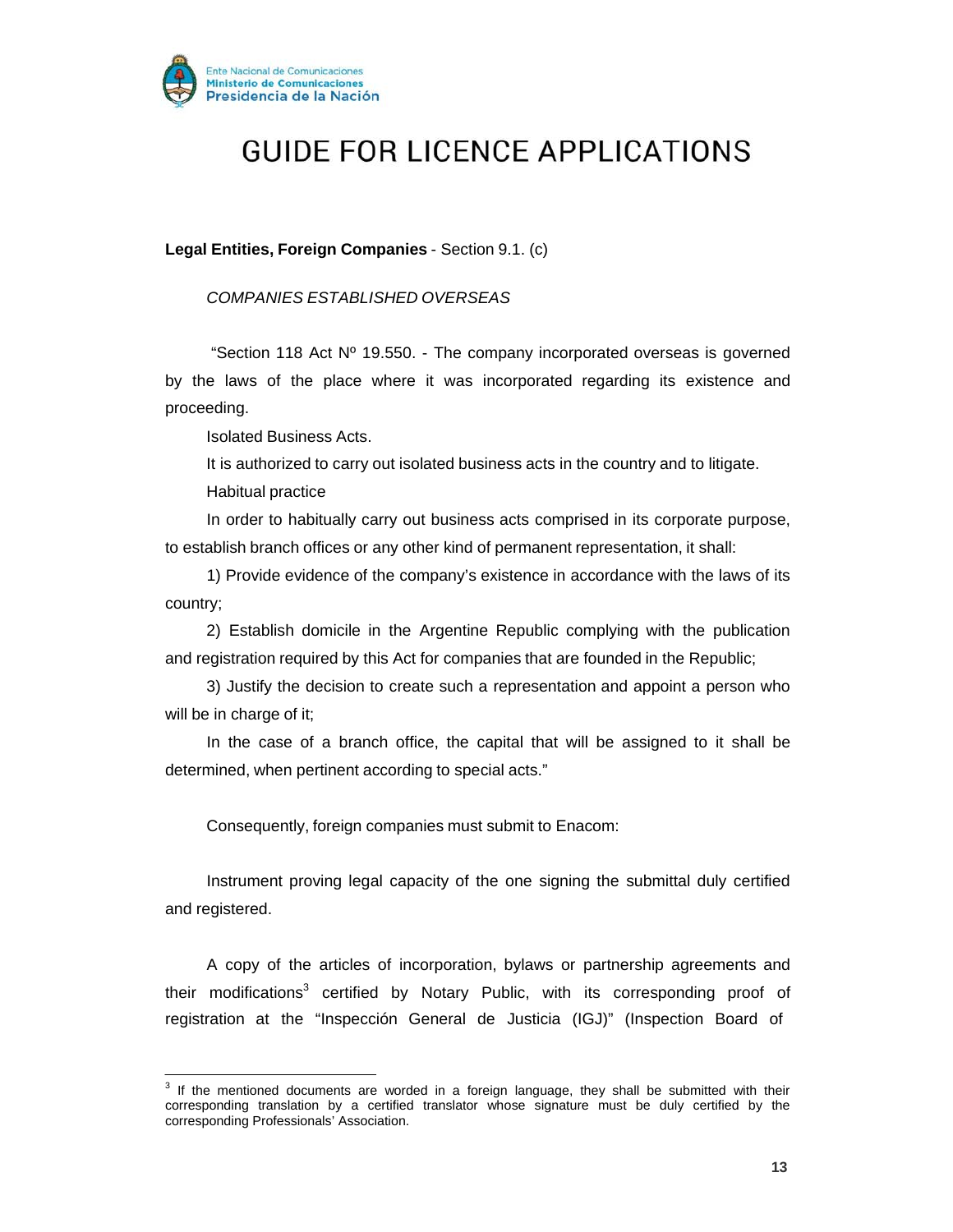# GUIDE FOR LICENCE APPLICATIONS

**Legal Entities, Foreign Companies** - Section 9.1. (c)

*COMPANIES ESTABLISHED OVERSEAS*

"Section 118 Act Nº 19.550. - The company incorporated overseas is governed by the laws of the place where it was incorporated regarding its existence and proceeding.

Isolated Business Acts.

It is authorized to carry out isolated business acts in the country and to litigate.

Habitual practice

In order to habitually carry out business acts comprised in its corporate purpose, to establish branch offices or any other kind of permanent representation, it shall:

1) Provide evidence of the company's existence in accordance with the laws of its country;

2) Establish domicile in the Argentine Republic complying with the publication and registration required by this Act for companies that are founded in the Republic;

3) Justify the decision to create such a representation and appoint a person who will be in charge of it;

In the case of a branch office, the capital that will be assigned to it shall be determined, when pertinent according to special acts."

Consequently, foreign companies must submit to Enacom:

Instrument proving legal capacity of the one signing the submittal duly certified and registered.

A copy of the articles of incorporation, bylaws or partnership agreements and their modifications[3] certified by Notary Public, with its corresponding proof of registration at the "Inspección General de Justicia (IGJ)" (Inspection Board of

[3] If the mentioned documents are worded in a foreign language, they shall be submitted with their corresponding translation by a certified translator whose signature must be duly certified by the corresponding Professionals' Association.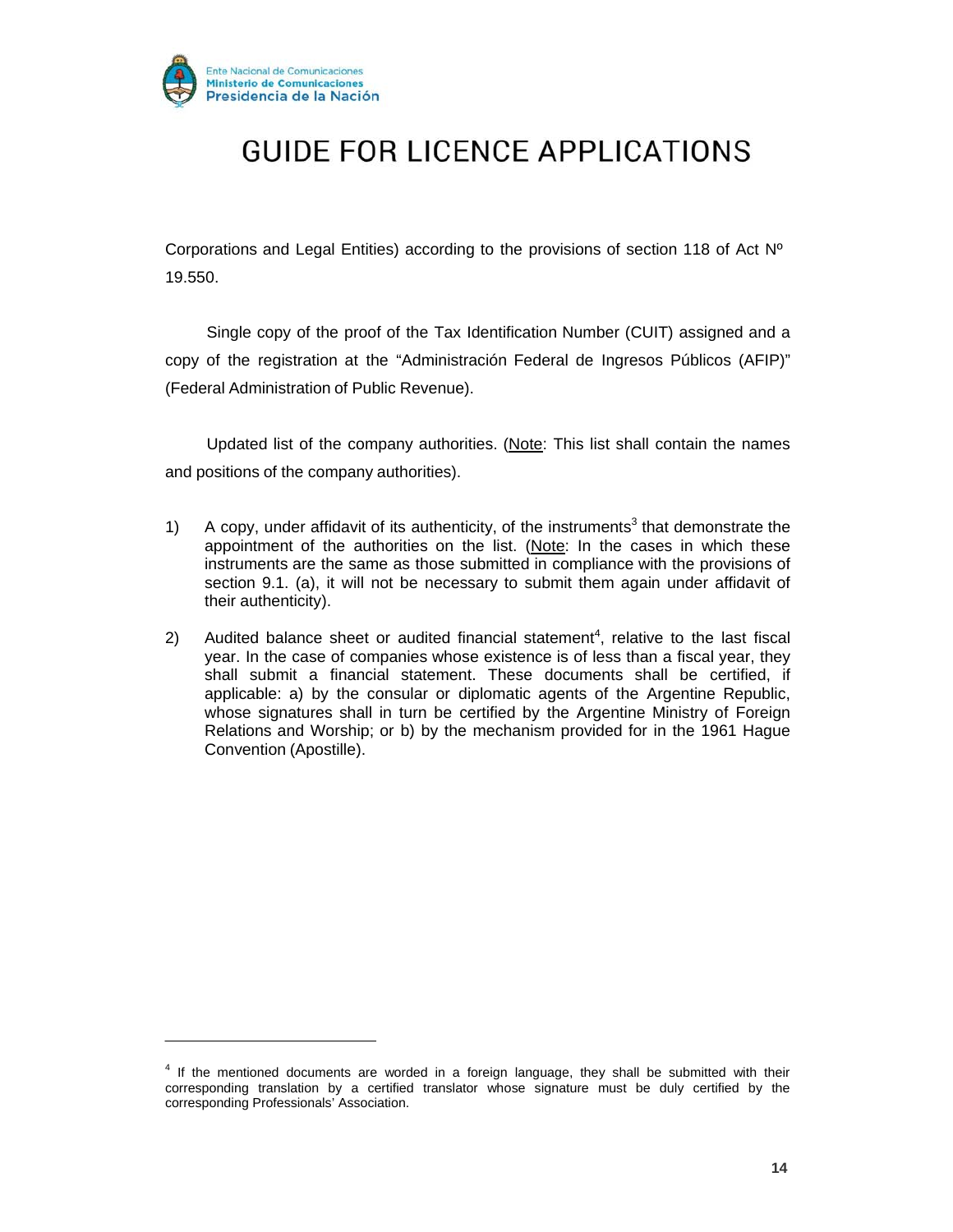Corporations and Legal Entities) according to the provisions of section 118 of Act Nº 19.550.

Single copy of the proof of the Tax Identification Number (CUIT) assigned and a copy of the registration at the "Administración Federal de Ingresos Públicos (AFIP)" (Federal Administration of Public Revenue).

Updated list of the company authorities. (Note: This list shall contain the names and positions of the company authorities).

1) A copy, under affidavit of its authenticity, of the instruments[3] that demonstrate the appointment of the authorities on the list. (Note: In the cases in which these instruments are the same as those submitted in compliance with the provisions of section 9.1. (a), it will not be necessary to submit them again under affidavit of their authenticity).

2) Audited balance sheet or audited financial statement[4], relative to the last fiscal year. In the case of companies whose existence is of less than a fiscal year, they shall submit a financial statement. These documents shall be certified, if applicable: a) by the consular or diplomatic agents of the Argentine Republic, whose signatures shall in turn be certified by the Argentine Ministry of Foreign Relations and Worship; or b) by the mechanism provided for in the 1961 Hague Convention (Apostille).

---

[4] If the mentioned documents are worded in a foreign language, they shall be submitted with their corresponding translation by a certified translator whose signature must be duly certified by the corresponding Professionals' Association.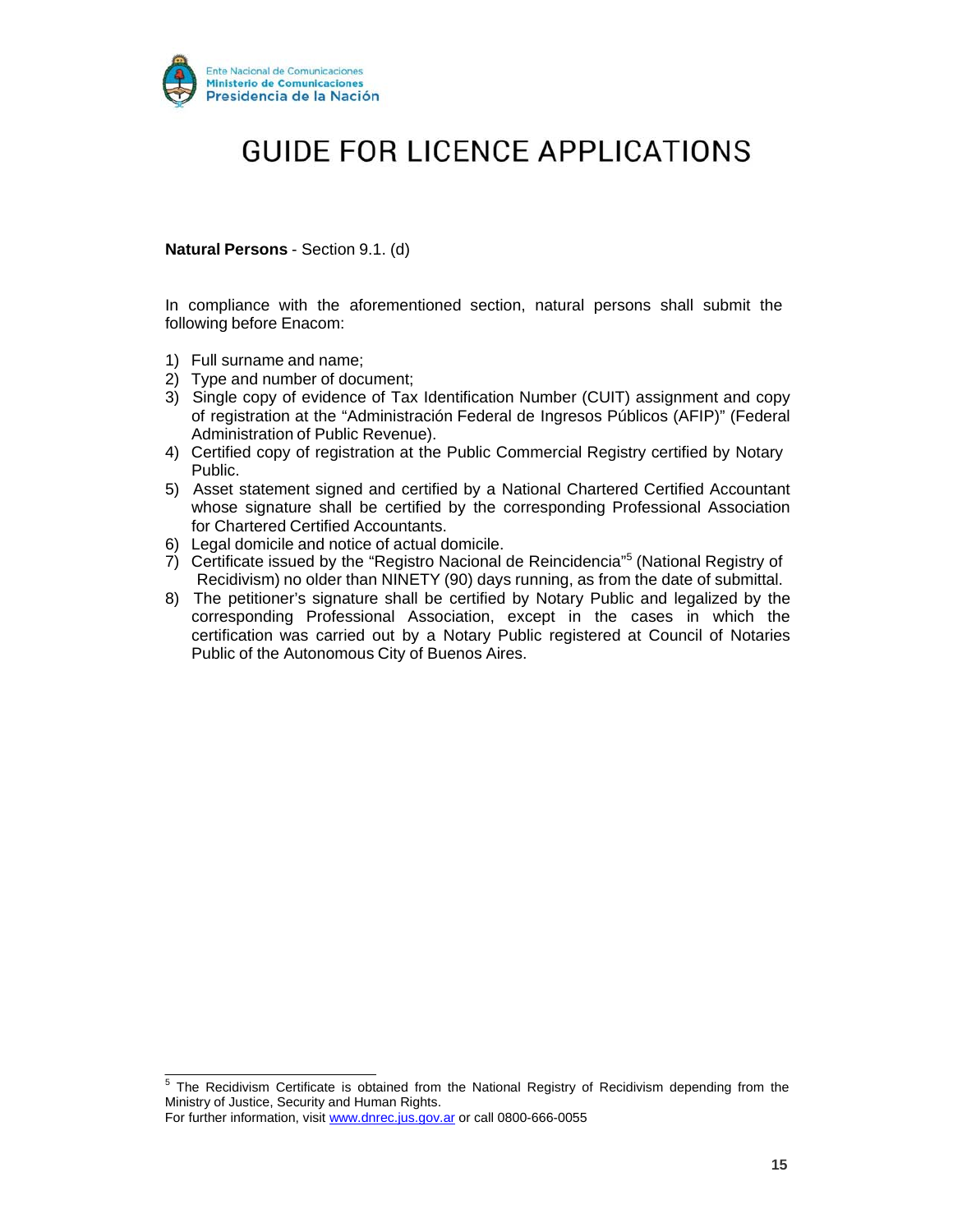**Natural Persons** - Section 9.1. (d)

In compliance with the aforementioned section, natural persons shall submit the following before Enacom:

1) Full surname and name;
2) Type and number of document;
3) Single copy of evidence of Tax Identification Number (CUIT) assignment and copy of registration at the "Administración Federal de Ingresos Públicos (AFIP)" (Federal Administration of Public Revenue).
4) Certified copy of registration at the Public Commercial Registry certified by Notary Public.
5) Asset statement signed and certified by a National Chartered Certified Accountant whose signature shall be certified by the corresponding Professional Association for Chartered Certified Accountants.
6) Legal domicile and notice of actual domicile.
7) Certificate issued by the "Registro Nacional de Reincidencia"[5] (National Registry of Recidivism) no older than NINETY (90) days running, as from the date of submittal.
8) The petitioner's signature shall be certified by Notary Public and legalized by the corresponding Professional Association, except in the cases in which the certification was carried out by a Notary Public registered at Council of Notaries Public of the Autonomous City of Buenos Aires.

---

[5] The Recidivism Certificate is obtained from the National Registry of Recidivism depending from the Ministry of Justice, Security and Human Rights.
For further information, visit www.dnrec.jus.gov.ar or call 0800-666-0055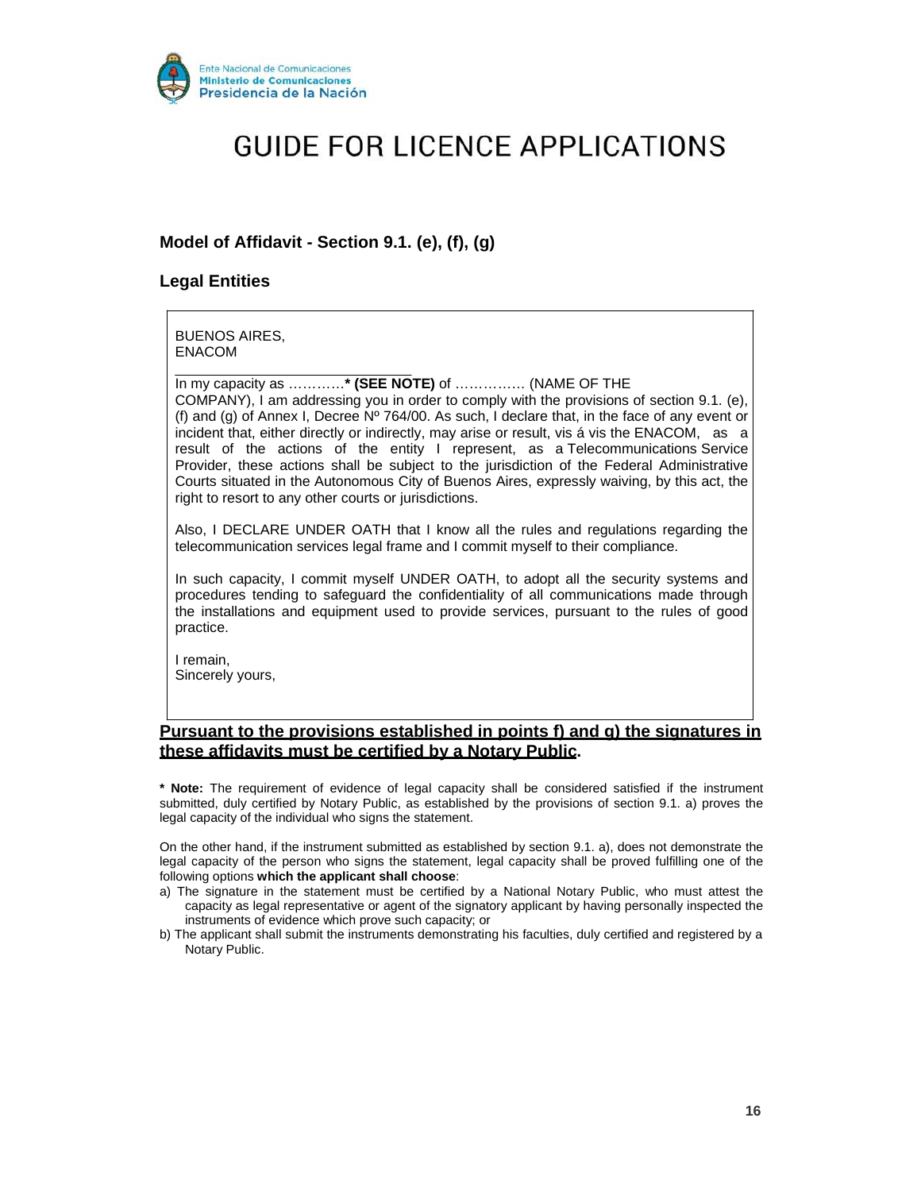# GUIDE FOR LICENCE APPLICATIONS

## Model of Affidavit - Section 9.1. (e), (f), (g)

### Legal Entities

BUENOS AIRES,
ENACOM

______________________

In my capacity as …………**\* (SEE NOTE)** of …………… (NAME OF THE COMPANY), I am addressing you in order to comply with the provisions of section 9.1. (e), (f) and (g) of Annex I, Decree Nº 764/00. As such, I declare that, in the face of any event or incident that, either directly or indirectly, may arise or result, vis á vis the ENACOM, as a result of the actions of the entity I represent, as a Telecommunications Service Provider, these actions shall be subject to the jurisdiction of the Federal Administrative Courts situated in the Autonomous City of Buenos Aires, expressly waiving, by this act, the right to resort to any other courts or jurisdictions.

Also, I DECLARE UNDER OATH that I know all the rules and regulations regarding the telecommunication services legal frame and I commit myself to their compliance.

In such capacity, I commit myself UNDER OATH, to adopt all the security systems and procedures tending to safeguard the confidentiality of all communications made through the installations and equipment used to provide services, pursuant to the rules of good practice.

I remain,
Sincerely yours,

**Pursuant to the provisions established in points f) and g) the signatures in these affidavits must be certified by a Notary Public.**

**\* Note:** The requirement of evidence of legal capacity shall be considered satisfied if the instrument submitted, duly certified by Notary Public, as established by the provisions of section 9.1. a) proves the legal capacity of the individual who signs the statement.

On the other hand, if the instrument submitted as established by section 9.1. a), does not demonstrate the legal capacity of the person who signs the statement, legal capacity shall be proved fulfilling one of the following options **which the applicant shall choose**:

a) The signature in the statement must be certified by a National Notary Public, who must attest the capacity as legal representative or agent of the signatory applicant by having personally inspected the instruments of evidence which prove such capacity; or

b) The applicant shall submit the instruments demonstrating his faculties, duly certified and registered by a Notary Public.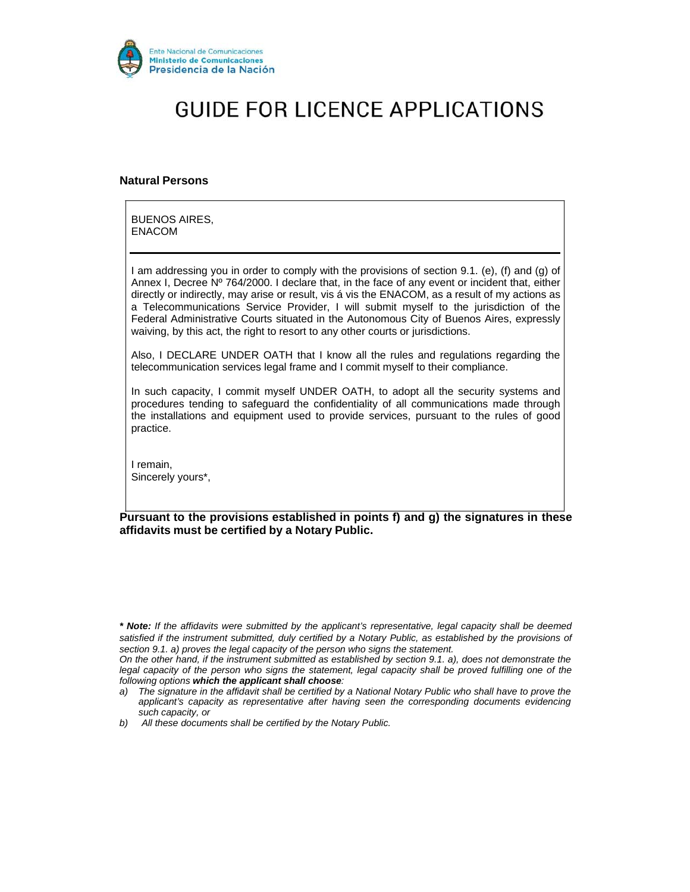Ente Nacional de Comunicaciones
Ministerio de Comunicaciones
Presidencia de la Nación

# GUIDE FOR LICENCE APPLICATIONS

**Natural Persons**

BUENOS AIRES,
ENACOM

---

I am addressing you in order to comply with the provisions of section 9.1. (e), (f) and (g) of Annex I, Decree Nº 764/2000. I declare that, in the face of any event or incident that, either directly or indirectly, may arise or result, vis á vis the ENACOM, as a result of my actions as a Telecommunications Service Provider, I will submit myself to the jurisdiction of the Federal Administrative Courts situated in the Autonomous City of Buenos Aires, expressly waiving, by this act, the right to resort to any other courts or jurisdictions.

Also, I DECLARE UNDER OATH that I know all the rules and regulations regarding the telecommunication services legal frame and I commit myself to their compliance.

In such capacity, I commit myself UNDER OATH, to adopt all the security systems and procedures tending to safeguard the confidentiality of all communications made through the installations and equipment used to provide services, pursuant to the rules of good practice.

I remain,
Sincerely yours*,

**Pursuant to the provisions established in points f) and g) the signatures in these affidavits must be certified by a Notary Public.**

***\* Note:*** *If the affidavits were submitted by the applicant's representative, legal capacity shall be deemed satisfied if the instrument submitted, duly certified by a Notary Public, as established by the provisions of section 9.1. a) proves the legal capacity of the person who signs the statement.*
*On the other hand, if the instrument submitted as established by section 9.1. a), does not demonstrate the legal capacity of the person who signs the statement, legal capacity shall be proved fulfilling one of the following options* ***which the applicant shall choose****:*

*a) The signature in the affidavit shall be certified by a National Notary Public who shall have to prove the applicant's capacity as representative after having seen the corresponding documents evidencing such capacity, or*
*b) All these documents shall be certified by the Notary Public.*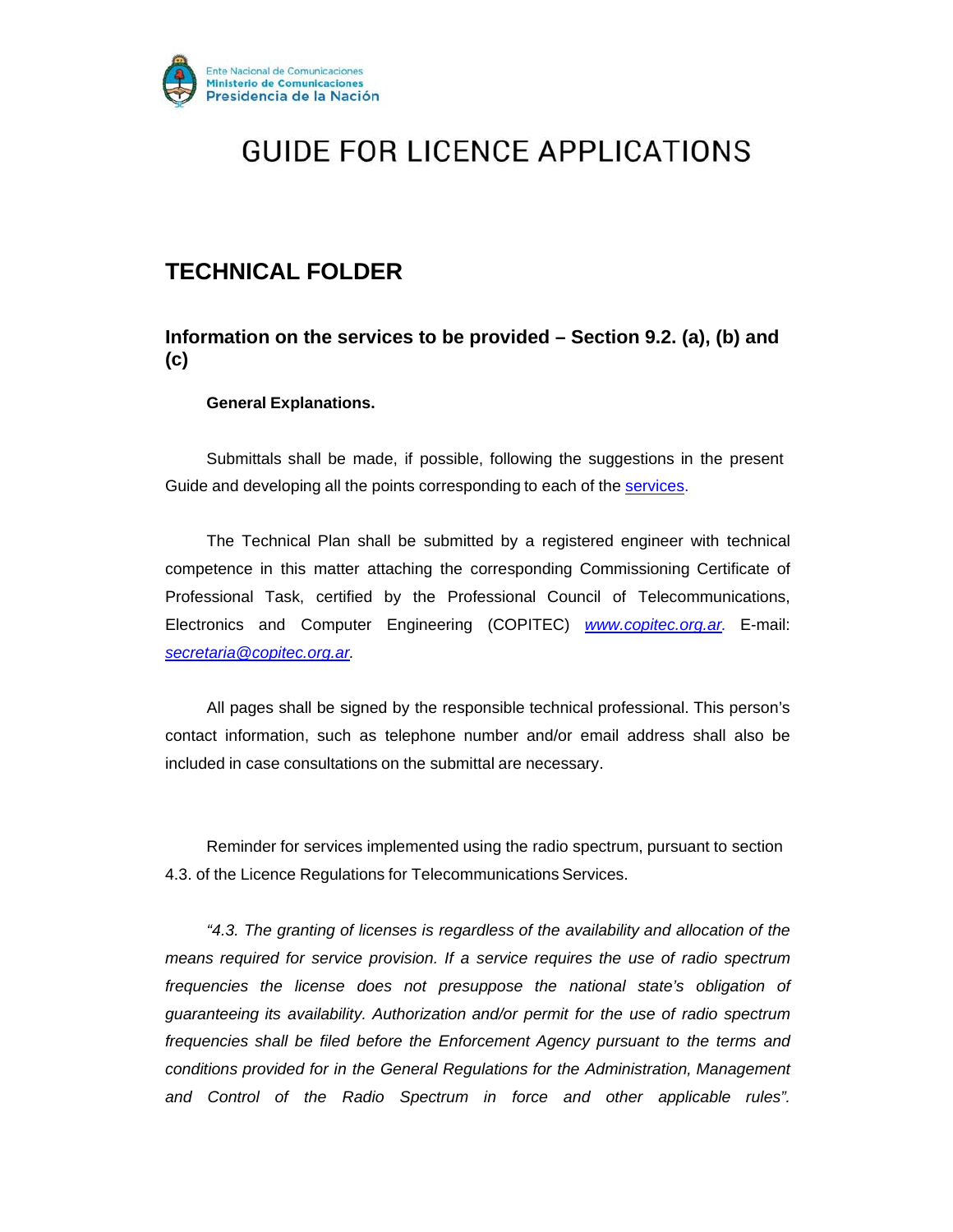# GUIDE FOR LICENCE APPLICATIONS

## TECHNICAL FOLDER

### Information on the services to be provided – Section 9.2. (a), (b) and (c)

**General Explanations.**

Submittals shall be made, if possible, following the suggestions in the present Guide and developing all the points corresponding to each of the services.

The Technical Plan shall be submitted by a registered engineer with technical competence in this matter attaching the corresponding Commissioning Certificate of Professional Task, certified by the Professional Council of Telecommunications, Electronics and Computer Engineering (COPITEC) *www.copitec.org.ar*. E-mail: *secretaria@copitec.org.ar*.

All pages shall be signed by the responsible technical professional. This person's contact information, such as telephone number and/or email address shall also be included in case consultations on the submittal are necessary.

Reminder for services implemented using the radio spectrum, pursuant to section 4.3. of the Licence Regulations for Telecommunications Services.

*"4.3. The granting of licenses is regardless of the availability and allocation of the means required for service provision. If a service requires the use of radio spectrum frequencies the license does not presuppose the national state's obligation of guaranteeing its availability. Authorization and/or permit for the use of radio spectrum frequencies shall be filed before the Enforcement Agency pursuant to the terms and conditions provided for in the General Regulations for the Administration, Management and Control of the Radio Spectrum in force and other applicable rules".*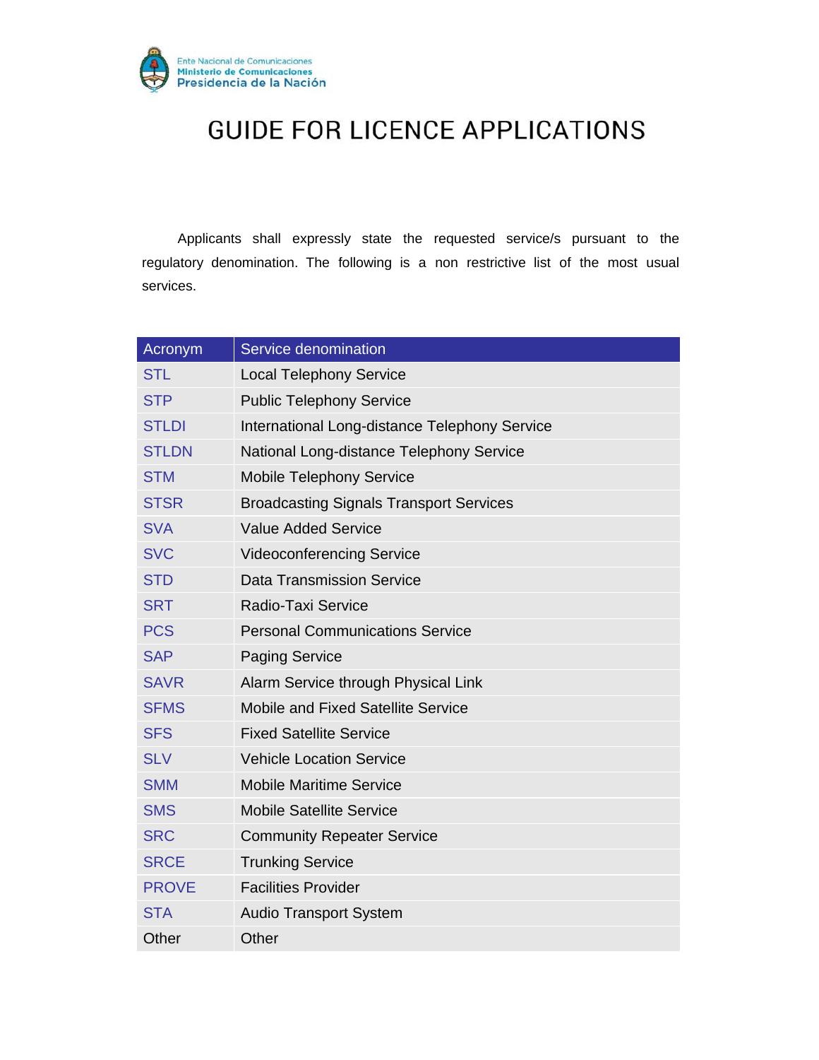Ente Nacional de Comunicaciones
Ministerio de Comunicaciones
Presidencia de la Nación

# GUIDE FOR LICENCE APPLICATIONS

Applicants shall expressly state the requested service/s pursuant to the regulatory denomination. The following is a non restrictive list of the most usual services.

| Acronym | Service denomination |
|---|---|
| STL | Local Telephony Service |
| STP | Public Telephony Service |
| STLDI | International Long-distance Telephony Service |
| STLDN | National Long-distance Telephony Service |
| STM | Mobile Telephony Service |
| STSR | Broadcasting Signals Transport Services |
| SVA | Value Added Service |
| SVC | Videoconferencing Service |
| STD | Data Transmission Service |
| SRT | Radio-Taxi Service |
| PCS | Personal Communications Service |
| SAP | Paging Service |
| SAVR | Alarm Service through Physical Link |
| SFMS | Mobile and Fixed Satellite Service |
| SFS | Fixed Satellite Service |
| SLV | Vehicle Location Service |
| SMM | Mobile Maritime Service |
| SMS | Mobile Satellite Service |
| SRC | Community Repeater Service |
| SRCE | Trunking Service |
| PROVE | Facilities Provider |
| STA | Audio Transport System |
| Other | Other |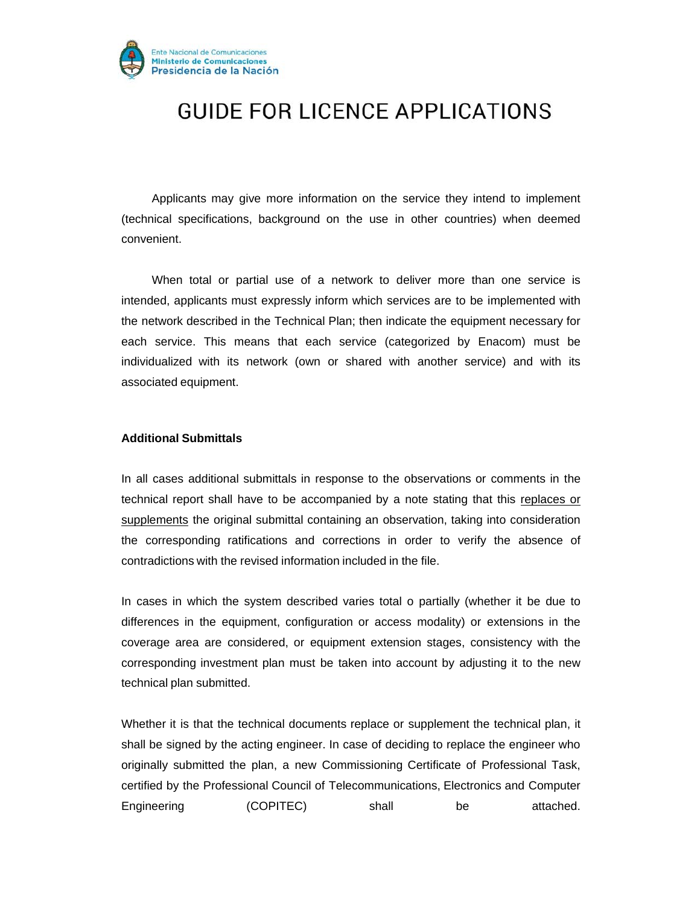# GUIDE FOR LICENCE APPLICATIONS

Applicants may give more information on the service they intend to implement (technical specifications, background on the use in other countries) when deemed convenient.

When total or partial use of a network to deliver more than one service is intended, applicants must expressly inform which services are to be implemented with the network described in the Technical Plan; then indicate the equipment necessary for each service. This means that each service (categorized by Enacom) must be individualized with its network (own or shared with another service) and with its associated equipment.

**Additional Submittals**

In all cases additional submittals in response to the observations or comments in the technical report shall have to be accompanied by a note stating that this replaces or supplements the original submittal containing an observation, taking into consideration the corresponding ratifications and corrections in order to verify the absence of contradictions with the revised information included in the file.

In cases in which the system described varies total o partially (whether it be due to differences in the equipment, configuration or access modality) or extensions in the coverage area are considered, or equipment extension stages, consistency with the corresponding investment plan must be taken into account by adjusting it to the new technical plan submitted.

Whether it is that the technical documents replace or supplement the technical plan, it shall be signed by the acting engineer. In case of deciding to replace the engineer who originally submitted the plan, a new Commissioning Certificate of Professional Task, certified by the Professional Council of Telecommunications, Electronics and Computer Engineering (COPITEC) shall be attached.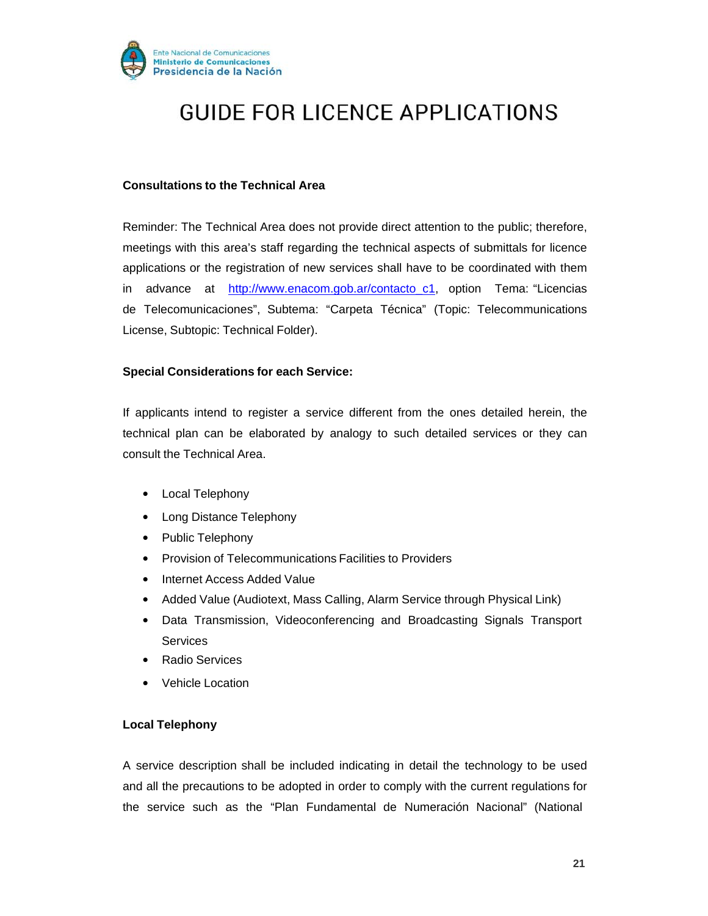# GUIDE FOR LICENCE APPLICATIONS

**Consultations to the Technical Area**

Reminder: The Technical Area does not provide direct attention to the public; therefore, meetings with this area's staff regarding the technical aspects of submittals for licence applications or the registration of new services shall have to be coordinated with them in advance at [http://www.enacom.gob.ar/contacto_c1](http://www.enacom.gob.ar/contacto_c1), option Tema: "Licencias de Telecomunicaciones", Subtema: "Carpeta Técnica" (Topic: Telecommunications License, Subtopic: Technical Folder).

**Special Considerations for each Service:**

If applicants intend to register a service different from the ones detailed herein, the technical plan can be elaborated by analogy to such detailed services or they can consult the Technical Area.

- Local Telephony
- Long Distance Telephony
- Public Telephony
- Provision of Telecommunications Facilities to Providers
- Internet Access Added Value
- Added Value (Audiotext, Mass Calling, Alarm Service through Physical Link)
- Data Transmission, Videoconferencing and Broadcasting Signals Transport Services
- Radio Services
- Vehicle Location

**Local Telephony**

A service description shall be included indicating in detail the technology to be used and all the precautions to be adopted in order to comply with the current regulations for the service such as the "Plan Fundamental de Numeración Nacional" (National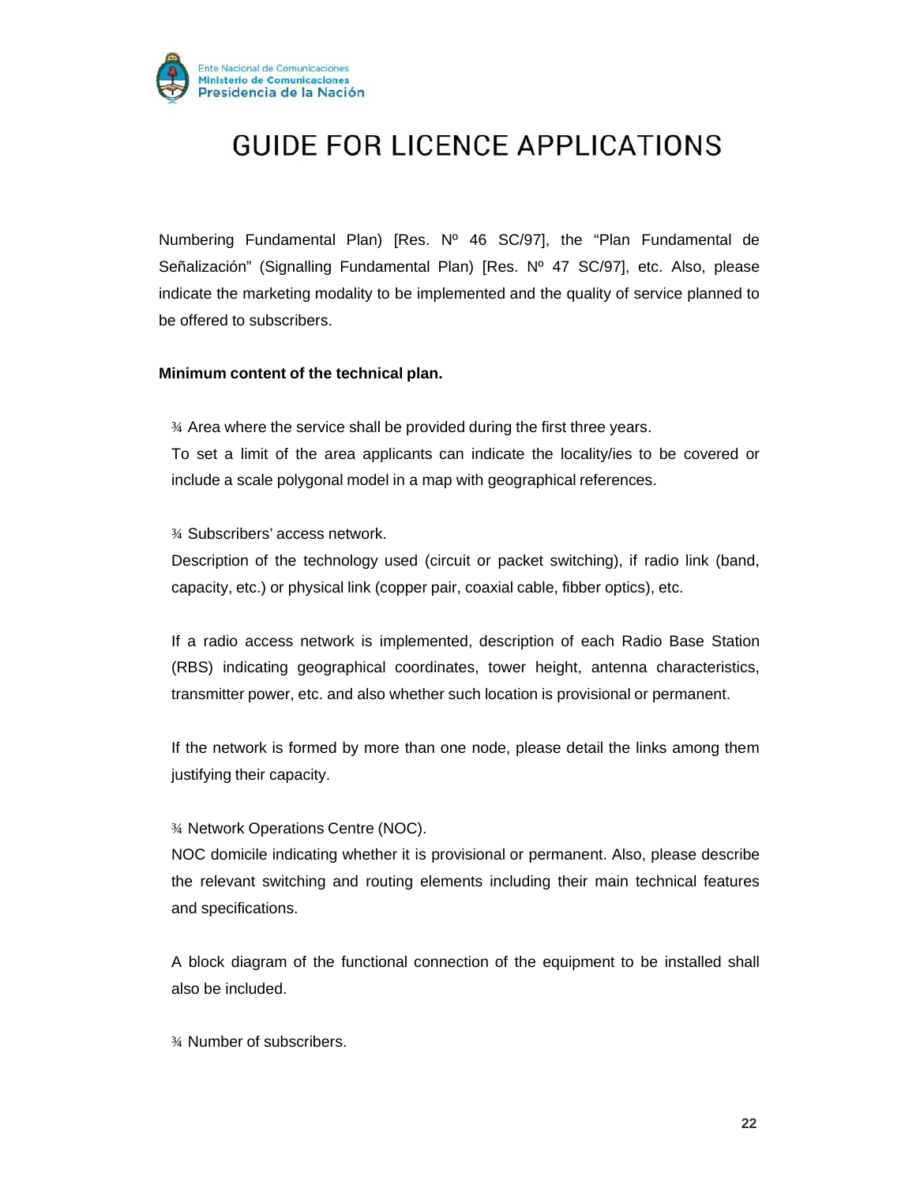Numbering Fundamental Plan) [Res. Nº 46 SC/97], the "Plan Fundamental de Señalización" (Signalling Fundamental Plan) [Res. Nº 47 SC/97], etc. Also, please indicate the marketing modality to be implemented and the quality of service planned to be offered to subscribers.

**Minimum content of the technical plan.**

¾ Area where the service shall be provided during the first three years.
To set a limit of the area applicants can indicate the locality/ies to be covered or include a scale polygonal model in a map with geographical references.

¾ Subscribers' access network.
Description of the technology used (circuit or packet switching), if radio link (band, capacity, etc.) or physical link (copper pair, coaxial cable, fibber optics), etc.

If a radio access network is implemented, description of each Radio Base Station (RBS) indicating geographical coordinates, tower height, antenna characteristics, transmitter power, etc. and also whether such location is provisional or permanent.

If the network is formed by more than one node, please detail the links among them justifying their capacity.

¾ Network Operations Centre (NOC).
NOC domicile indicating whether it is provisional or permanent. Also, please describe the relevant switching and routing elements including their main technical features and specifications.

A block diagram of the functional connection of the equipment to be installed shall also be included.

¾ Number of subscribers.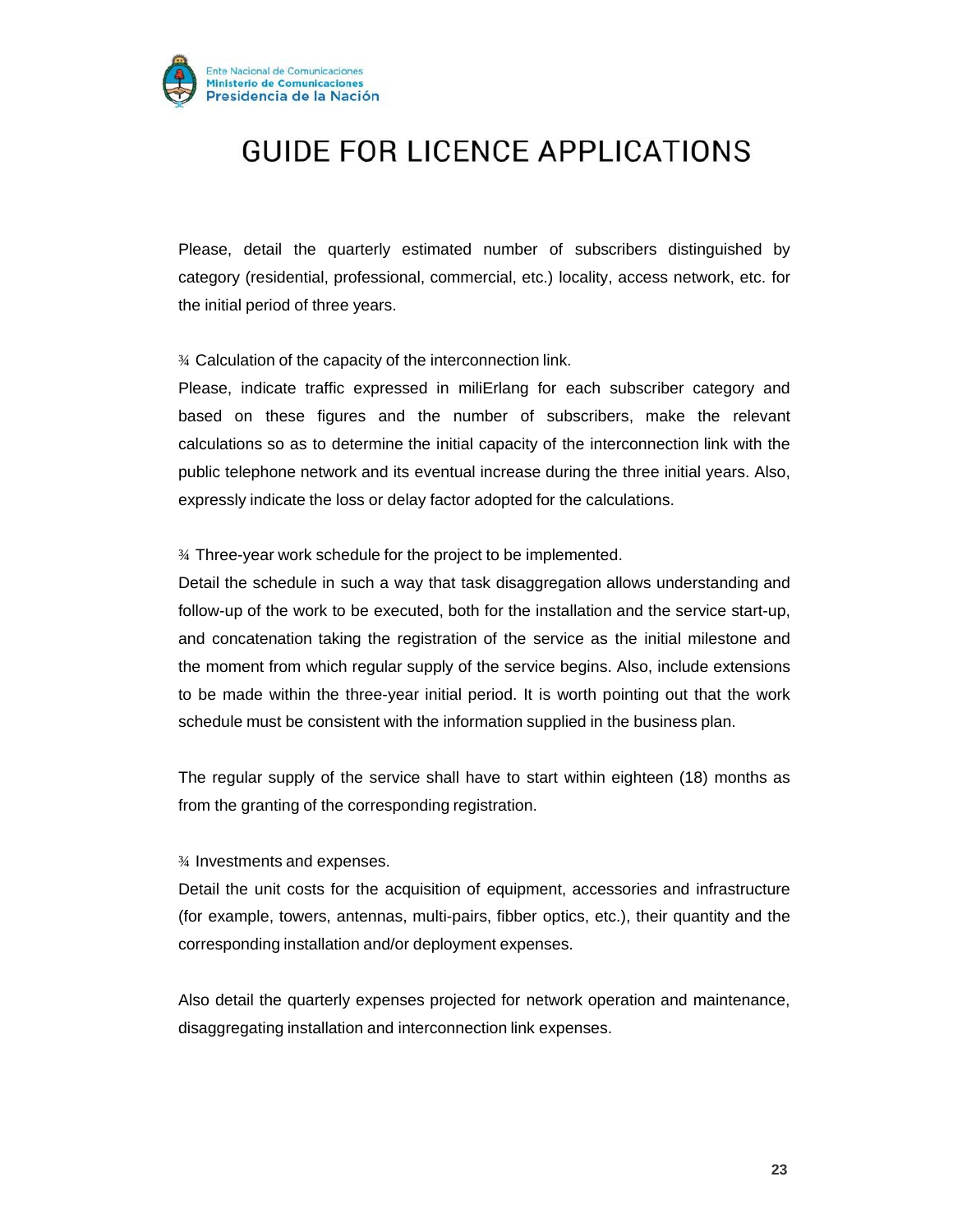# GUIDE FOR LICENCE APPLICATIONS

Please, detail the quarterly estimated number of subscribers distinguished by category (residential, professional, commercial, etc.) locality, access network, etc. for the initial period of three years.

¾ Calculation of the capacity of the interconnection link.

Please, indicate traffic expressed in miliErlang for each subscriber category and based on these figures and the number of subscribers, make the relevant calculations so as to determine the initial capacity of the interconnection link with the public telephone network and its eventual increase during the three initial years. Also, expressly indicate the loss or delay factor adopted for the calculations.

¾ Three-year work schedule for the project to be implemented.

Detail the schedule in such a way that task disaggregation allows understanding and follow-up of the work to be executed, both for the installation and the service start-up, and concatenation taking the registration of the service as the initial milestone and the moment from which regular supply of the service begins. Also, include extensions to be made within the three-year initial period. It is worth pointing out that the work schedule must be consistent with the information supplied in the business plan.

The regular supply of the service shall have to start within eighteen (18) months as from the granting of the corresponding registration.

¾ Investments and expenses.

Detail the unit costs for the acquisition of equipment, accessories and infrastructure (for example, towers, antennas, multi-pairs, fibber optics, etc.), their quantity and the corresponding installation and/or deployment expenses.

Also detail the quarterly expenses projected for network operation and maintenance, disaggregating installation and interconnection link expenses.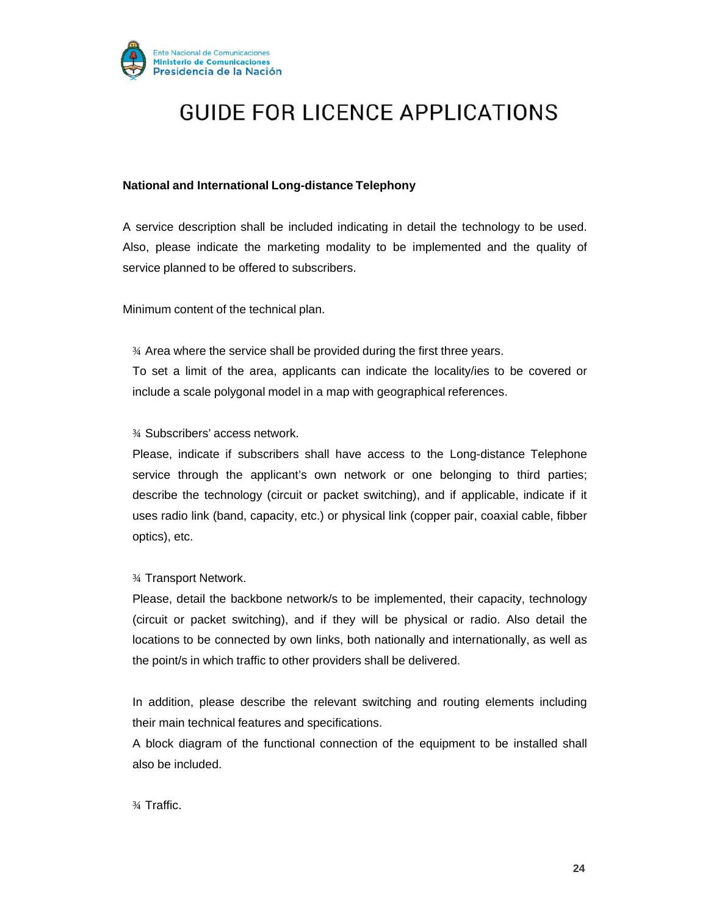# GUIDE FOR LICENCE APPLICATIONS

**National and International Long-distance Telephony**

A service description shall be included indicating in detail the technology to be used. Also, please indicate the marketing modality to be implemented and the quality of service planned to be offered to subscribers.

Minimum content of the technical plan.

¾ Area where the service shall be provided during the first three years.
To set a limit of the area, applicants can indicate the locality/ies to be covered or include a scale polygonal model in a map with geographical references.

¾ Subscribers' access network.
Please, indicate if subscribers shall have access to the Long-distance Telephone service through the applicant's own network or one belonging to third parties; describe the technology (circuit or packet switching), and if applicable, indicate if it uses radio link (band, capacity, etc.) or physical link (copper pair, coaxial cable, fibber optics), etc.

¾ Transport Network.
Please, detail the backbone network/s to be implemented, their capacity, technology (circuit or packet switching), and if they will be physical or radio. Also detail the locations to be connected by own links, both nationally and internationally, as well as the point/s in which traffic to other providers shall be delivered.

In addition, please describe the relevant switching and routing elements including their main technical features and specifications.
A block diagram of the functional connection of the equipment to be installed shall also be included.

¾ Traffic.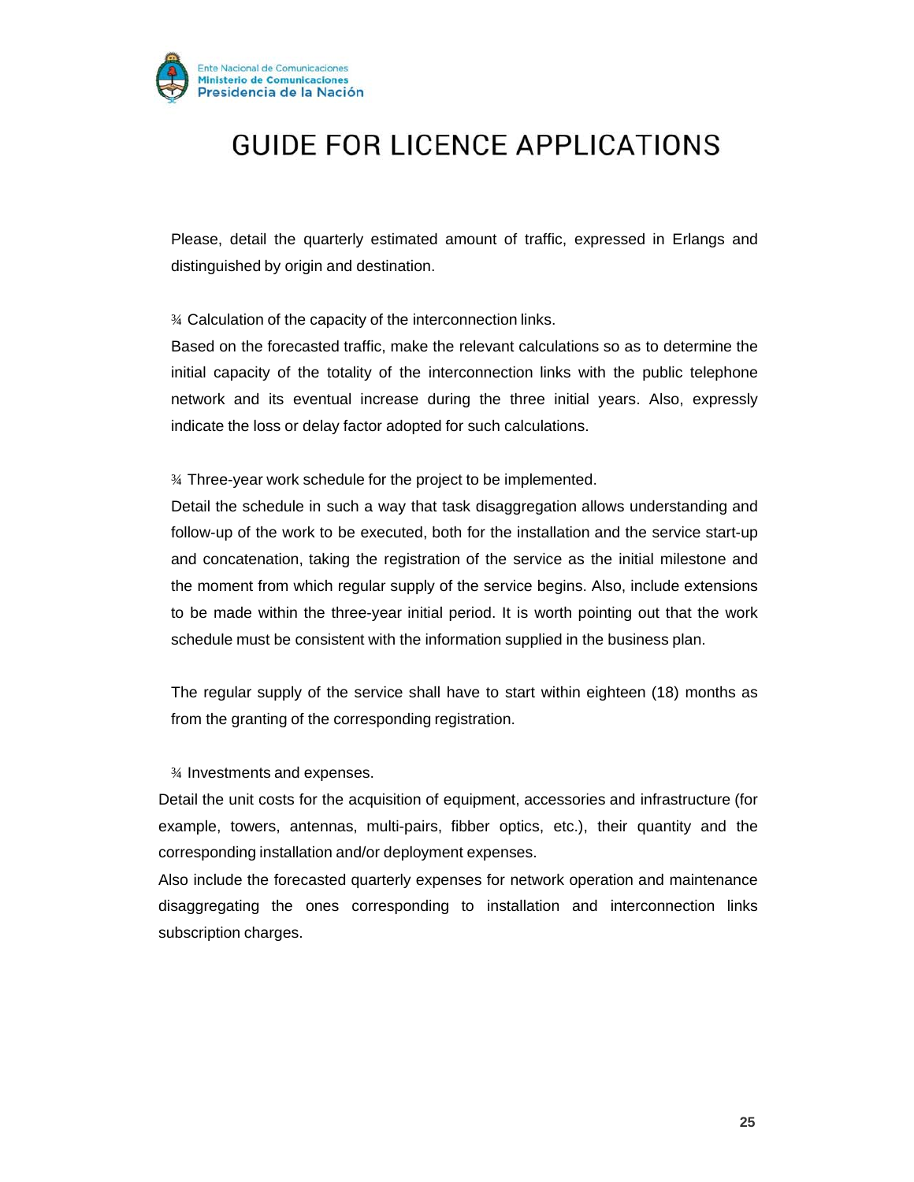Please, detail the quarterly estimated amount of traffic, expressed in Erlangs and distinguished by origin and destination.

¾ Calculation of the capacity of the interconnection links.

Based on the forecasted traffic, make the relevant calculations so as to determine the initial capacity of the totality of the interconnection links with the public telephone network and its eventual increase during the three initial years. Also, expressly indicate the loss or delay factor adopted for such calculations.

¾ Three-year work schedule for the project to be implemented.

Detail the schedule in such a way that task disaggregation allows understanding and follow-up of the work to be executed, both for the installation and the service start-up and concatenation, taking the registration of the service as the initial milestone and the moment from which regular supply of the service begins. Also, include extensions to be made within the three-year initial period. It is worth pointing out that the work schedule must be consistent with the information supplied in the business plan.

The regular supply of the service shall have to start within eighteen (18) months as from the granting of the corresponding registration.

¾ Investments and expenses.

Detail the unit costs for the acquisition of equipment, accessories and infrastructure (for example, towers, antennas, multi-pairs, fibber optics, etc.), their quantity and the corresponding installation and/or deployment expenses.

Also include the forecasted quarterly expenses for network operation and maintenance disaggregating the ones corresponding to installation and interconnection links subscription charges.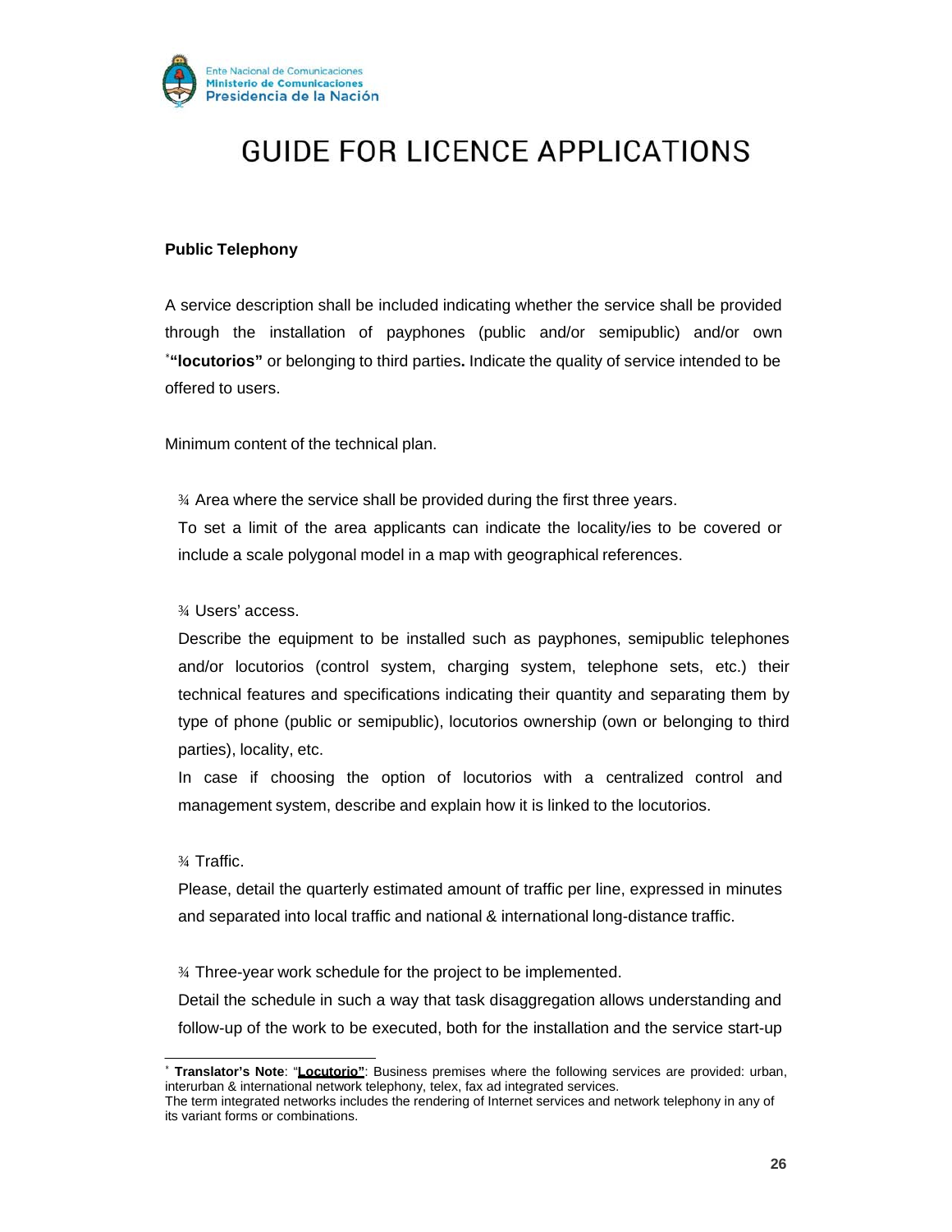# GUIDE FOR LICENCE APPLICATIONS

**Public Telephony**

A service description shall be included indicating whether the service shall be provided through the installation of payphones (public and/or semipublic) and/or own [*]**"locutorios"** or belonging to third parties**.** Indicate the quality of service intended to be offered to users.

Minimum content of the technical plan.

¾ Area where the service shall be provided during the first three years.
To set a limit of the area applicants can indicate the locality/ies to be covered or include a scale polygonal model in a map with geographical references.

¾ Users' access.
Describe the equipment to be installed such as payphones, semipublic telephones and/or locutorios (control system, charging system, telephone sets, etc.) their technical features and specifications indicating their quantity and separating them by type of phone (public or semipublic), locutorios ownership (own or belonging to third parties), locality, etc.
In case if choosing the option of locutorios with a centralized control and management system, describe and explain how it is linked to the locutorios.

¾ Traffic.
Please, detail the quarterly estimated amount of traffic per line, expressed in minutes and separated into local traffic and national & international long-distance traffic.

¾ Three-year work schedule for the project to be implemented.
Detail the schedule in such a way that task disaggregation allows understanding and follow-up of the work to be executed, both for the installation and the service start-up

---

[*] **Translator's Note**: "**Locutorio"**: Business premises where the following services are provided: urban, interurban & international network telephony, telex, fax ad integrated services.
The term integrated networks includes the rendering of Internet services and network telephony in any of its variant forms or combinations.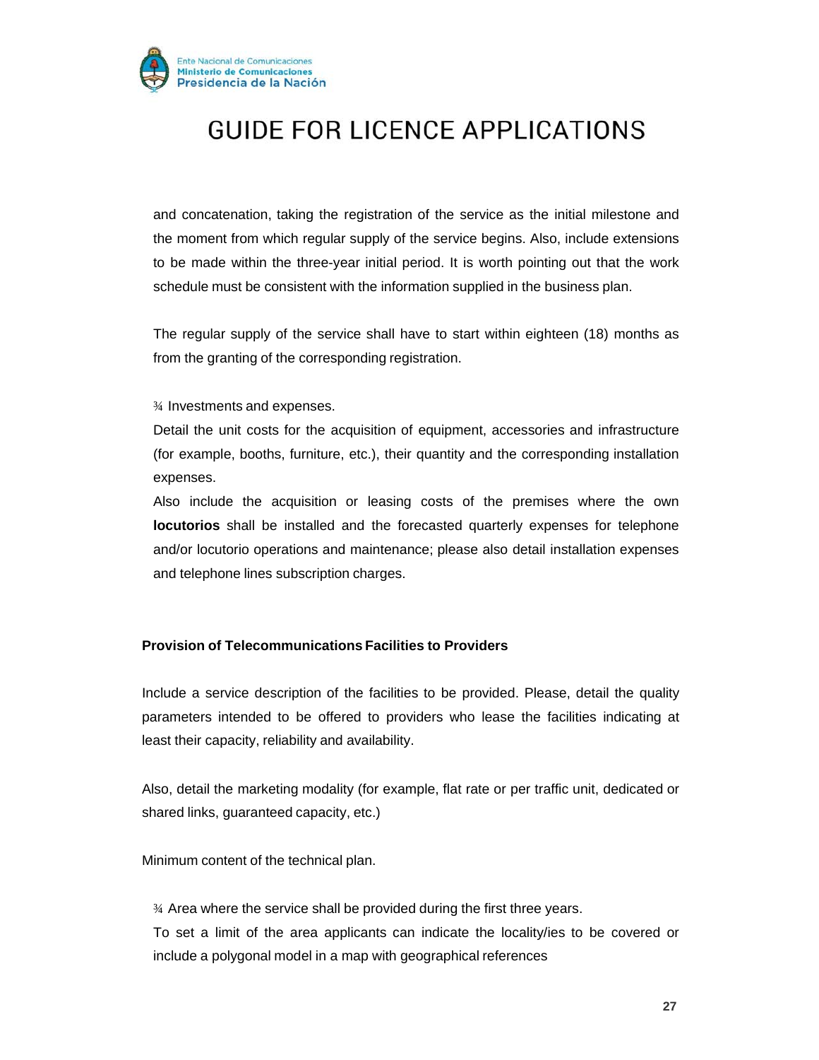and concatenation, taking the registration of the service as the initial milestone and the moment from which regular supply of the service begins. Also, include extensions to be made within the three-year initial period. It is worth pointing out that the work schedule must be consistent with the information supplied in the business plan.

The regular supply of the service shall have to start within eighteen (18) months as from the granting of the corresponding registration.

¾ Investments and expenses.

Detail the unit costs for the acquisition of equipment, accessories and infrastructure (for example, booths, furniture, etc.), their quantity and the corresponding installation expenses.

Also include the acquisition or leasing costs of the premises where the own **locutorios** shall be installed and the forecasted quarterly expenses for telephone and/or locutorio operations and maintenance; please also detail installation expenses and telephone lines subscription charges.

**Provision of Telecommunications Facilities to Providers**

Include a service description of the facilities to be provided. Please, detail the quality parameters intended to be offered to providers who lease the facilities indicating at least their capacity, reliability and availability.

Also, detail the marketing modality (for example, flat rate or per traffic unit, dedicated or shared links, guaranteed capacity, etc.)

Minimum content of the technical plan.

¾ Area where the service shall be provided during the first three years.

To set a limit of the area applicants can indicate the locality/ies to be covered or include a polygonal model in a map with geographical references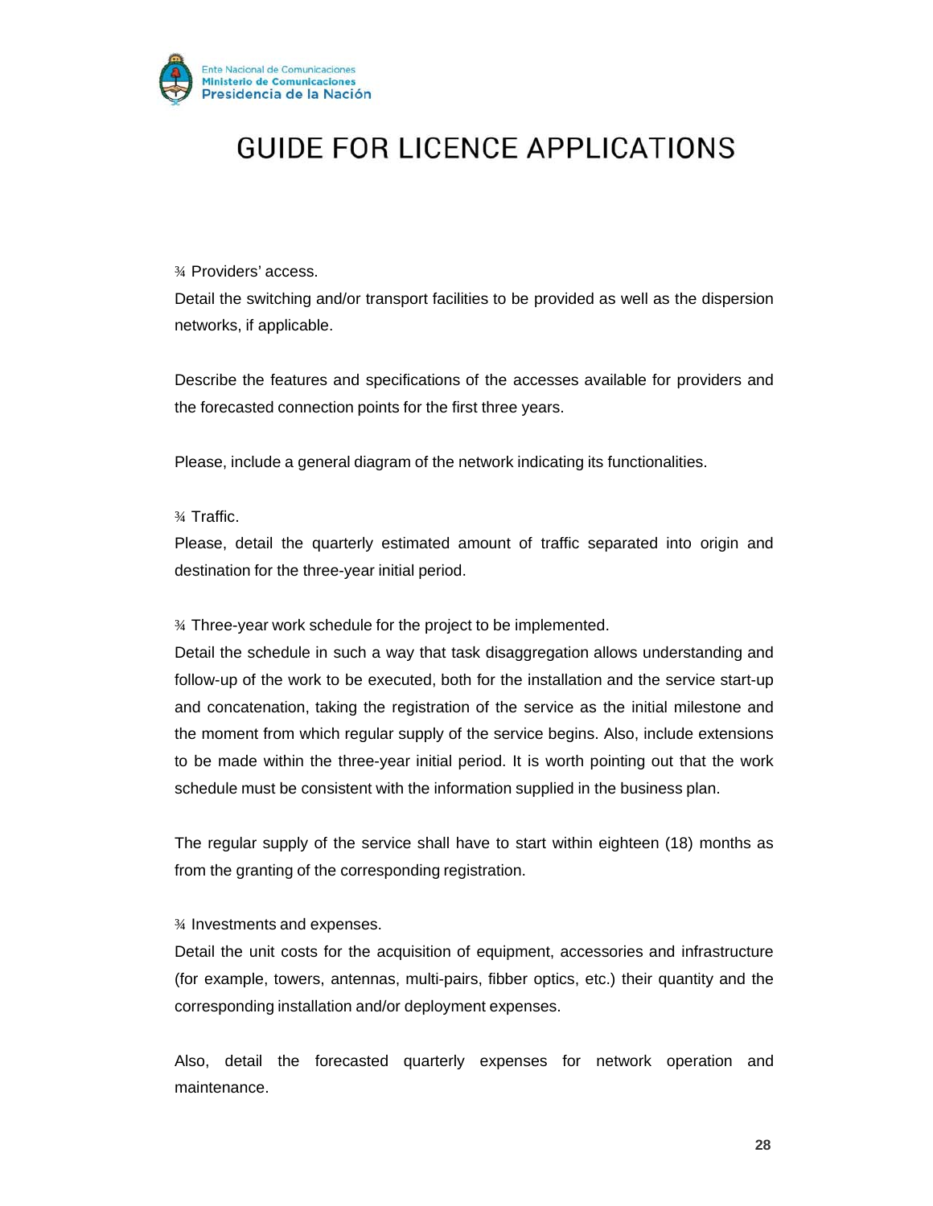¾ Providers' access.

Detail the switching and/or transport facilities to be provided as well as the dispersion networks, if applicable.

Describe the features and specifications of the accesses available for providers and the forecasted connection points for the first three years.

Please, include a general diagram of the network indicating its functionalities.

¾ Traffic.

Please, detail the quarterly estimated amount of traffic separated into origin and destination for the three-year initial period.

¾ Three-year work schedule for the project to be implemented.

Detail the schedule in such a way that task disaggregation allows understanding and follow-up of the work to be executed, both for the installation and the service start-up and concatenation, taking the registration of the service as the initial milestone and the moment from which regular supply of the service begins. Also, include extensions to be made within the three-year initial period. It is worth pointing out that the work schedule must be consistent with the information supplied in the business plan.

The regular supply of the service shall have to start within eighteen (18) months as from the granting of the corresponding registration.

¾ Investments and expenses.

Detail the unit costs for the acquisition of equipment, accessories and infrastructure (for example, towers, antennas, multi-pairs, fibber optics, etc.) their quantity and the corresponding installation and/or deployment expenses.

Also, detail the forecasted quarterly expenses for network operation and maintenance.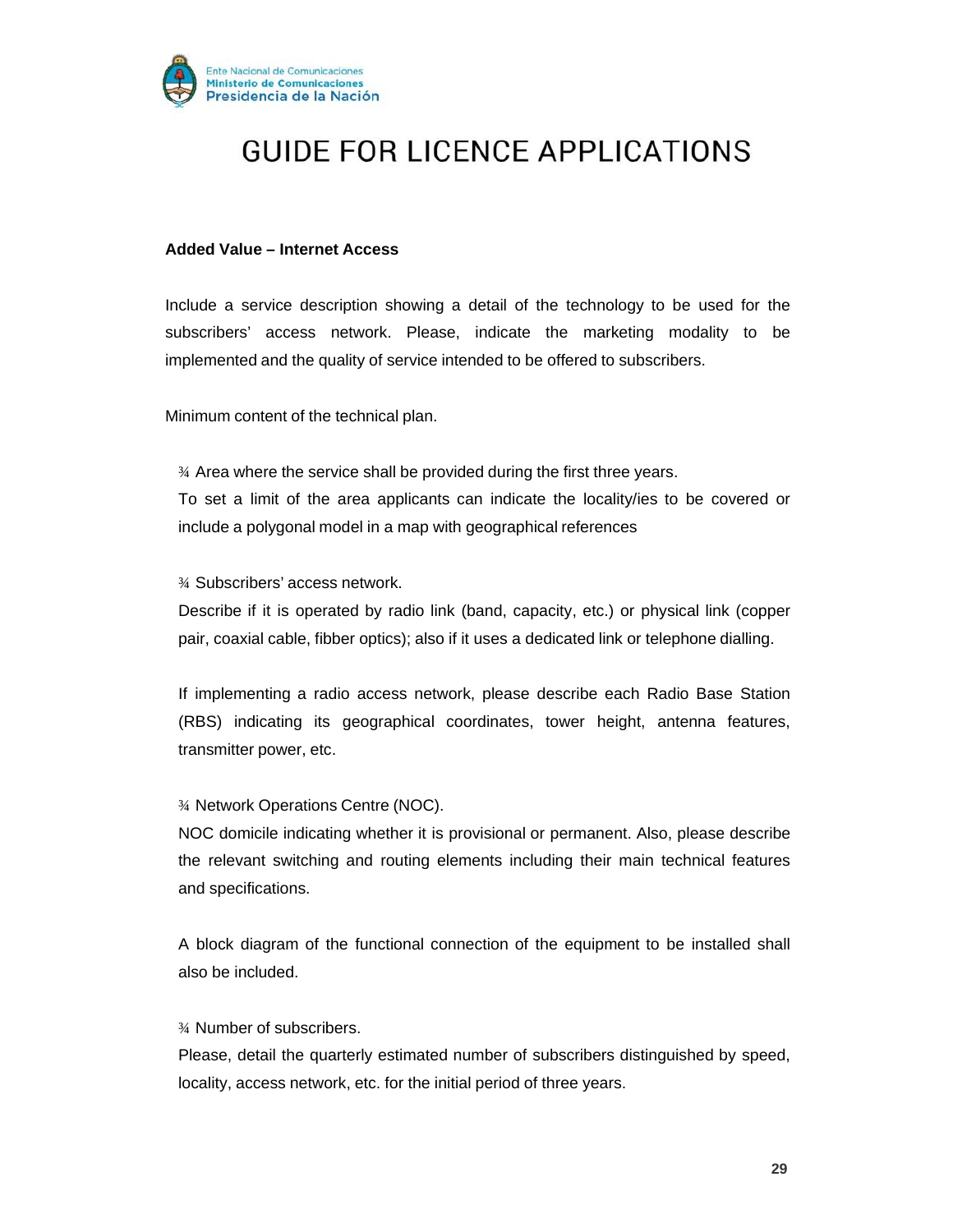# GUIDE FOR LICENCE APPLICATIONS

**Added Value – Internet Access**

Include a service description showing a detail of the technology to be used for the subscribers' access network. Please, indicate the marketing modality to be implemented and the quality of service intended to be offered to subscribers.

Minimum content of the technical plan.

¾ Area where the service shall be provided during the first three years.
To set a limit of the area applicants can indicate the locality/ies to be covered or include a polygonal model in a map with geographical references

¾ Subscribers' access network.
Describe if it is operated by radio link (band, capacity, etc.) or physical link (copper pair, coaxial cable, fibber optics); also if it uses a dedicated link or telephone dialling.

If implementing a radio access network, please describe each Radio Base Station (RBS) indicating its geographical coordinates, tower height, antenna features, transmitter power, etc.

¾ Network Operations Centre (NOC).
NOC domicile indicating whether it is provisional or permanent. Also, please describe the relevant switching and routing elements including their main technical features and specifications.

A block diagram of the functional connection of the equipment to be installed shall also be included.

¾ Number of subscribers.
Please, detail the quarterly estimated number of subscribers distinguished by speed, locality, access network, etc. for the initial period of three years.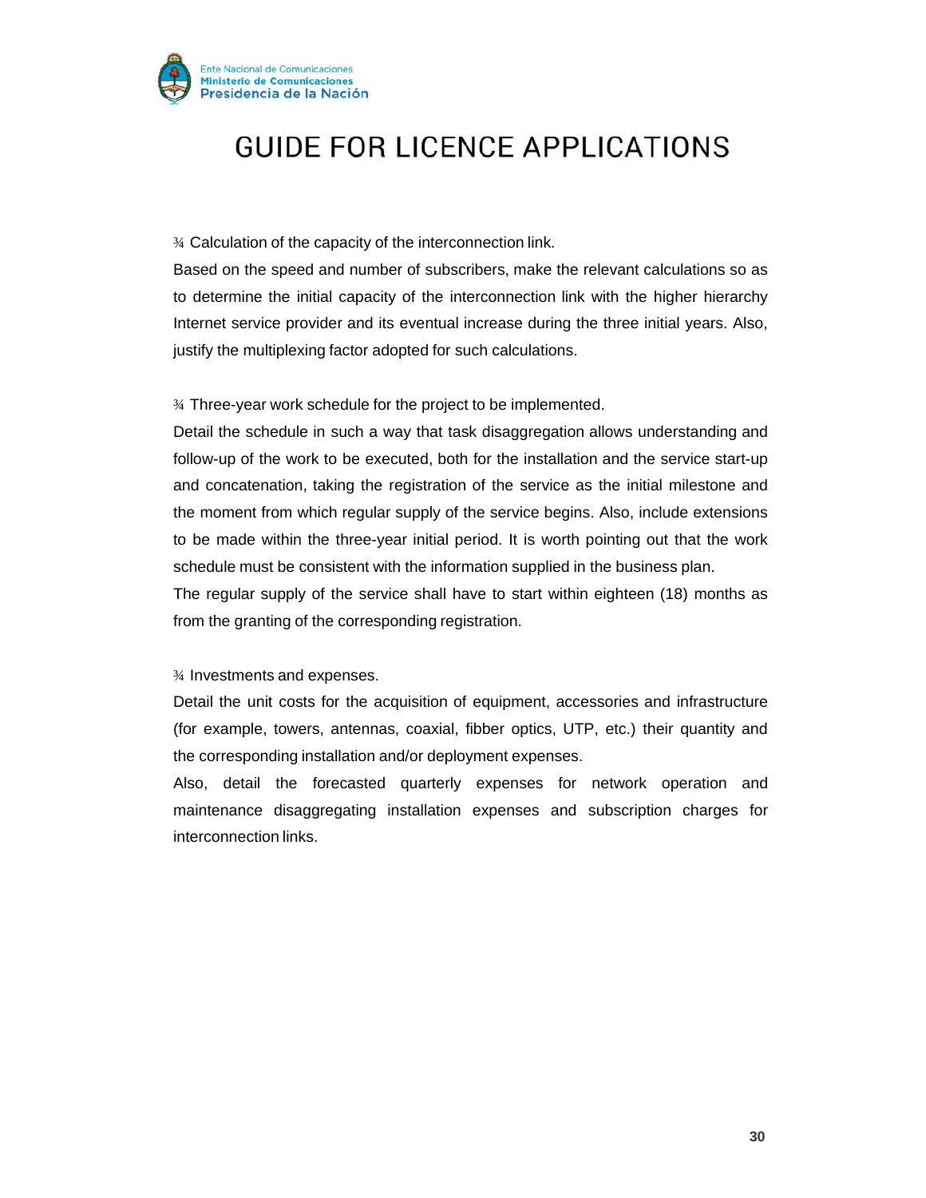¾ Calculation of the capacity of the interconnection link.

Based on the speed and number of subscribers, make the relevant calculations so as to determine the initial capacity of the interconnection link with the higher hierarchy Internet service provider and its eventual increase during the three initial years. Also, justify the multiplexing factor adopted for such calculations.

¾ Three-year work schedule for the project to be implemented.

Detail the schedule in such a way that task disaggregation allows understanding and follow-up of the work to be executed, both for the installation and the service start-up and concatenation, taking the registration of the service as the initial milestone and the moment from which regular supply of the service begins. Also, include extensions to be made within the three-year initial period. It is worth pointing out that the work schedule must be consistent with the information supplied in the business plan.

The regular supply of the service shall have to start within eighteen (18) months as from the granting of the corresponding registration.

¾ Investments and expenses.

Detail the unit costs for the acquisition of equipment, accessories and infrastructure (for example, towers, antennas, coaxial, fibber optics, UTP, etc.) their quantity and the corresponding installation and/or deployment expenses.

Also, detail the forecasted quarterly expenses for network operation and maintenance disaggregating installation expenses and subscription charges for interconnection links.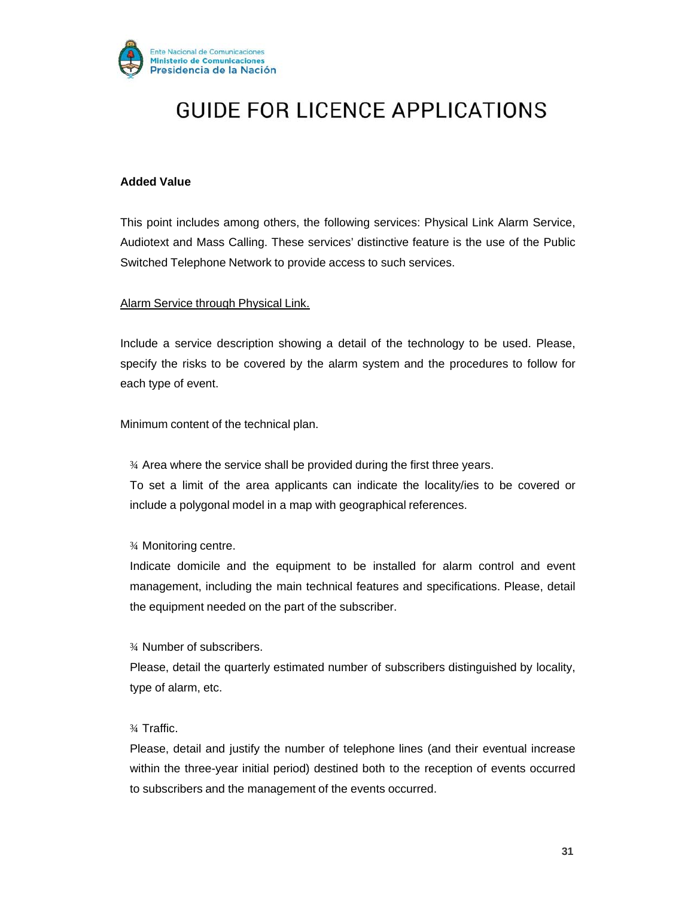# GUIDE FOR LICENCE APPLICATIONS

**Added Value**

This point includes among others, the following services: Physical Link Alarm Service, Audiotext and Mass Calling. These services' distinctive feature is the use of the Public Switched Telephone Network to provide access to such services.

<u>Alarm Service through Physical Link.</u>

Include a service description showing a detail of the technology to be used. Please, specify the risks to be covered by the alarm system and the procedures to follow for each type of event.

Minimum content of the technical plan.

- ¾ Area where the service shall be provided during the first three years.
  To set a limit of the area applicants can indicate the locality/ies to be covered or include a polygonal model in a map with geographical references.

- ¾ Monitoring centre.
  Indicate domicile and the equipment to be installed for alarm control and event management, including the main technical features and specifications. Please, detail the equipment needed on the part of the subscriber.

- ¾ Number of subscribers.
  Please, detail the quarterly estimated number of subscribers distinguished by locality, type of alarm, etc.

- ¾ Traffic.
  Please, detail and justify the number of telephone lines (and their eventual increase within the three-year initial period) destined both to the reception of events occurred to subscribers and the management of the events occurred.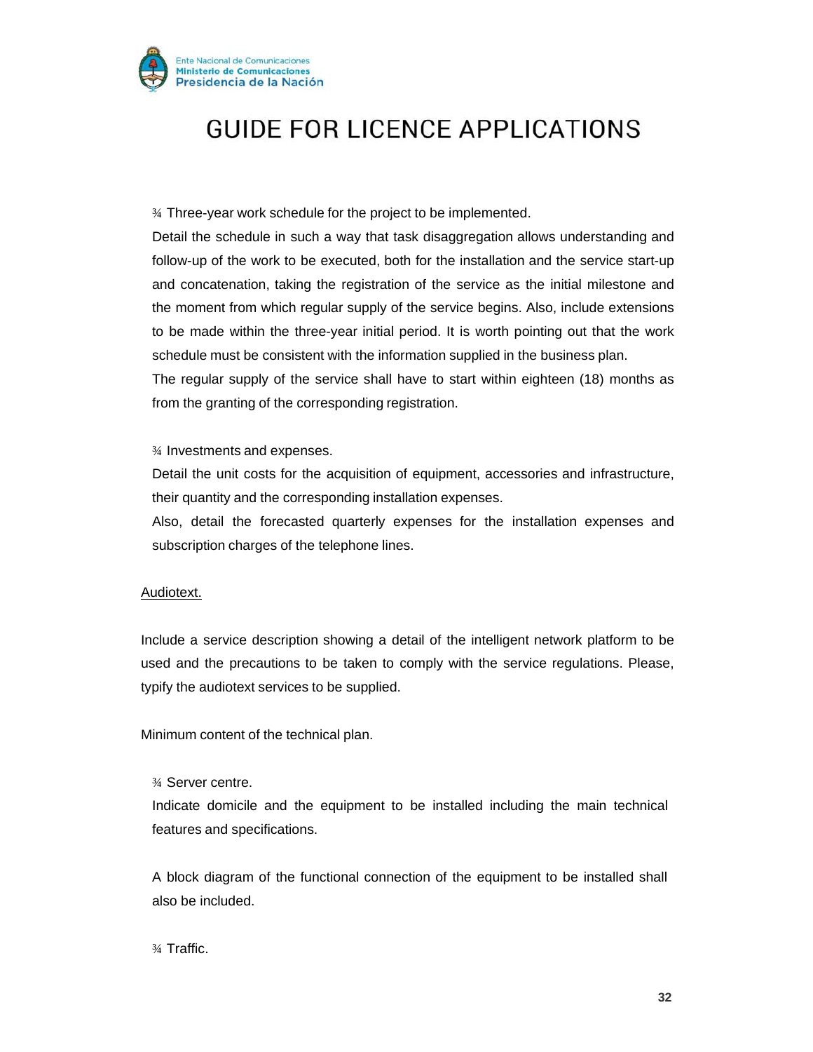¾ Three-year work schedule for the project to be implemented.

Detail the schedule in such a way that task disaggregation allows understanding and follow-up of the work to be executed, both for the installation and the service start-up and concatenation, taking the registration of the service as the initial milestone and the moment from which regular supply of the service begins. Also, include extensions to be made within the three-year initial period. It is worth pointing out that the work schedule must be consistent with the information supplied in the business plan.

The regular supply of the service shall have to start within eighteen (18) months as from the granting of the corresponding registration.

¾ Investments and expenses.

Detail the unit costs for the acquisition of equipment, accessories and infrastructure, their quantity and the corresponding installation expenses.

Also, detail the forecasted quarterly expenses for the installation expenses and subscription charges of the telephone lines.

<u>Audiotext.</u>

Include a service description showing a detail of the intelligent network platform to be used and the precautions to be taken to comply with the service regulations. Please, typify the audiotext services to be supplied.

Minimum content of the technical plan.

¾ Server centre.

Indicate domicile and the equipment to be installed including the main technical features and specifications.

A block diagram of the functional connection of the equipment to be installed shall also be included.

¾ Traffic.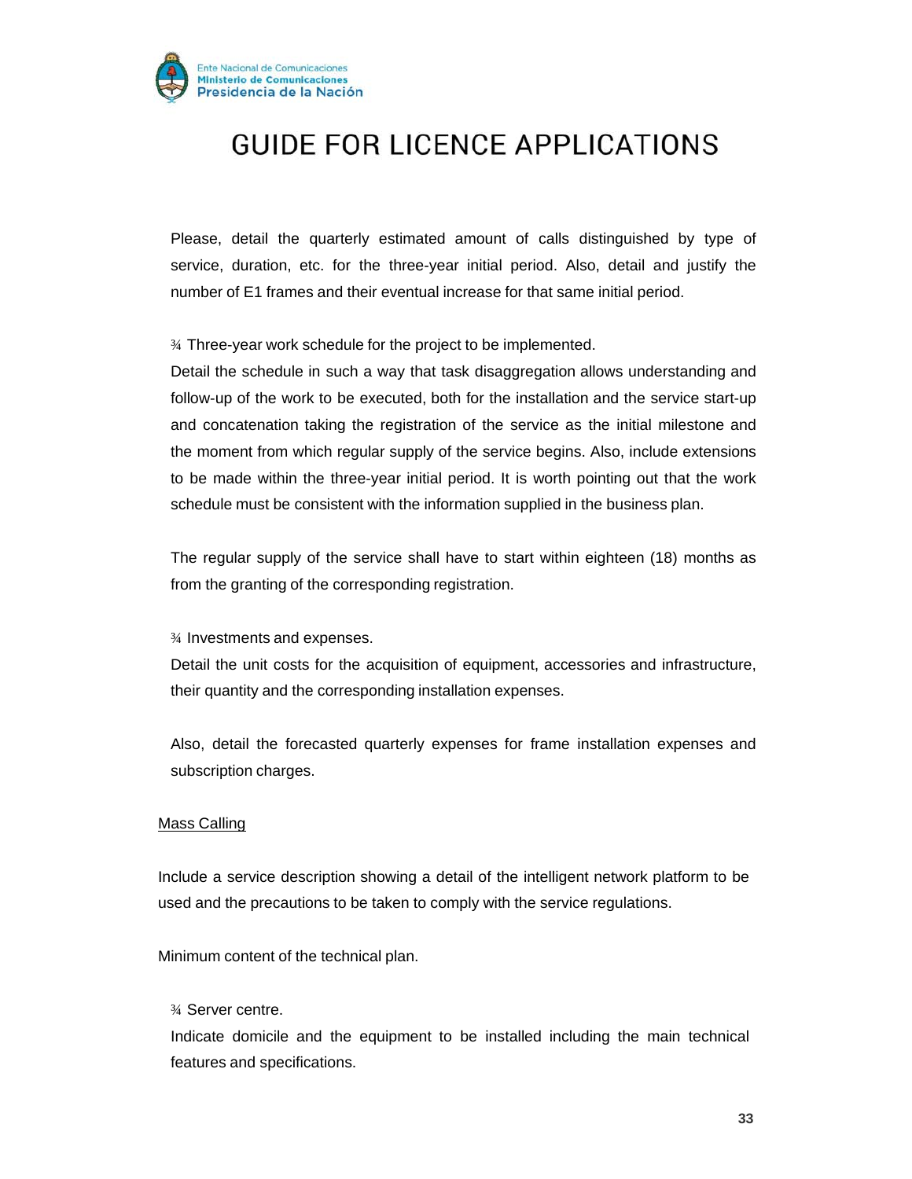# GUIDE FOR LICENCE APPLICATIONS

Please, detail the quarterly estimated amount of calls distinguished by type of service, duration, etc. for the three-year initial period. Also, detail and justify the number of E1 frames and their eventual increase for that same initial period.

¾ Three-year work schedule for the project to be implemented.

Detail the schedule in such a way that task disaggregation allows understanding and follow-up of the work to be executed, both for the installation and the service start-up and concatenation taking the registration of the service as the initial milestone and the moment from which regular supply of the service begins. Also, include extensions to be made within the three-year initial period. It is worth pointing out that the work schedule must be consistent with the information supplied in the business plan.

The regular supply of the service shall have to start within eighteen (18) months as from the granting of the corresponding registration.

¾ Investments and expenses.

Detail the unit costs for the acquisition of equipment, accessories and infrastructure, their quantity and the corresponding installation expenses.

Also, detail the forecasted quarterly expenses for frame installation expenses and subscription charges.

Mass Calling

Include a service description showing a detail of the intelligent network platform to be used and the precautions to be taken to comply with the service regulations.

Minimum content of the technical plan.

¾ Server centre.

Indicate domicile and the equipment to be installed including the main technical features and specifications.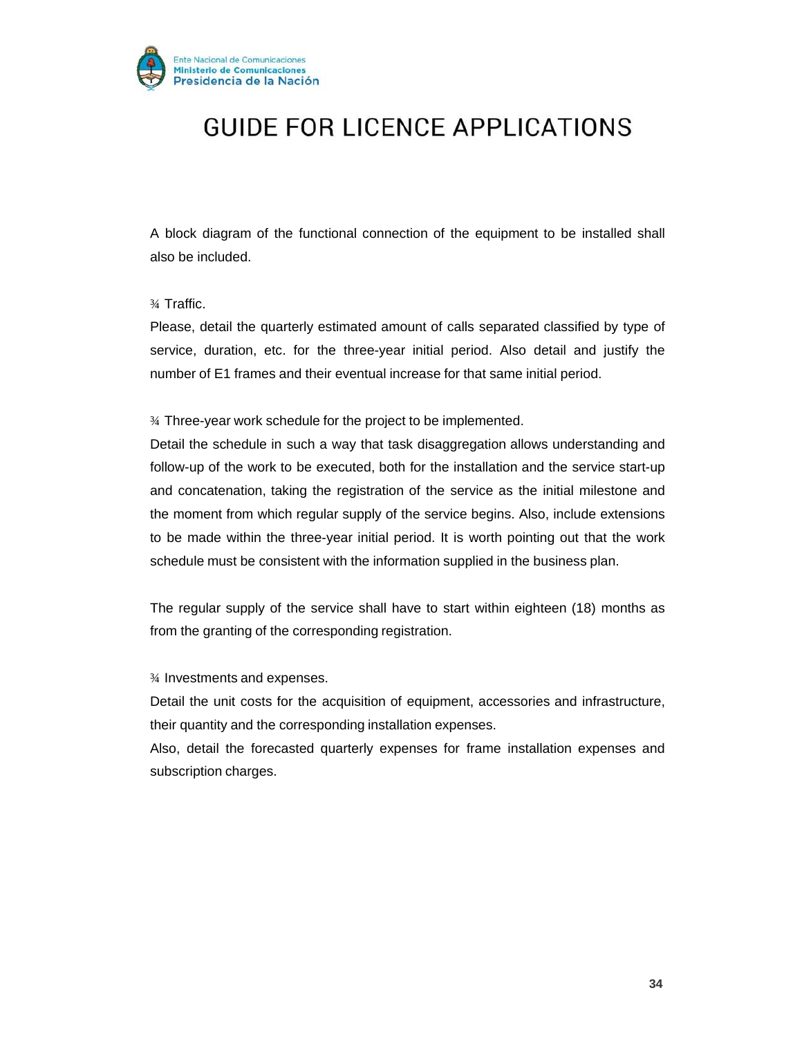A block diagram of the functional connection of the equipment to be installed shall also be included.

¾ Traffic.

Please, detail the quarterly estimated amount of calls separated classified by type of service, duration, etc. for the three-year initial period. Also detail and justify the number of E1 frames and their eventual increase for that same initial period.

¾ Three-year work schedule for the project to be implemented.

Detail the schedule in such a way that task disaggregation allows understanding and follow-up of the work to be executed, both for the installation and the service start-up and concatenation, taking the registration of the service as the initial milestone and the moment from which regular supply of the service begins. Also, include extensions to be made within the three-year initial period. It is worth pointing out that the work schedule must be consistent with the information supplied in the business plan.

The regular supply of the service shall have to start within eighteen (18) months as from the granting of the corresponding registration.

¾ Investments and expenses.

Detail the unit costs for the acquisition of equipment, accessories and infrastructure, their quantity and the corresponding installation expenses.

Also, detail the forecasted quarterly expenses for frame installation expenses and subscription charges.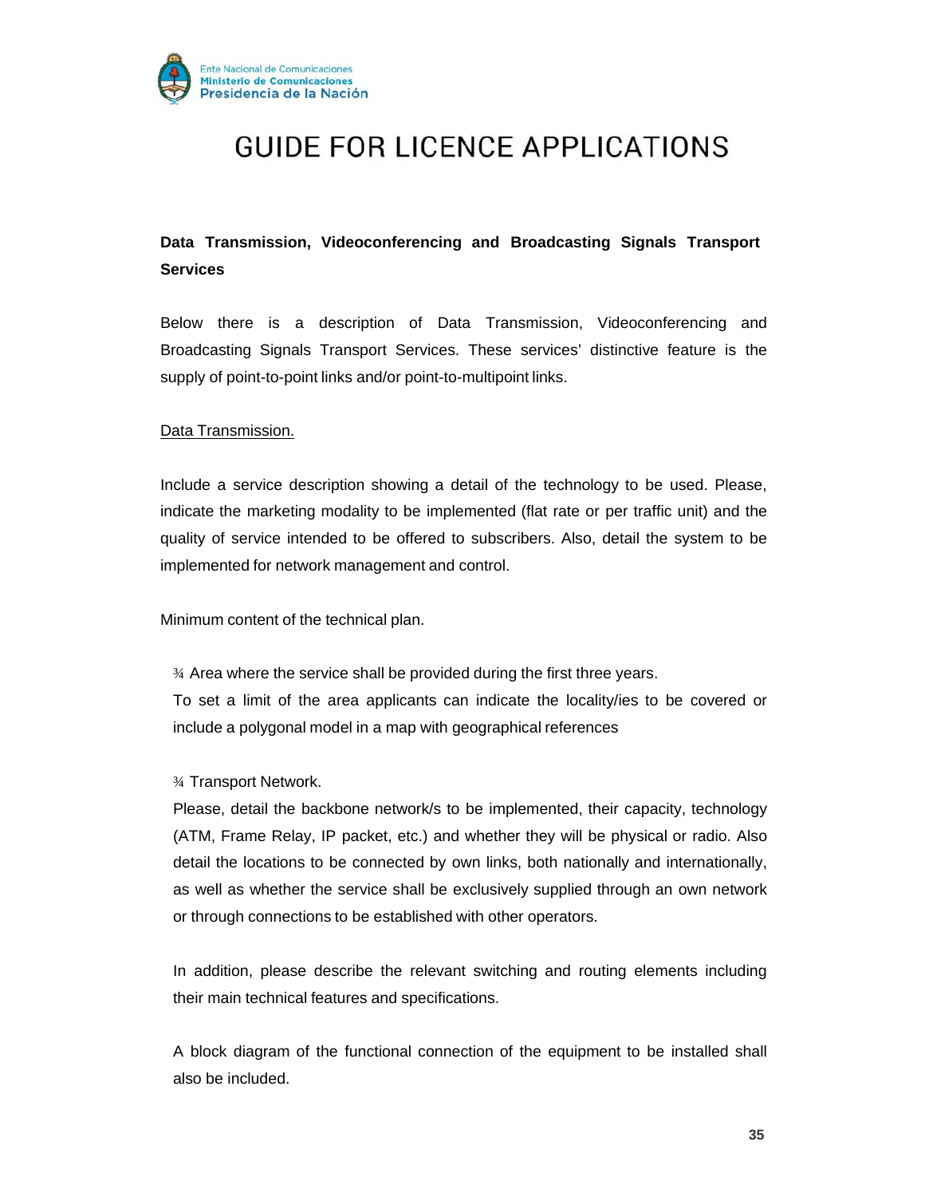# GUIDE FOR LICENCE APPLICATIONS

**Data Transmission, Videoconferencing and Broadcasting Signals Transport Services**

Below there is a description of Data Transmission, Videoconferencing and Broadcasting Signals Transport Services. These services' distinctive feature is the supply of point-to-point links and/or point-to-multipoint links.

<u>Data Transmission.</u>

Include a service description showing a detail of the technology to be used. Please, indicate the marketing modality to be implemented (flat rate or per traffic unit) and the quality of service intended to be offered to subscribers. Also, detail the system to be implemented for network management and control.

Minimum content of the technical plan.

¾ Area where the service shall be provided during the first three years.
To set a limit of the area applicants can indicate the locality/ies to be covered or include a polygonal model in a map with geographical references

¾ Transport Network.
Please, detail the backbone network/s to be implemented, their capacity, technology (ATM, Frame Relay, IP packet, etc.) and whether they will be physical or radio. Also detail the locations to be connected by own links, both nationally and internationally, as well as whether the service shall be exclusively supplied through an own network or through connections to be established with other operators.

In addition, please describe the relevant switching and routing elements including their main technical features and specifications.

A block diagram of the functional connection of the equipment to be installed shall also be included.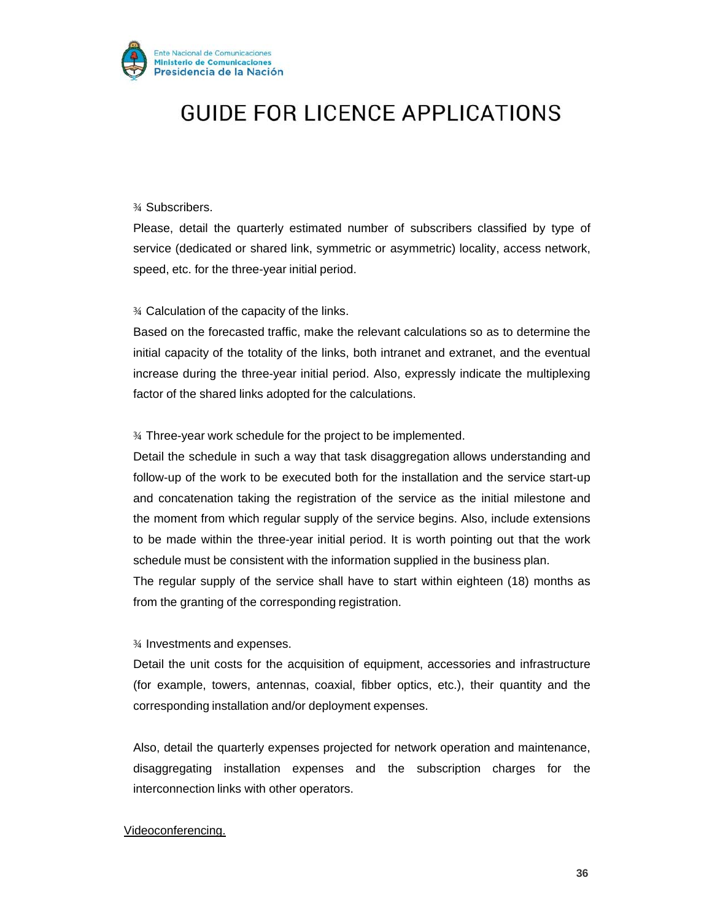¾ Subscribers.

Please, detail the quarterly estimated number of subscribers classified by type of service (dedicated or shared link, symmetric or asymmetric) locality, access network, speed, etc. for the three-year initial period.

¾ Calculation of the capacity of the links.

Based on the forecasted traffic, make the relevant calculations so as to determine the initial capacity of the totality of the links, both intranet and extranet, and the eventual increase during the three-year initial period. Also, expressly indicate the multiplexing factor of the shared links adopted for the calculations.

¾ Three-year work schedule for the project to be implemented.

Detail the schedule in such a way that task disaggregation allows understanding and follow-up of the work to be executed both for the installation and the service start-up and concatenation taking the registration of the service as the initial milestone and the moment from which regular supply of the service begins. Also, include extensions to be made within the three-year initial period. It is worth pointing out that the work schedule must be consistent with the information supplied in the business plan.

The regular supply of the service shall have to start within eighteen (18) months as from the granting of the corresponding registration.

¾ Investments and expenses.

Detail the unit costs for the acquisition of equipment, accessories and infrastructure (for example, towers, antennas, coaxial, fibber optics, etc.), their quantity and the corresponding installation and/or deployment expenses.

Also, detail the quarterly expenses projected for network operation and maintenance, disaggregating installation expenses and the subscription charges for the interconnection links with other operators.

<u>Videoconferencing.</u>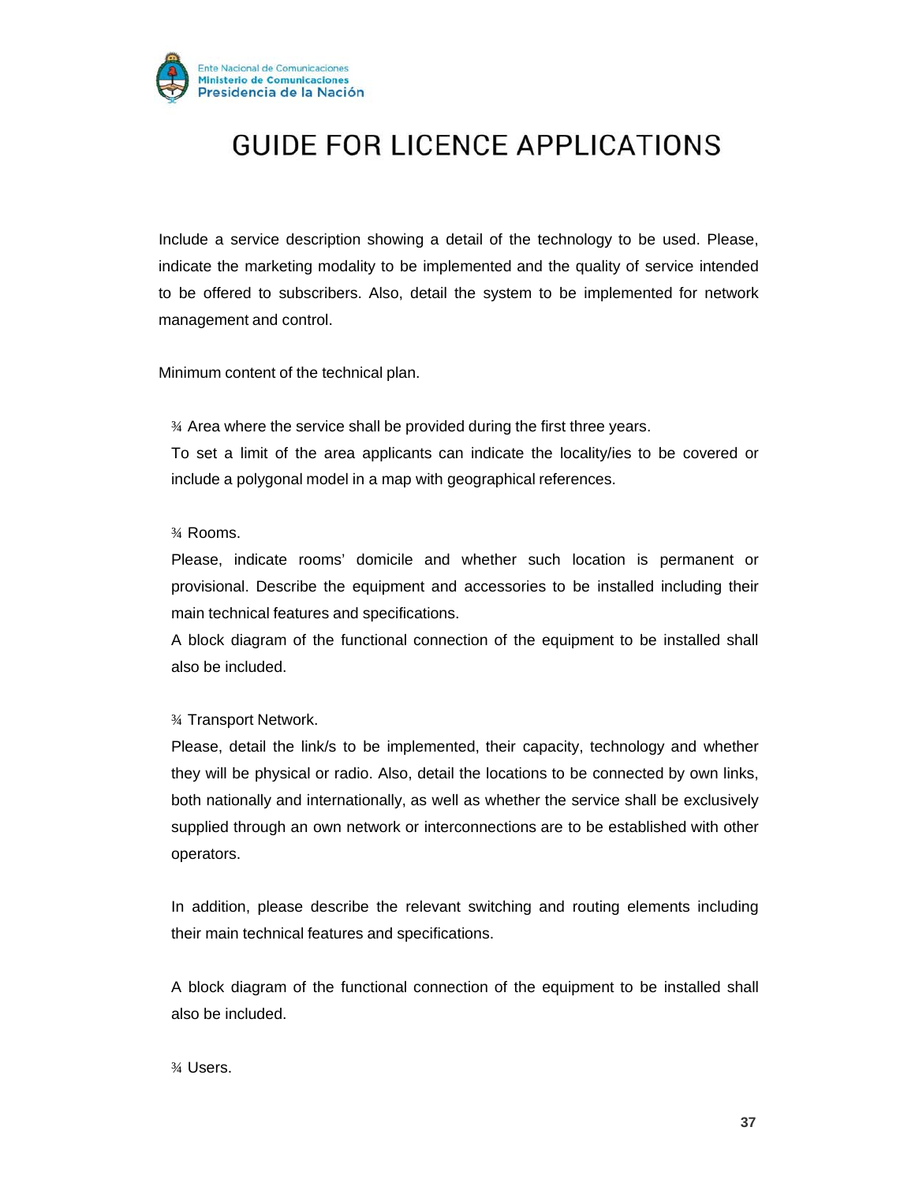# GUIDE FOR LICENCE APPLICATIONS

Include a service description showing a detail of the technology to be used. Please, indicate the marketing modality to be implemented and the quality of service intended to be offered to subscribers. Also, detail the system to be implemented for network management and control.

Minimum content of the technical plan.

¾ Area where the service shall be provided during the first three years.

To set a limit of the area applicants can indicate the locality/ies to be covered or include a polygonal model in a map with geographical references.

¾ Rooms.

Please, indicate rooms' domicile and whether such location is permanent or provisional. Describe the equipment and accessories to be installed including their main technical features and specifications.

A block diagram of the functional connection of the equipment to be installed shall also be included.

¾ Transport Network.

Please, detail the link/s to be implemented, their capacity, technology and whether they will be physical or radio. Also, detail the locations to be connected by own links, both nationally and internationally, as well as whether the service shall be exclusively supplied through an own network or interconnections are to be established with other operators.

In addition, please describe the relevant switching and routing elements including their main technical features and specifications.

A block diagram of the functional connection of the equipment to be installed shall also be included.

¾ Users.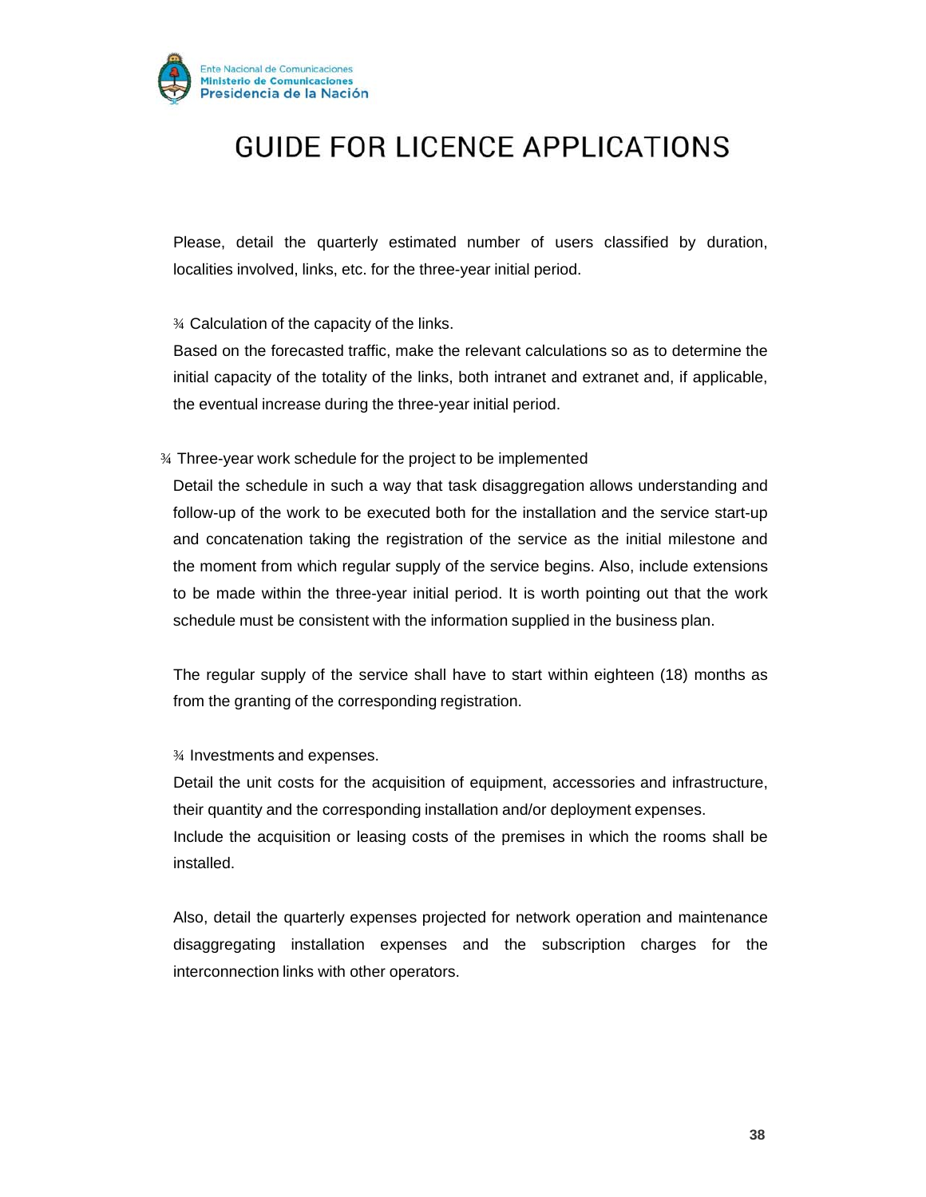Please, detail the quarterly estimated number of users classified by duration, localities involved, links, etc. for the three-year initial period.

¾ Calculation of the capacity of the links.

Based on the forecasted traffic, make the relevant calculations so as to determine the initial capacity of the totality of the links, both intranet and extranet and, if applicable, the eventual increase during the three-year initial period.

¾ Three-year work schedule for the project to be implemented

Detail the schedule in such a way that task disaggregation allows understanding and follow-up of the work to be executed both for the installation and the service start-up and concatenation taking the registration of the service as the initial milestone and the moment from which regular supply of the service begins. Also, include extensions to be made within the three-year initial period. It is worth pointing out that the work schedule must be consistent with the information supplied in the business plan.

The regular supply of the service shall have to start within eighteen (18) months as from the granting of the corresponding registration.

¾ Investments and expenses.

Detail the unit costs for the acquisition of equipment, accessories and infrastructure, their quantity and the corresponding installation and/or deployment expenses.

Include the acquisition or leasing costs of the premises in which the rooms shall be installed.

Also, detail the quarterly expenses projected for network operation and maintenance disaggregating installation expenses and the subscription charges for the interconnection links with other operators.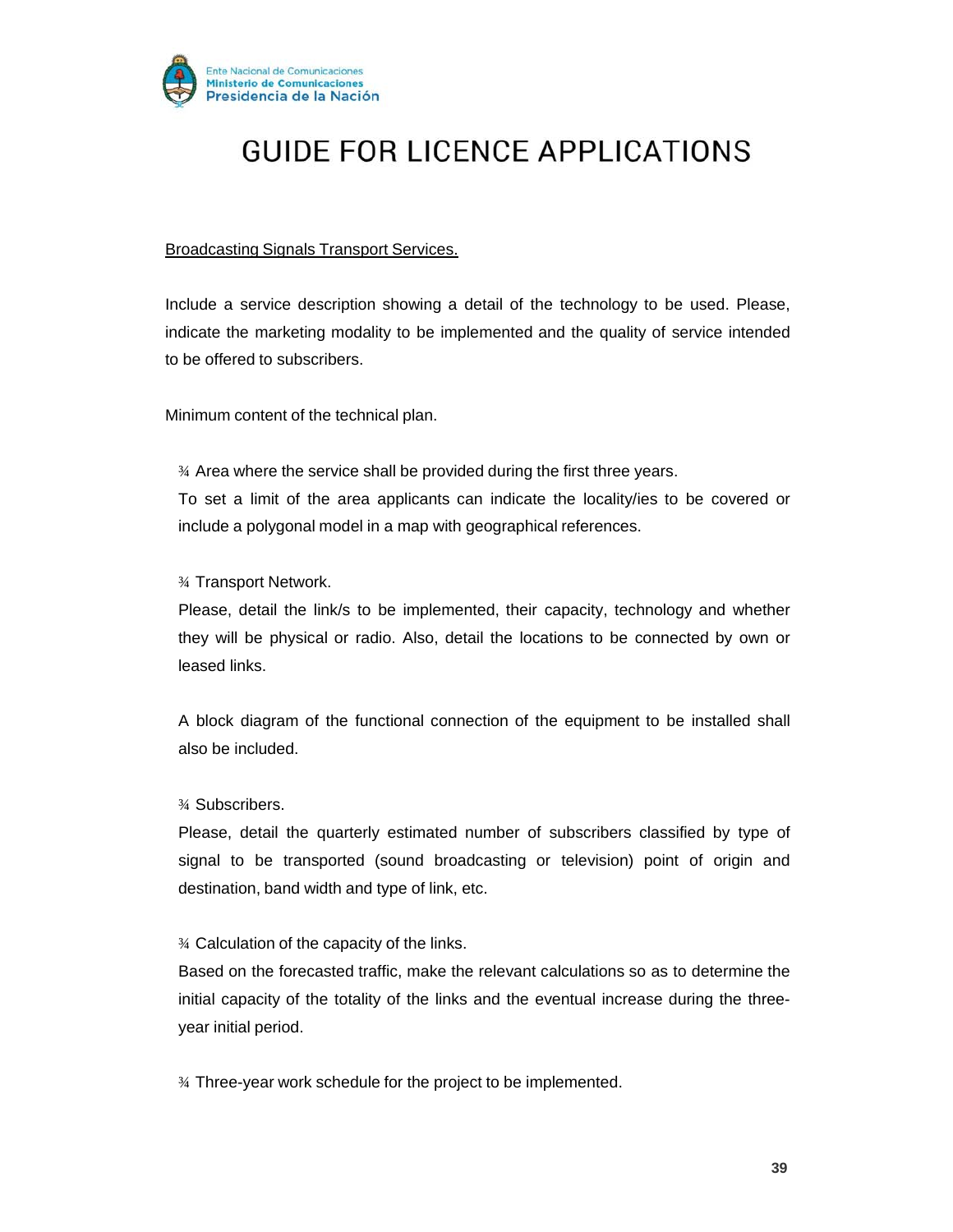# GUIDE FOR LICENCE APPLICATIONS

<u>Broadcasting Signals Transport Services.</u>

Include a service description showing a detail of the technology to be used. Please, indicate the marketing modality to be implemented and the quality of service intended to be offered to subscribers.

Minimum content of the technical plan.

- Area where the service shall be provided during the first three years.

  To set a limit of the area applicants can indicate the locality/ies to be covered or include a polygonal model in a map with geographical references.

- Transport Network.

  Please, detail the link/s to be implemented, their capacity, technology and whether they will be physical or radio. Also, detail the locations to be connected by own or leased links.

  A block diagram of the functional connection of the equipment to be installed shall also be included.

- Subscribers.

  Please, detail the quarterly estimated number of subscribers classified by type of signal to be transported (sound broadcasting or television) point of origin and destination, band width and type of link, etc.

- Calculation of the capacity of the links.

  Based on the forecasted traffic, make the relevant calculations so as to determine the initial capacity of the totality of the links and the eventual increase during the three-year initial period.

- Three-year work schedule for the project to be implemented.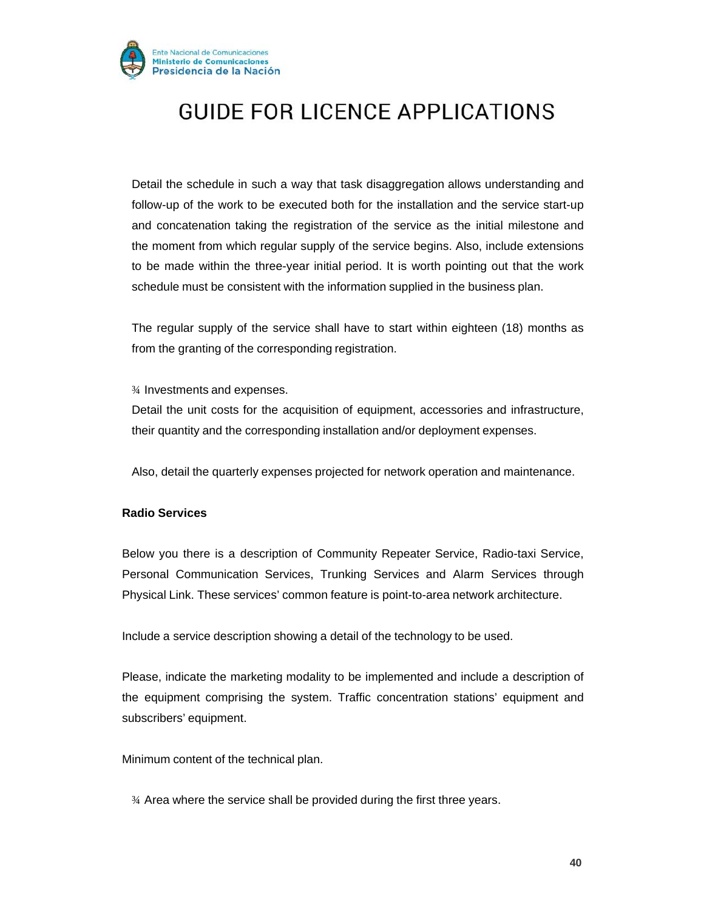Detail the schedule in such a way that task disaggregation allows understanding and follow-up of the work to be executed both for the installation and the service start-up and concatenation taking the registration of the service as the initial milestone and the moment from which regular supply of the service begins. Also, include extensions to be made within the three-year initial period. It is worth pointing out that the work schedule must be consistent with the information supplied in the business plan.

The regular supply of the service shall have to start within eighteen (18) months as from the granting of the corresponding registration.

¾ Investments and expenses.

Detail the unit costs for the acquisition of equipment, accessories and infrastructure, their quantity and the corresponding installation and/or deployment expenses.

Also, detail the quarterly expenses projected for network operation and maintenance.

**Radio Services**

Below you there is a description of Community Repeater Service, Radio-taxi Service, Personal Communication Services, Trunking Services and Alarm Services through Physical Link. These services' common feature is point-to-area network architecture.

Include a service description showing a detail of the technology to be used.

Please, indicate the marketing modality to be implemented and include a description of the equipment comprising the system. Traffic concentration stations' equipment and subscribers' equipment.

Minimum content of the technical plan.

¾ Area where the service shall be provided during the first three years.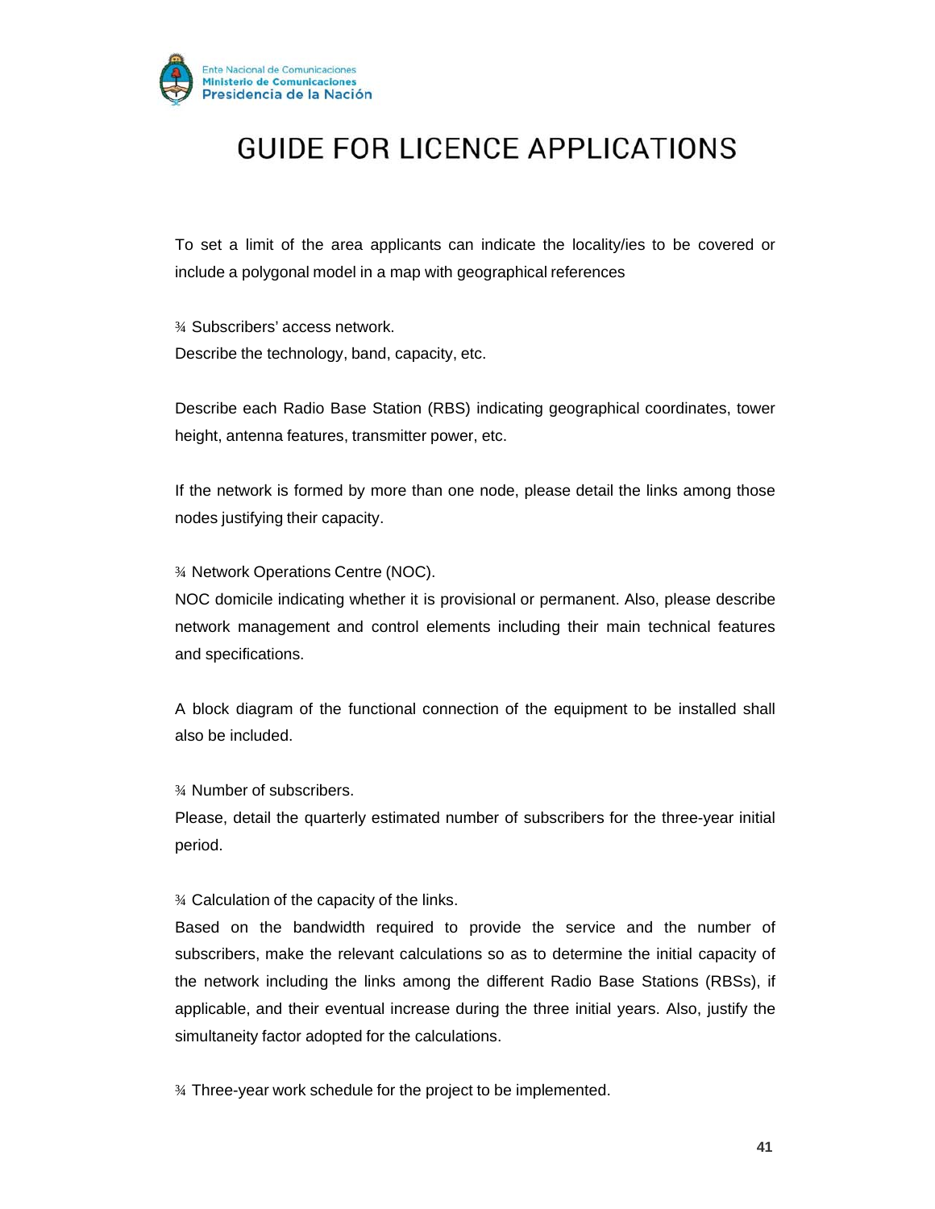# GUIDE FOR LICENCE APPLICATIONS

To set a limit of the area applicants can indicate the locality/ies to be covered or include a polygonal model in a map with geographical references

¾ Subscribers' access network.
Describe the technology, band, capacity, etc.

Describe each Radio Base Station (RBS) indicating geographical coordinates, tower height, antenna features, transmitter power, etc.

If the network is formed by more than one node, please detail the links among those nodes justifying their capacity.

¾ Network Operations Centre (NOC).
NOC domicile indicating whether it is provisional or permanent. Also, please describe network management and control elements including their main technical features and specifications.

A block diagram of the functional connection of the equipment to be installed shall also be included.

¾ Number of subscribers.
Please, detail the quarterly estimated number of subscribers for the three-year initial period.

¾ Calculation of the capacity of the links.
Based on the bandwidth required to provide the service and the number of subscribers, make the relevant calculations so as to determine the initial capacity of the network including the links among the different Radio Base Stations (RBSs), if applicable, and their eventual increase during the three initial years. Also, justify the simultaneity factor adopted for the calculations.

¾ Three-year work schedule for the project to be implemented.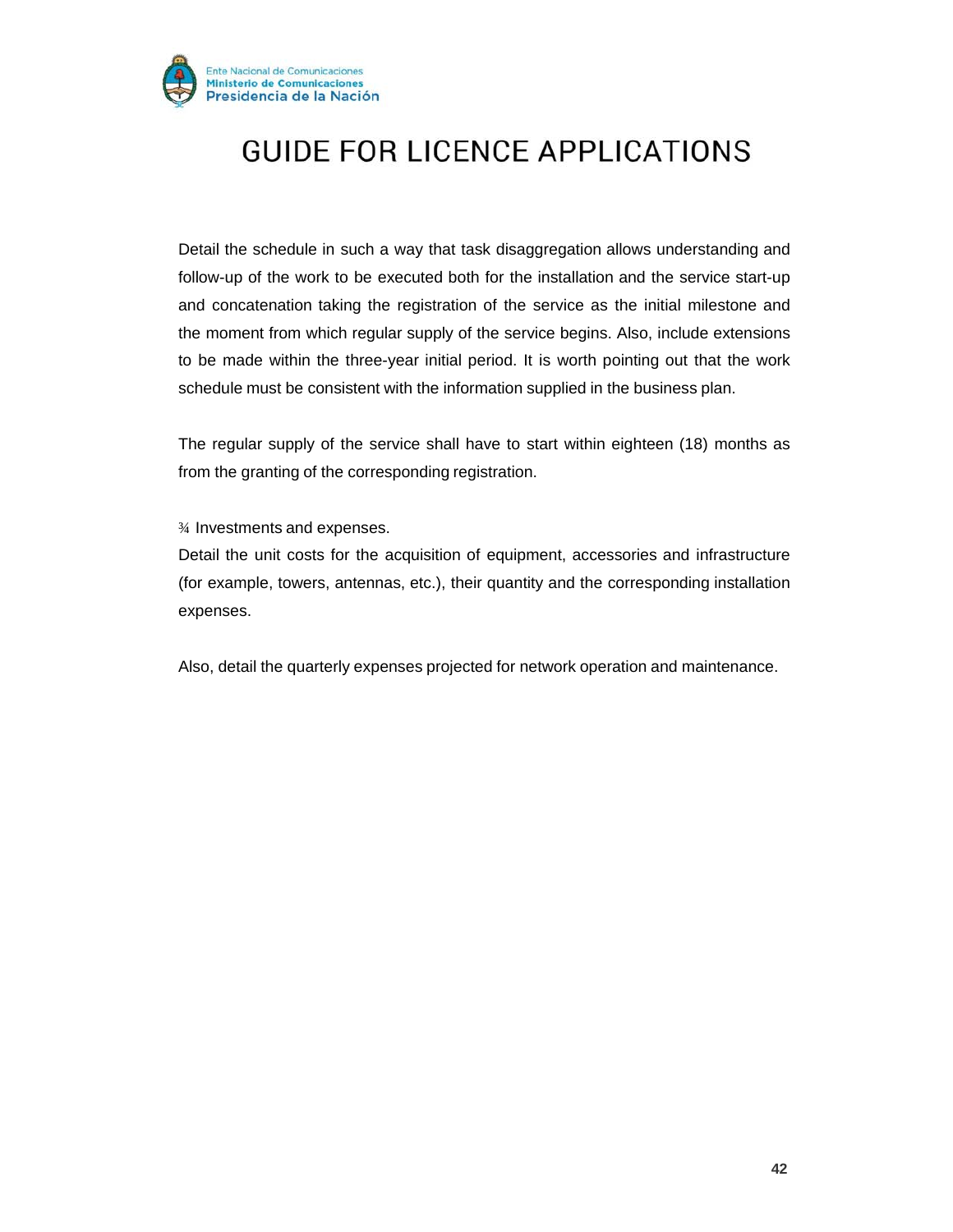Detail the schedule in such a way that task disaggregation allows understanding and follow-up of the work to be executed both for the installation and the service start-up and concatenation taking the registration of the service as the initial milestone and the moment from which regular supply of the service begins. Also, include extensions to be made within the three-year initial period. It is worth pointing out that the work schedule must be consistent with the information supplied in the business plan.

The regular supply of the service shall have to start within eighteen (18) months as from the granting of the corresponding registration.

¾ Investments and expenses.

Detail the unit costs for the acquisition of equipment, accessories and infrastructure (for example, towers, antennas, etc.), their quantity and the corresponding installation expenses.

Also, detail the quarterly expenses projected for network operation and maintenance.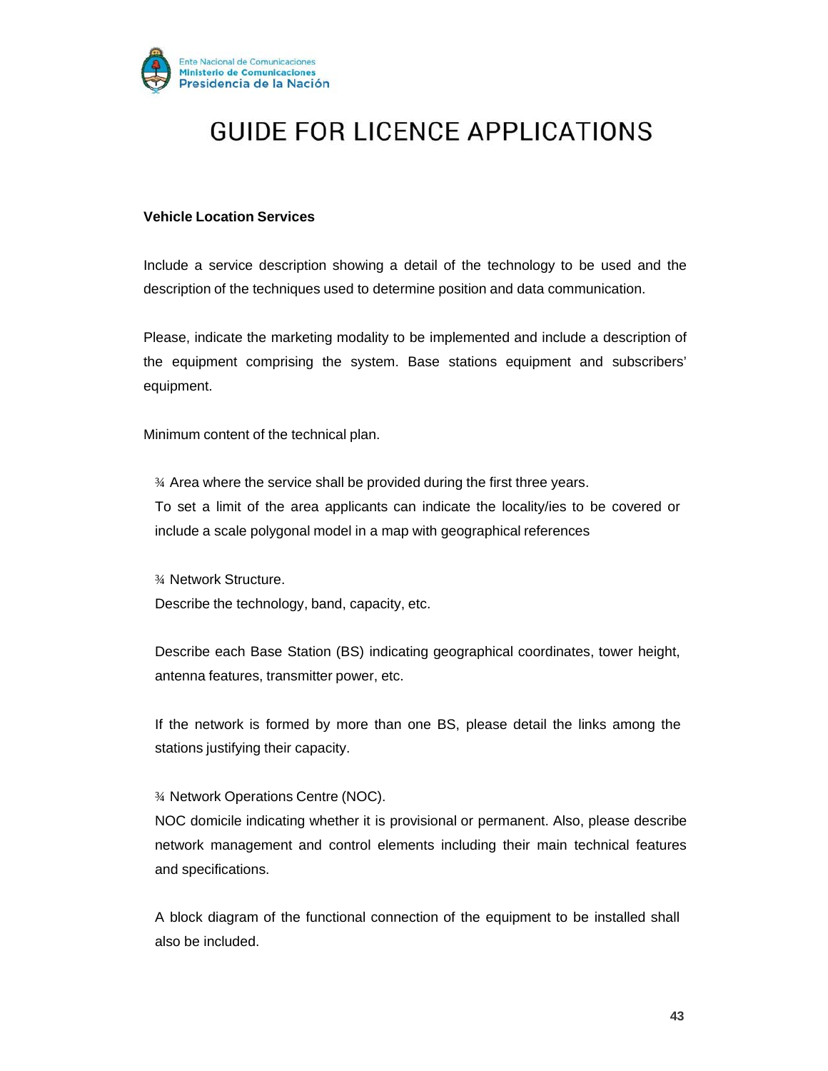# GUIDE FOR LICENCE APPLICATIONS

**Vehicle Location Services**

Include a service description showing a detail of the technology to be used and the description of the techniques used to determine position and data communication.

Please, indicate the marketing modality to be implemented and include a description of the equipment comprising the system. Base stations equipment and subscribers' equipment.

Minimum content of the technical plan.

- Area where the service shall be provided during the first three years.
  To set a limit of the area applicants can indicate the locality/ies to be covered or include a scale polygonal model in a map with geographical references

- Network Structure.
  Describe the technology, band, capacity, etc.

  Describe each Base Station (BS) indicating geographical coordinates, tower height, antenna features, transmitter power, etc.

  If the network is formed by more than one BS, please detail the links among the stations justifying their capacity.

- Network Operations Centre (NOC).
  NOC domicile indicating whether it is provisional or permanent. Also, please describe network management and control elements including their main technical features and specifications.

  A block diagram of the functional connection of the equipment to be installed shall also be included.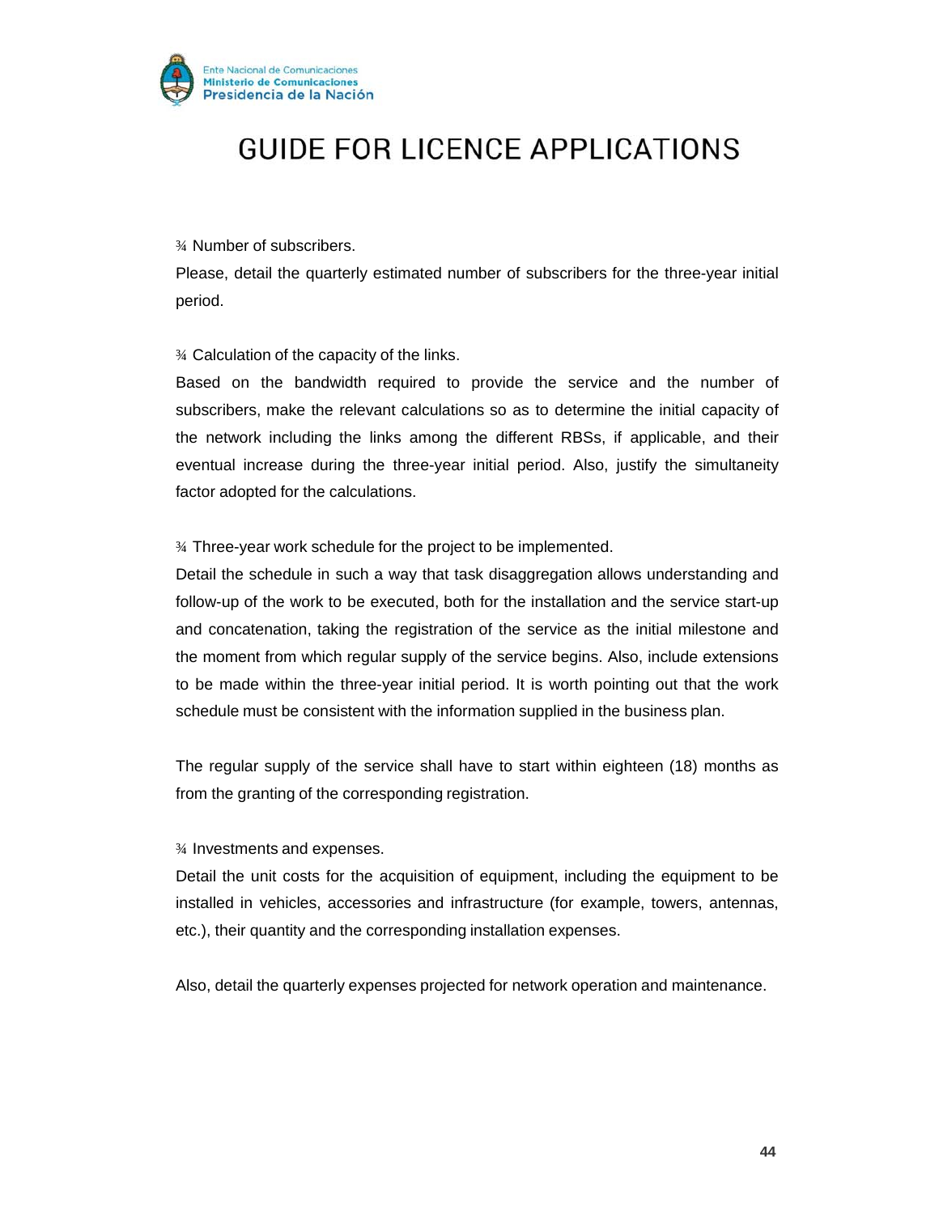¾ Number of subscribers.

Please, detail the quarterly estimated number of subscribers for the three-year initial period.

¾ Calculation of the capacity of the links.

Based on the bandwidth required to provide the service and the number of subscribers, make the relevant calculations so as to determine the initial capacity of the network including the links among the different RBSs, if applicable, and their eventual increase during the three-year initial period. Also, justify the simultaneity factor adopted for the calculations.

¾ Three-year work schedule for the project to be implemented.

Detail the schedule in such a way that task disaggregation allows understanding and follow-up of the work to be executed, both for the installation and the service start-up and concatenation, taking the registration of the service as the initial milestone and the moment from which regular supply of the service begins. Also, include extensions to be made within the three-year initial period. It is worth pointing out that the work schedule must be consistent with the information supplied in the business plan.

The regular supply of the service shall have to start within eighteen (18) months as from the granting of the corresponding registration.

¾ Investments and expenses.

Detail the unit costs for the acquisition of equipment, including the equipment to be installed in vehicles, accessories and infrastructure (for example, towers, antennas, etc.), their quantity and the corresponding installation expenses.

Also, detail the quarterly expenses projected for network operation and maintenance.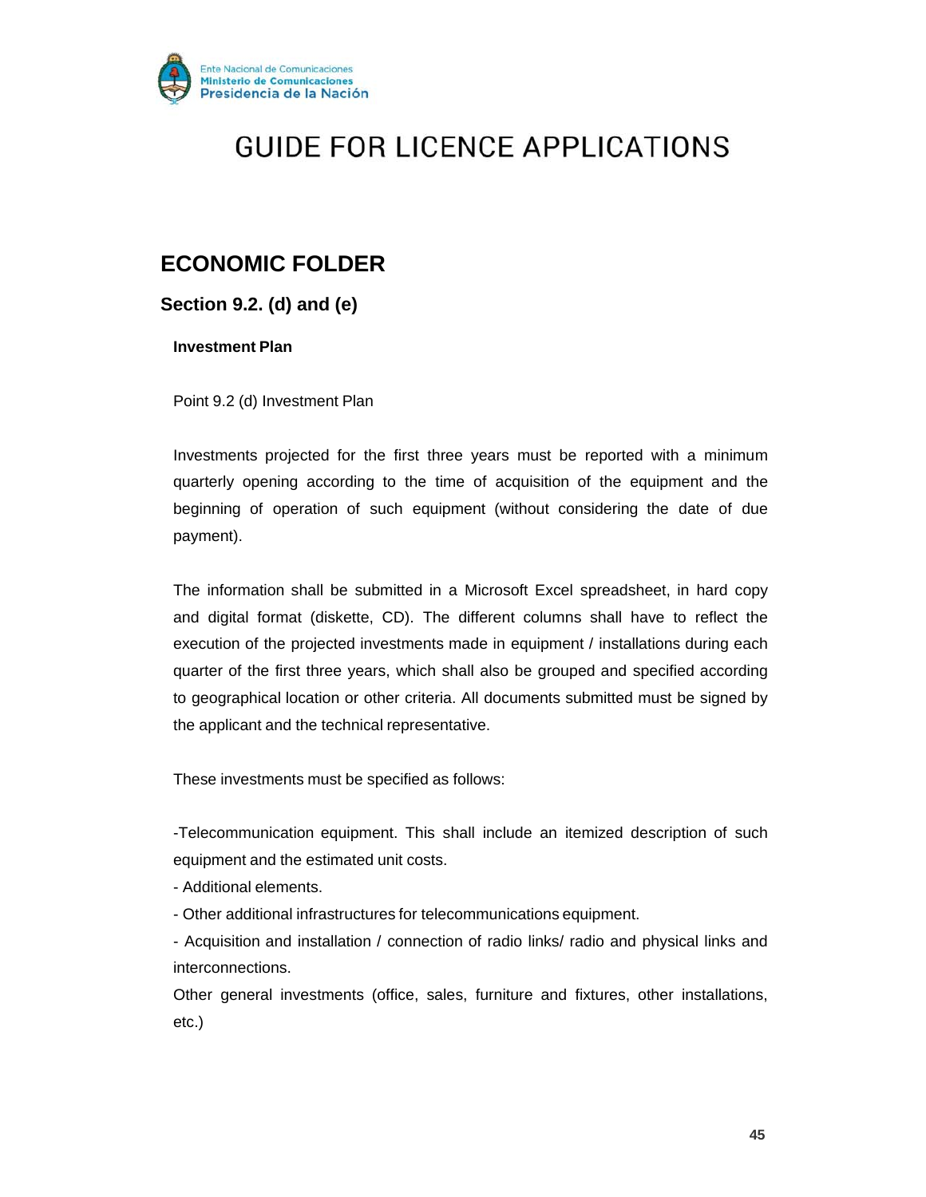# GUIDE FOR LICENCE APPLICATIONS

## ECONOMIC FOLDER

### Section 9.2. (d) and (e)

**Investment Plan**

Point 9.2 (d) Investment Plan

Investments projected for the first three years must be reported with a minimum quarterly opening according to the time of acquisition of the equipment and the beginning of operation of such equipment (without considering the date of due payment).

The information shall be submitted in a Microsoft Excel spreadsheet, in hard copy and digital format (diskette, CD). The different columns shall have to reflect the execution of the projected investments made in equipment / installations during each quarter of the first three years, which shall also be grouped and specified according to geographical location or other criteria. All documents submitted must be signed by the applicant and the technical representative.

These investments must be specified as follows:

-Telecommunication equipment. This shall include an itemized description of such equipment and the estimated unit costs.
- Additional elements.
- Other additional infrastructures for telecommunications equipment.
- Acquisition and installation / connection of radio links/ radio and physical links and interconnections.

Other general investments (office, sales, furniture and fixtures, other installations, etc.)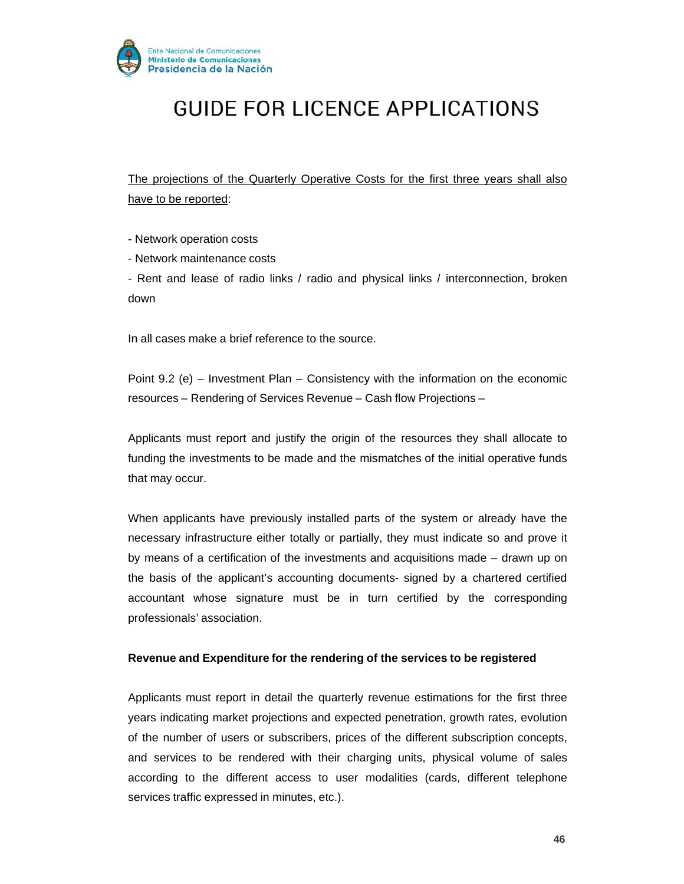The projections of the Quarterly Operative Costs for the first three years shall also have to be reported:

- Network operation costs
- Network maintenance costs
- Rent and lease of radio links / radio and physical links / interconnection, broken down

In all cases make a brief reference to the source.

Point 9.2 (e) – Investment Plan – Consistency with the information on the economic resources – Rendering of Services Revenue – Cash flow Projections –

Applicants must report and justify the origin of the resources they shall allocate to funding the investments to be made and the mismatches of the initial operative funds that may occur.

When applicants have previously installed parts of the system or already have the necessary infrastructure either totally or partially, they must indicate so and prove it by means of a certification of the investments and acquisitions made – drawn up on the basis of the applicant's accounting documents- signed by a chartered certified accountant whose signature must be in turn certified by the corresponding professionals' association.

**Revenue and Expenditure for the rendering of the services to be registered**

Applicants must report in detail the quarterly revenue estimations for the first three years indicating market projections and expected penetration, growth rates, evolution of the number of users or subscribers, prices of the different subscription concepts, and services to be rendered with their charging units, physical volume of sales according to the different access to user modalities (cards, different telephone services traffic expressed in minutes, etc.).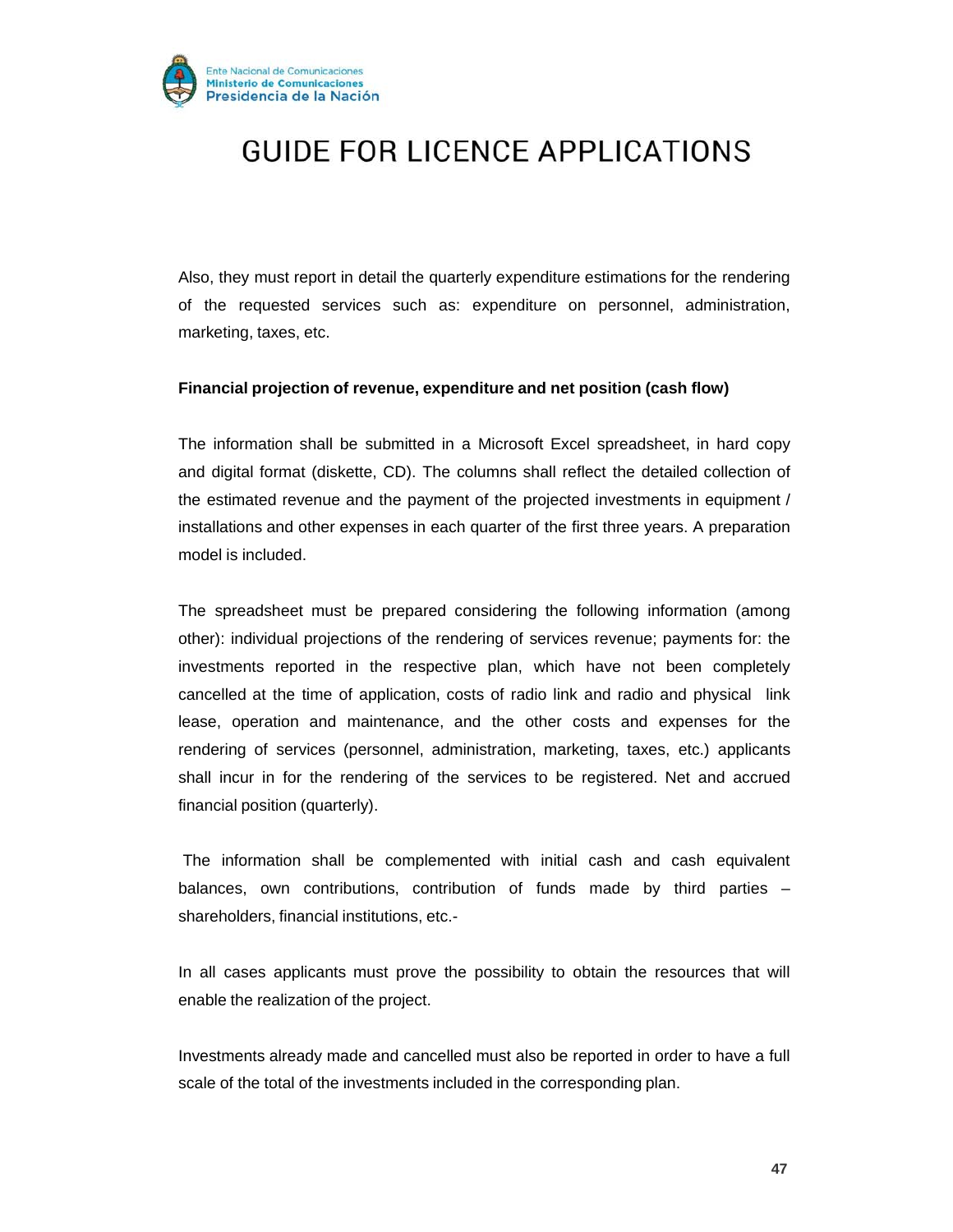Also, they must report in detail the quarterly expenditure estimations for the rendering of the requested services such as: expenditure on personnel, administration, marketing, taxes, etc.

**Financial projection of revenue, expenditure and net position (cash flow)**

The information shall be submitted in a Microsoft Excel spreadsheet, in hard copy and digital format (diskette, CD). The columns shall reflect the detailed collection of the estimated revenue and the payment of the projected investments in equipment / installations and other expenses in each quarter of the first three years. A preparation model is included.

The spreadsheet must be prepared considering the following information (among other): individual projections of the rendering of services revenue; payments for: the investments reported in the respective plan, which have not been completely cancelled at the time of application, costs of radio link and radio and physical link lease, operation and maintenance, and the other costs and expenses for the rendering of services (personnel, administration, marketing, taxes, etc.) applicants shall incur in for the rendering of the services to be registered. Net and accrued financial position (quarterly).

The information shall be complemented with initial cash and cash equivalent balances, own contributions, contribution of funds made by third parties – shareholders, financial institutions, etc.-

In all cases applicants must prove the possibility to obtain the resources that will enable the realization of the project.

Investments already made and cancelled must also be reported in order to have a full scale of the total of the investments included in the corresponding plan.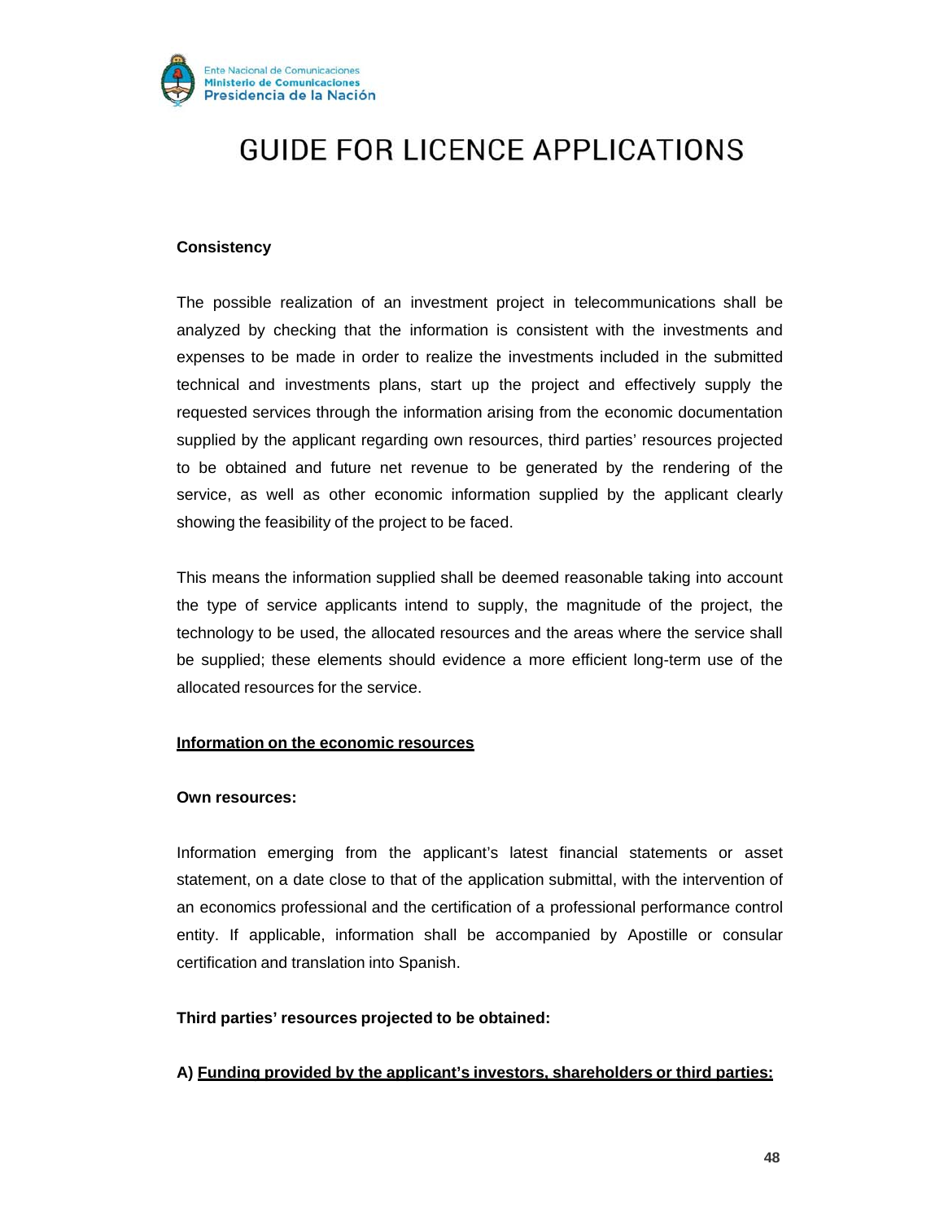**Consistency**

The possible realization of an investment project in telecommunications shall be analyzed by checking that the information is consistent with the investments and expenses to be made in order to realize the investments included in the submitted technical and investments plans, start up the project and effectively supply the requested services through the information arising from the economic documentation supplied by the applicant regarding own resources, third parties' resources projected to be obtained and future net revenue to be generated by the rendering of the service, as well as other economic information supplied by the applicant clearly showing the feasibility of the project to be faced.

This means the information supplied shall be deemed reasonable taking into account the type of service applicants intend to supply, the magnitude of the project, the technology to be used, the allocated resources and the areas where the service shall be supplied; these elements should evidence a more efficient long-term use of the allocated resources for the service.

**Information on the economic resources**

**Own resources:**

Information emerging from the applicant's latest financial statements or asset statement, on a date close to that of the application submittal, with the intervention of an economics professional and the certification of a professional performance control entity. If applicable, information shall be accompanied by Apostille or consular certification and translation into Spanish.

**Third parties' resources projected to be obtained:**

**A) Funding provided by the applicant's investors, shareholders or third parties:**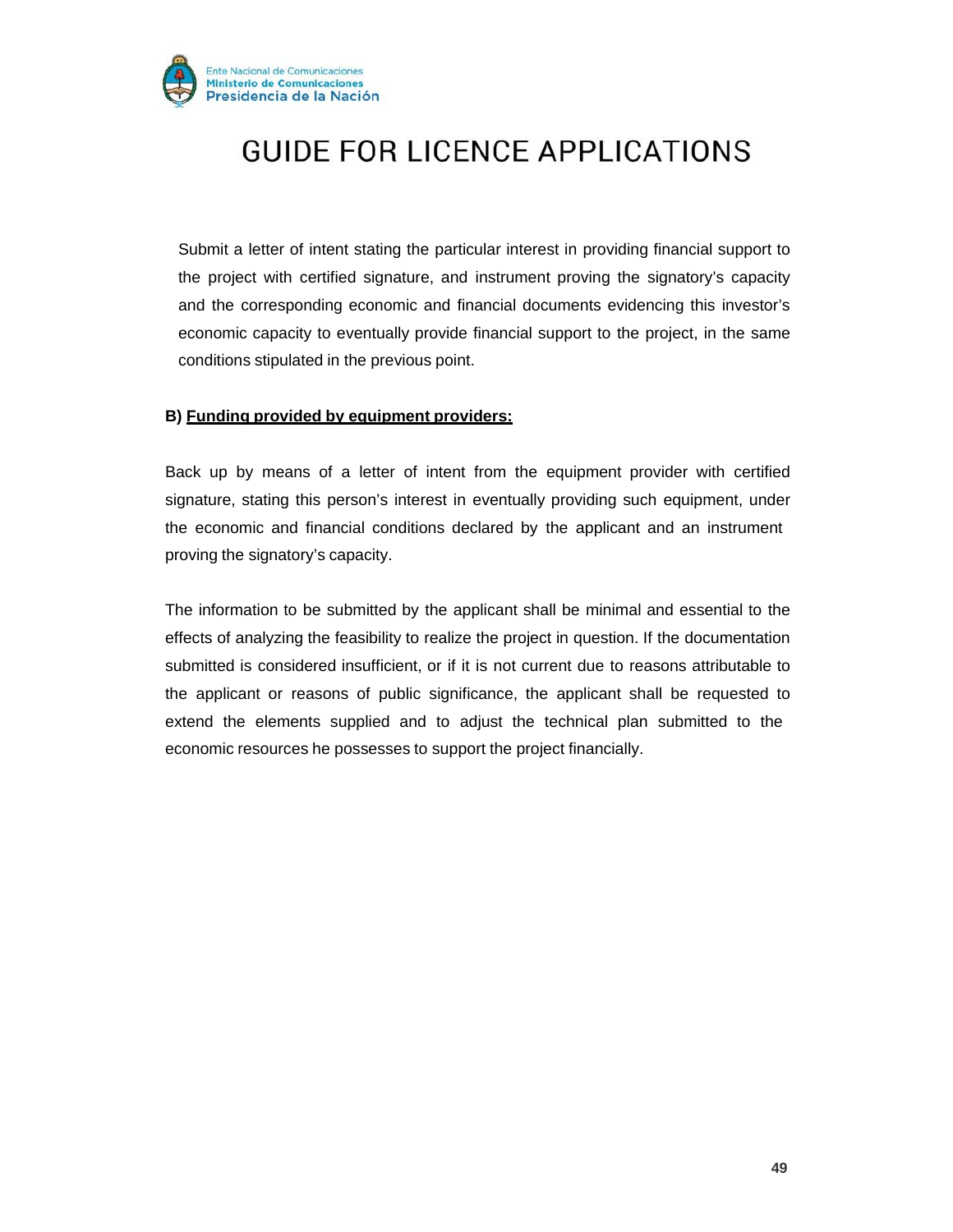Submit a letter of intent stating the particular interest in providing financial support to the project with certified signature, and instrument proving the signatory's capacity and the corresponding economic and financial documents evidencing this investor's economic capacity to eventually provide financial support to the project, in the same conditions stipulated in the previous point.

**B) <u>Funding provided by equipment providers:</u>**

Back up by means of a letter of intent from the equipment provider with certified signature, stating this person's interest in eventually providing such equipment, under the economic and financial conditions declared by the applicant and an instrument proving the signatory's capacity.

The information to be submitted by the applicant shall be minimal and essential to the effects of analyzing the feasibility to realize the project in question. If the documentation submitted is considered insufficient, or if it is not current due to reasons attributable to the applicant or reasons of public significance, the applicant shall be requested to extend the elements supplied and to adjust the technical plan submitted to the economic resources he possesses to support the project financially.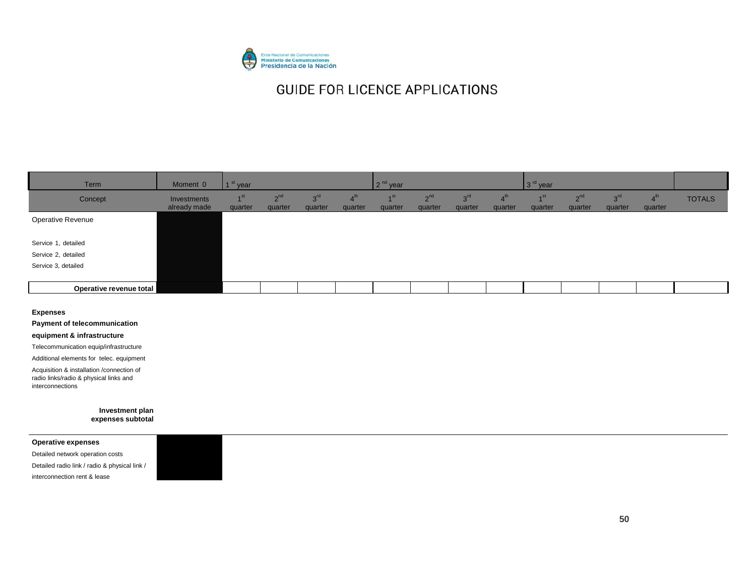# GUIDE FOR LICENCE APPLICATIONS

| Term | Moment 0 | 1 st year | | | | 2 nd year | | | | 3 rd year | | | | |
|---|---|---|---|---|---|---|---|---|---|---|---|---|---|---|
| Concept | Investments already made | 1st quarter | 2nd quarter | 3rd quarter | 4th quarter | 1st quarter | 2nd quarter | 3rd quarter | 4th quarter | 1st quarter | 2nd quarter | 3rd quarter | 4th quarter | TOTALS |
| Operative Revenue | | | | | | | | | | | | | | |
| Service 1, detailed | | | | | | | | | | | | | | |
| Service 2, detailed | | | | | | | | | | | | | | |
| Service 3, detailed | | | | | | | | | | | | | | |
| **Operative revenue total** | | | | | | | | | | | | | | |
| **Expenses** | | | | | | | | | | | | | | |
| **Payment of telecommunication equipment & infrastructure** | | | | | | | | | | | | | | |
| Telecommunication equip/infrastructure | | | | | | | | | | | | | | |
| Additional elements for telec. equipment | | | | | | | | | | | | | | |
| Acquisition & installation /connection of radio links/radio & physical links and interconnections | | | | | | | | | | | | | | |
| **Investment plan expenses subtotal** | | | | | | | | | | | | | | |
| **Operative expenses** | | | | | | | | | | | | | | |
| Detailed network operation costs | | | | | | | | | | | | | | |
| Detailed radio link / radio & physical link / interconnection rent & lease | | | | | | | | | | | | | | |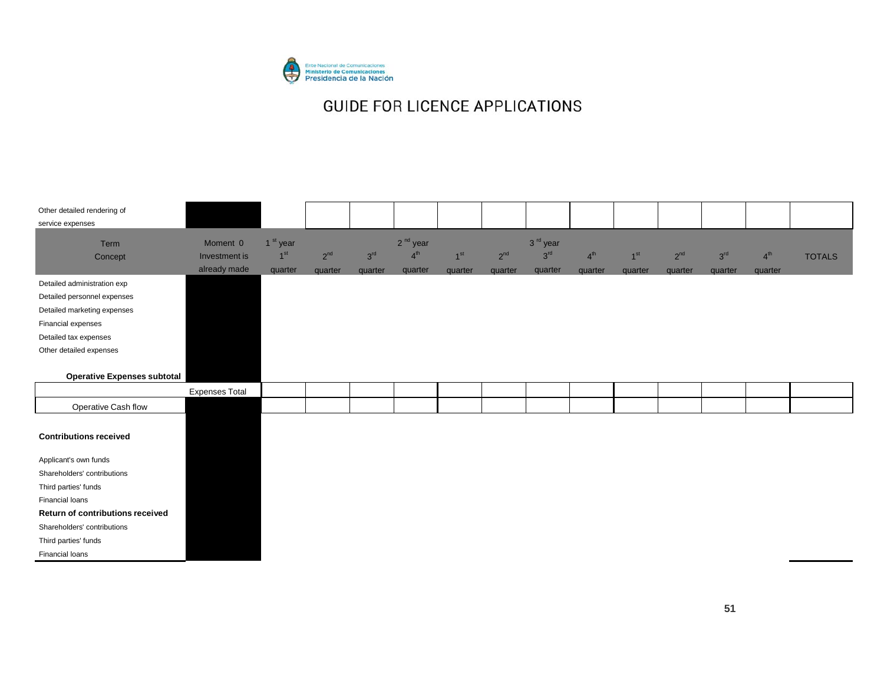# GUIDE FOR LICENCE APPLICATIONS

| Other detailed rendering of service expenses | | | | | | | | | | | | | | |
|---|---|---|---|---|---|---|---|---|---|---|---|---|---|---|
| **Term / Concept** | **Moment 0 / Investment is already made** | **1st year / 1st quarter** | **2nd quarter** | **3rd quarter** | **2nd year / 4th quarter** | **1st quarter** | **2nd quarter** | **3rd year / 3rd quarter** | **4th quarter** | **1st quarter** | **2nd quarter** | **3rd quarter** | **4th quarter** | **TOTALS** |
| Detailed administration exp | | | | | | | | | | | | | | |
| Detailed personnel expenses | | | | | | | | | | | | | | |
| Detailed marketing expenses | | | | | | | | | | | | | | |
| Financial expenses | | | | | | | | | | | | | | |
| Detailed tax expenses | | | | | | | | | | | | | | |
| Other detailed expenses | | | | | | | | | | | | | | |
| **Operative Expenses subtotal** | | | | | | | | | | | | | | |
| | Expenses Total | | | | | | | | | | | | | |
| Operative Cash flow | | | | | | | | | | | | | | |
| **Contributions received** | | | | | | | | | | | | | | |
| Applicant's own funds | | | | | | | | | | | | | | |
| Shareholders' contributions | | | | | | | | | | | | | | |
| Third parties' funds | | | | | | | | | | | | | | |
| Financial loans | | | | | | | | | | | | | | |
| **Return of contributions received** | | | | | | | | | | | | | | |
| Shareholders' contributions | | | | | | | | | | | | | | |
| Third parties' funds | | | | | | | | | | | | | | |
| Financial loans | | | | | | | | | | | | | | |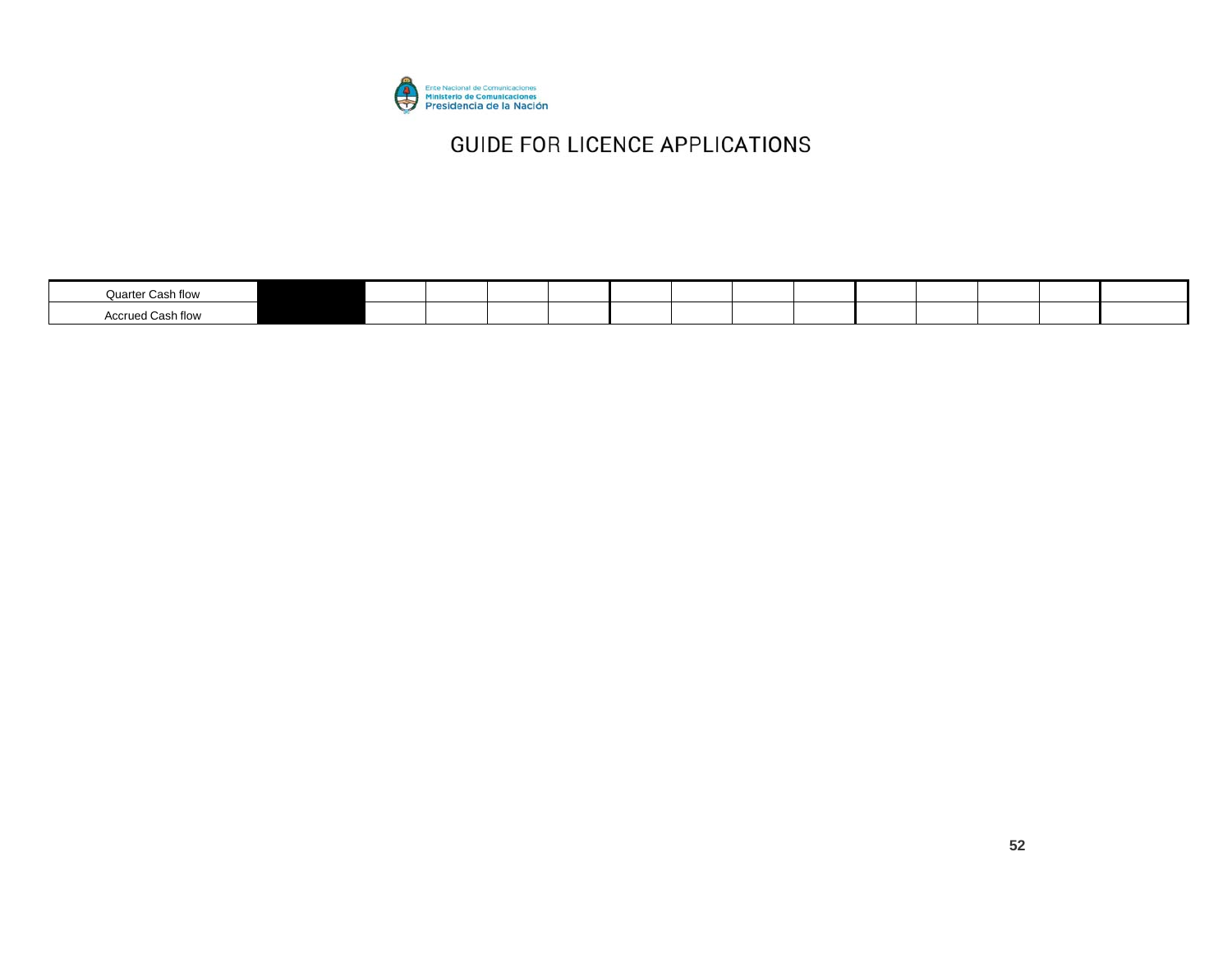| Quarter Cash flow | | | | | | | | | | | | | | |
|---|---|---|---|---|---|---|---|---|---|---|---|---|---|---|
| Accrued Cash flow | | | | | | | | | | | | | | |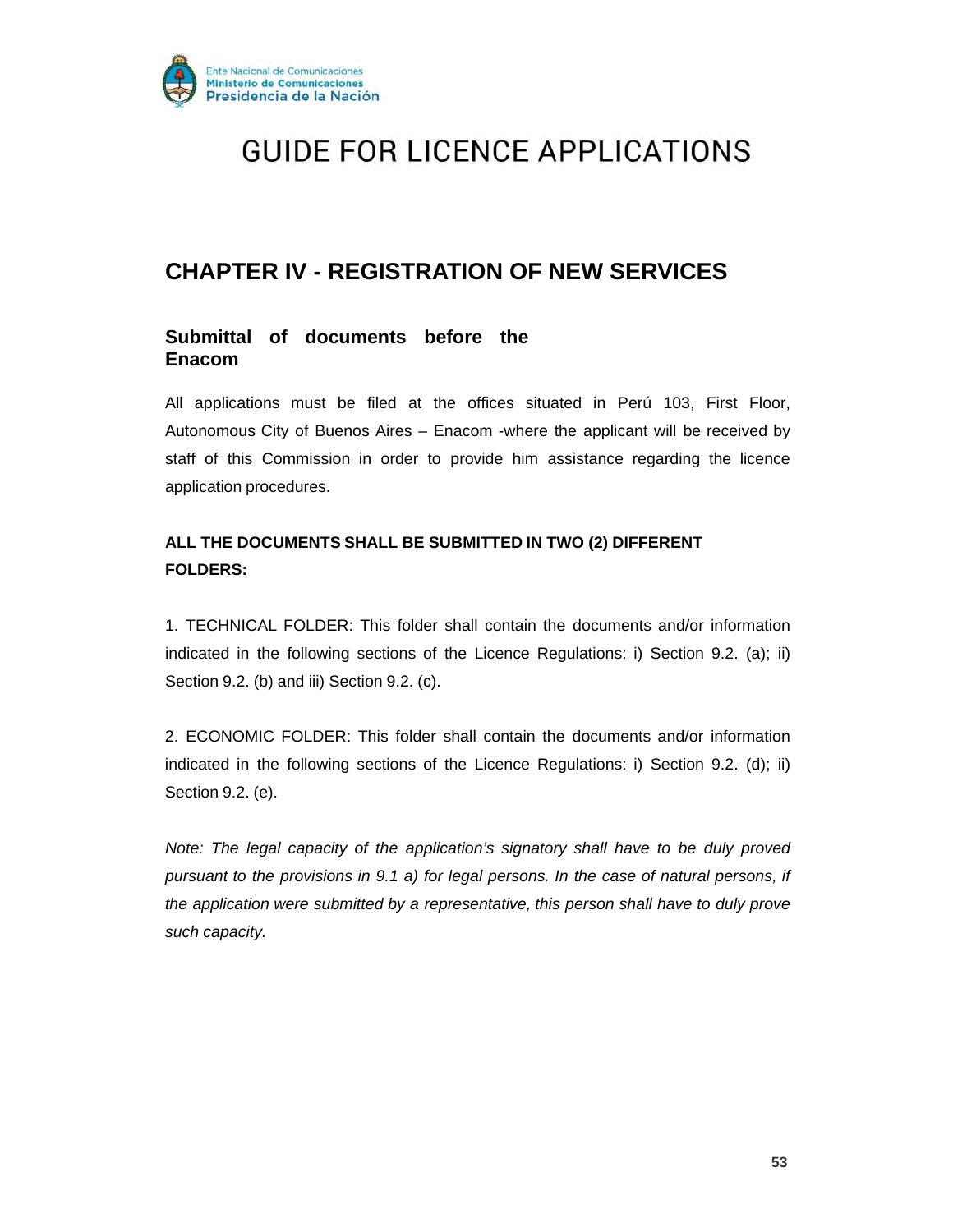# GUIDE FOR LICENCE APPLICATIONS

## CHAPTER IV - REGISTRATION OF NEW SERVICES

### Submittal of documents before the Enacom

All applications must be filed at the offices situated in Perú 103, First Floor, Autonomous City of Buenos Aires – Enacom -where the applicant will be received by staff of this Commission in order to provide him assistance regarding the licence application procedures.

**ALL THE DOCUMENTS SHALL BE SUBMITTED IN TWO (2) DIFFERENT FOLDERS:**

1. TECHNICAL FOLDER: This folder shall contain the documents and/or information indicated in the following sections of the Licence Regulations: i) Section 9.2. (a); ii) Section 9.2. (b) and iii) Section 9.2. (c).

2. ECONOMIC FOLDER: This folder shall contain the documents and/or information indicated in the following sections of the Licence Regulations: i) Section 9.2. (d); ii) Section 9.2. (e).

*Note: The legal capacity of the application's signatory shall have to be duly proved pursuant to the provisions in 9.1 a) for legal persons. In the case of natural persons, if the application were submitted by a representative, this person shall have to duly prove such capacity.*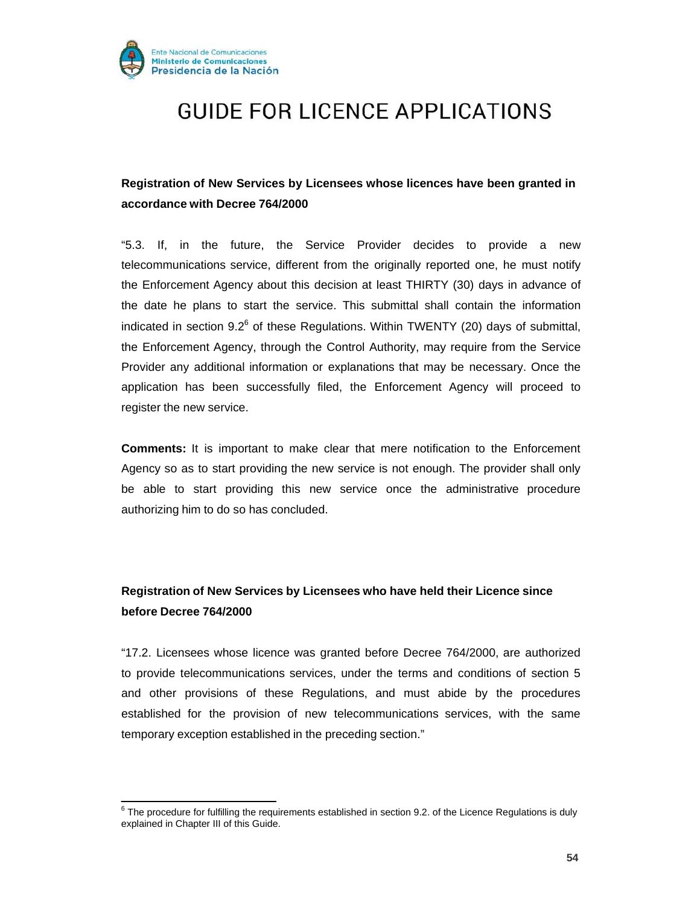# GUIDE FOR LICENCE APPLICATIONS

**Registration of New Services by Licensees whose licences have been granted in accordance with Decree 764/2000**

"5.3. If, in the future, the Service Provider decides to provide a new telecommunications service, different from the originally reported one, he must notify the Enforcement Agency about this decision at least THIRTY (30) days in advance of the date he plans to start the service. This submittal shall contain the information indicated in section 9.2[6] of these Regulations. Within TWENTY (20) days of submittal, the Enforcement Agency, through the Control Authority, may require from the Service Provider any additional information or explanations that may be necessary. Once the application has been successfully filed, the Enforcement Agency will proceed to register the new service.

**Comments:** It is important to make clear that mere notification to the Enforcement Agency so as to start providing the new service is not enough. The provider shall only be able to start providing this new service once the administrative procedure authorizing him to do so has concluded.

**Registration of New Services by Licensees who have held their Licence since before Decree 764/2000**

"17.2. Licensees whose licence was granted before Decree 764/2000, are authorized to provide telecommunications services, under the terms and conditions of section 5 and other provisions of these Regulations, and must abide by the procedures established for the provision of new telecommunications services, with the same temporary exception established in the preceding section."

---

[6] The procedure for fulfilling the requirements established in section 9.2. of the Licence Regulations is duly explained in Chapter III of this Guide.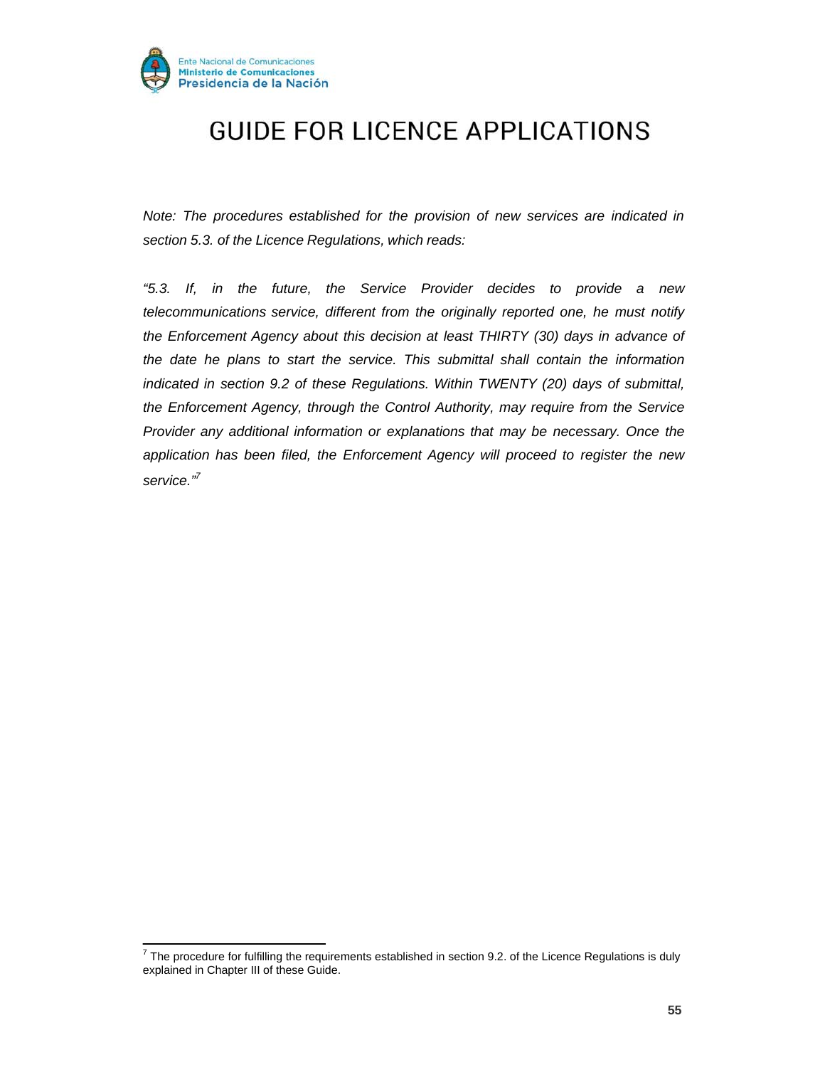# GUIDE FOR LICENCE APPLICATIONS

*Note: The procedures established for the provision of new services are indicated in section 5.3. of the Licence Regulations, which reads:*

*"5.3. If, in the future, the Service Provider decides to provide a new telecommunications service, different from the originally reported one, he must notify the Enforcement Agency about this decision at least THIRTY (30) days in advance of the date he plans to start the service. This submittal shall contain the information indicated in section 9.2 of these Regulations. Within TWENTY (20) days of submittal, the Enforcement Agency, through the Control Authority, may require from the Service Provider any additional information or explanations that may be necessary. Once the application has been filed, the Enforcement Agency will proceed to register the new service."*[7]

[7] The procedure for fulfilling the requirements established in section 9.2. of the Licence Regulations is duly explained in Chapter III of these Guide.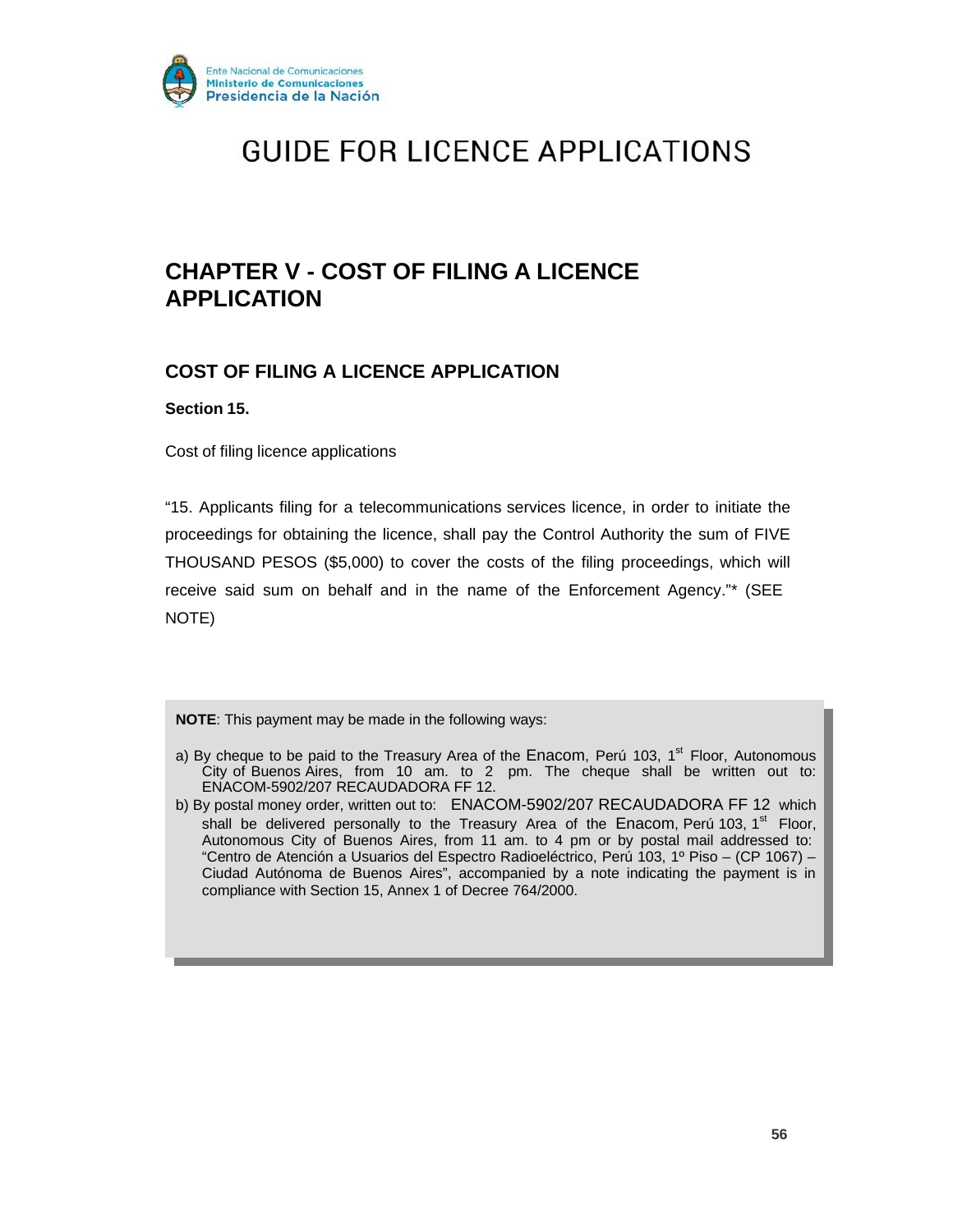# GUIDE FOR LICENCE APPLICATIONS

## CHAPTER V - COST OF FILING A LICENCE APPLICATION

### COST OF FILING A LICENCE APPLICATION

**Section 15.**

Cost of filing licence applications

"15. Applicants filing for a telecommunications services licence, in order to initiate the proceedings for obtaining the licence, shall pay the Control Authority the sum of FIVE THOUSAND PESOS ($5,000) to cover the costs of the filing proceedings, which will receive said sum on behalf and in the name of the Enforcement Agency."* (SEE NOTE)

**NOTE**: This payment may be made in the following ways:

a) By cheque to be paid to the Treasury Area of the Enacom, Perú 103, 1st Floor, Autonomous City of Buenos Aires, from 10 am. to 2 pm. The cheque shall be written out to: ENACOM-5902/207 RECAUDADORA FF 12.

b) By postal money order, written out to: ENACOM-5902/207 RECAUDADORA FF 12 which shall be delivered personally to the Treasury Area of the Enacom, Perú 103, 1st Floor, Autonomous City of Buenos Aires, from 11 am. to 4 pm or by postal mail addressed to: "Centro de Atención a Usuarios del Espectro Radioeléctrico, Perú 103, 1º Piso – (CP 1067) – Ciudad Autónoma de Buenos Aires", accompanied by a note indicating the payment is in compliance with Section 15, Annex 1 of Decree 764/2000.